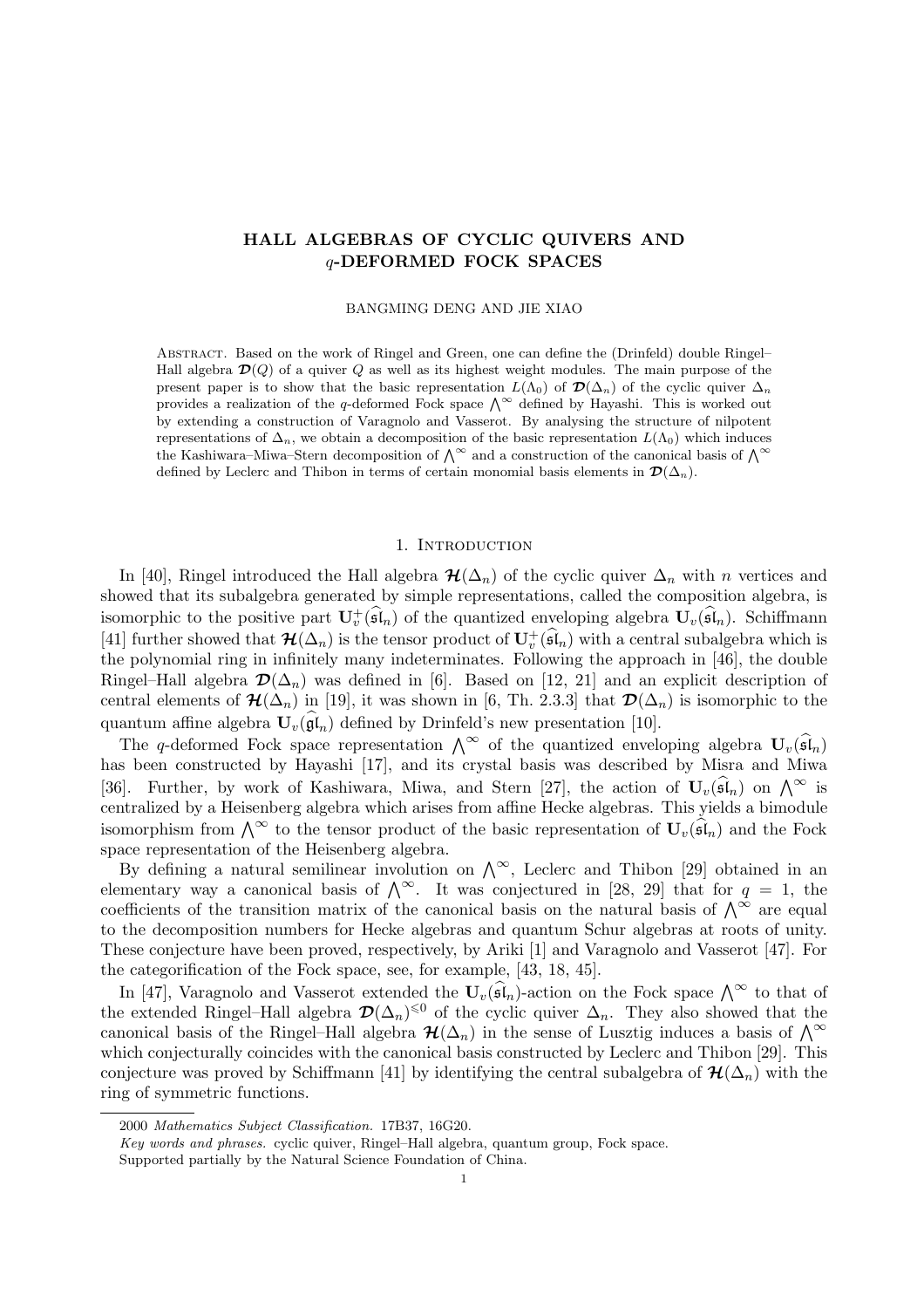# HALL ALGEBRAS OF CYCLIC QUIVERS AND $q$-DEFORMED FOCK SPACES

BANGMING DENG AND JIE XIAO

Abstract. Based on the work of Ringel and Green, one can define the (Drinfeld) double Ringel–Hall algebra $\boldsymbol{\mathcal{D}}(Q)$ of a quiver $Q$ as well as its highest weight modules. The main purpose of the present paper is to show that the basic representation $L(\Lambda_0)$ of $\boldsymbol{\mathcal{D}}(\Delta_n)$ of the cyclic quiver $\Delta_n$ provides a realization of the $q$-deformed Fock space $\bigwedge^\infty$ defined by Hayashi. This is worked out by extending a construction of Varagnolo and Vasserot. By analysing the structure of nilpotent representations of $\Delta_n$, we obtain a decomposition of the basic representation $L(\Lambda_0)$ which induces the Kashiwara–Miwa–Stern decomposition of $\bigwedge^\infty$ and a construction of the canonical basis of $\bigwedge^\infty$ defined by Leclerc and Thibon in terms of certain monomial basis elements in $\boldsymbol{\mathcal{D}}(\Delta_n)$.

## 1. Introduction

In [40], Ringel introduced the Hall algebra $\boldsymbol{\mathcal{H}}(\Delta_n)$ of the cyclic quiver $\Delta_n$ with $n$ vertices and showed that its subalgebra generated by simple representations, called the composition algebra, is isomorphic to the positive part $\mathbf{U}_v^+(\widehat{\mathfrak{sl}}_n)$ of the quantized enveloping algebra $\mathbf{U}_v(\widehat{\mathfrak{sl}}_n)$. Schiffmann [41] further showed that $\boldsymbol{\mathcal{H}}(\Delta_n)$ is the tensor product of $\mathbf{U}_v^+(\widehat{\mathfrak{sl}}_n)$ with a central subalgebra which is the polynomial ring in infinitely many indeterminates. Following the approach in [46], the double Ringel–Hall algebra $\boldsymbol{\mathcal{D}}(\Delta_n)$ was defined in [6]. Based on [12, 21] and an explicit description of central elements of $\boldsymbol{\mathcal{H}}(\Delta_n)$ in [19], it was shown in [6, Th. 2.3.3] that $\boldsymbol{\mathcal{D}}(\Delta_n)$ is isomorphic to the quantum affine algebra $\mathbf{U}_v(\widehat{\mathfrak{gl}}_n)$ defined by Drinfeld's new presentation [10].

The $q$-deformed Fock space representation $\bigwedge^\infty$ of the quantized enveloping algebra $\mathbf{U}_v(\widehat{\mathfrak{sl}}_n)$ has been constructed by Hayashi [17], and its crystal basis was described by Misra and Miwa [36]. Further, by work of Kashiwara, Miwa, and Stern [27], the action of $\mathbf{U}_v(\widehat{\mathfrak{sl}}_n)$ on $\bigwedge^\infty$ is centralized by a Heisenberg algebra which arises from affine Hecke algebras. This yields a bimodule isomorphism from $\bigwedge^\infty$ to the tensor product of the basic representation of $\mathbf{U}_v(\widehat{\mathfrak{sl}}_n)$ and the Fock space representation of the Heisenberg algebra.

By defining a natural semilinear involution on $\bigwedge^\infty$, Leclerc and Thibon [29] obtained in an elementary way a canonical basis of $\bigwedge^\infty$. It was conjectured in [28, 29] that for $q = 1$, the coefficients of the transition matrix of the canonical basis on the natural basis of $\bigwedge^\infty$ are equal to the decomposition numbers for Hecke algebras and quantum Schur algebras at roots of unity. These conjecture have been proved, respectively, by Ariki [1] and Varagnolo and Vasserot [47]. For the categorification of the Fock space, see, for example, [43, 18, 45].

In [47], Varagnolo and Vasserot extended the $\mathbf{U}_v(\widehat{\mathfrak{sl}}_n)$-action on the Fock space $\bigwedge^\infty$ to that of the extended Ringel–Hall algebra $\boldsymbol{\mathcal{D}}(\Delta_n)^{\leqslant 0}$ of the cyclic quiver $\Delta_n$. They also showed that the canonical basis of the Ringel–Hall algebra $\boldsymbol{\mathcal{H}}(\Delta_n)$ in the sense of Lusztig induces a basis of $\bigwedge^\infty$ which conjecturally coincides with the canonical basis constructed by Leclerc and Thibon [29]. This conjecture was proved by Schiffmann [41] by identifying the central subalgebra of $\boldsymbol{\mathcal{H}}(\Delta_n)$ with the ring of symmetric functions.

---

2000 *Mathematics Subject Classification.* 17B37, 16G20.

*Key words and phrases.* cyclic quiver, Ringel–Hall algebra, quantum group, Fock space.

Supported partially by the Natural Science Foundation of China.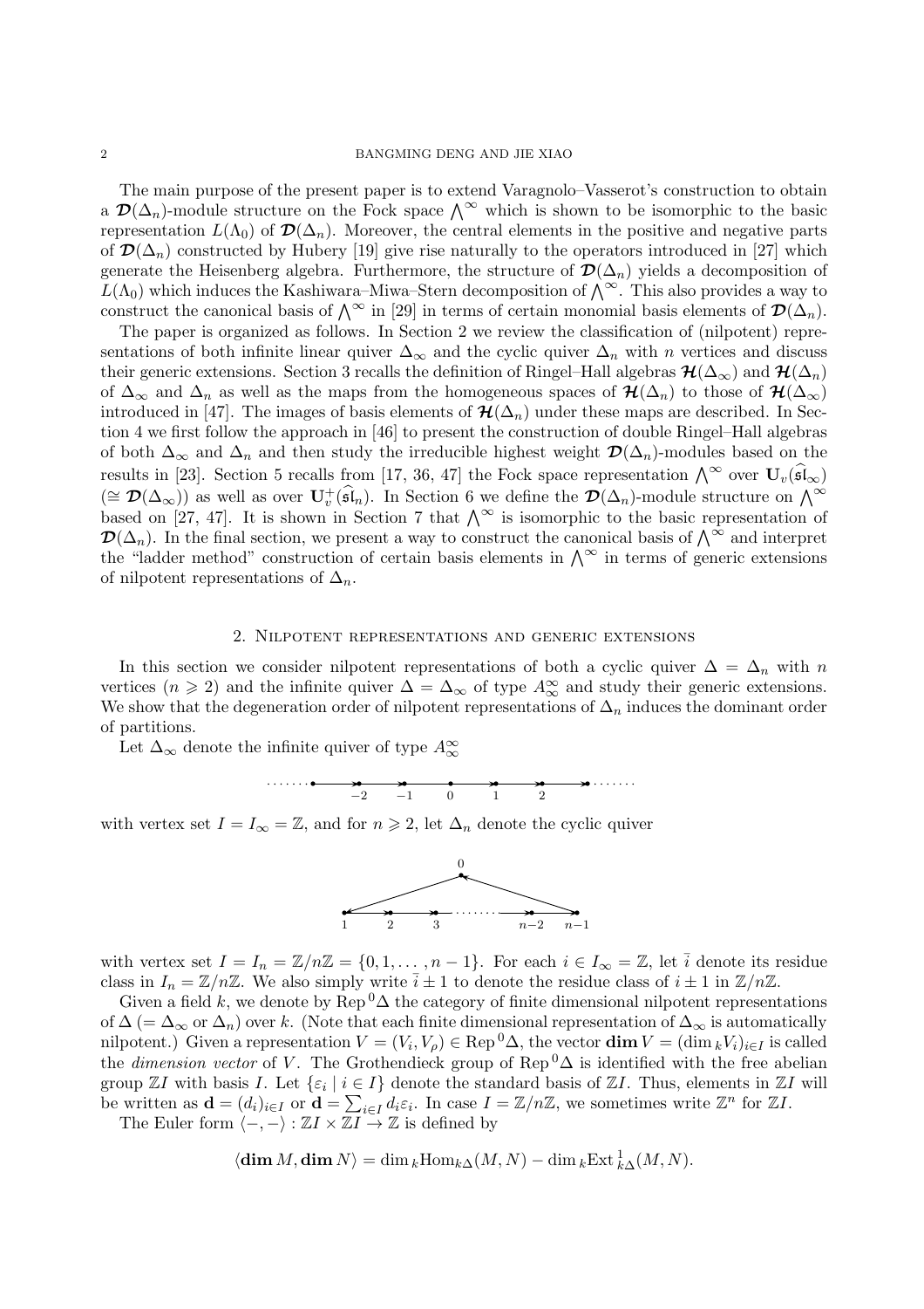The main purpose of the present paper is to extend Varagnolo–Vasserot's construction to obtain a $\mathcal{D}(\Delta_n)$-module structure on the Fock space $\bigwedge^\infty$ which is shown to be isomorphic to the basic representation $L(\Lambda_0)$ of $\mathcal{D}(\Delta_n)$. Moreover, the central elements in the positive and negative parts of $\mathcal{D}(\Delta_n)$ constructed by Hubery [19] give rise naturally to the operators introduced in [27] which generate the Heisenberg algebra. Furthermore, the structure of $\mathcal{D}(\Delta_n)$ yields a decomposition of $L(\Lambda_0)$ which induces the Kashiwara–Miwa–Stern decomposition of $\bigwedge^\infty$. This also provides a way to construct the canonical basis of $\bigwedge^\infty$ in [29] in terms of certain monomial basis elements of $\mathcal{D}(\Delta_n)$.

The paper is organized as follows. In Section 2 we review the classification of (nilpotent) representations of both infinite linear quiver $\Delta_\infty$ and the cyclic quiver $\Delta_n$ with $n$ vertices and discuss their generic extensions. Section 3 recalls the definition of Ringel–Hall algebras $\mathcal{H}(\Delta_\infty)$ and $\mathcal{H}(\Delta_n)$ of $\Delta_\infty$ and $\Delta_n$ as well as the maps from the homogeneous spaces of $\mathcal{H}(\Delta_n)$ to those of $\mathcal{H}(\Delta_\infty)$ introduced in [47]. The images of basis elements of $\mathcal{H}(\Delta_n)$ under these maps are described. In Section 4 we first follow the approach in [46] to present the construction of double Ringel–Hall algebras of both $\Delta_\infty$ and $\Delta_n$ and then study the irreducible highest weight $\mathcal{D}(\Delta_n)$-modules based on the results in [23]. Section 5 recalls from [17, 36, 47] the Fock space representation $\bigwedge^\infty$ over $\mathbf{U}_v(\widehat{\mathfrak{sl}}_\infty)$ ($\cong \mathcal{D}(\Delta_\infty)$) as well as over $\mathbf{U}_v^+(\widehat{\mathfrak{sl}}_n)$. In Section 6 we define the $\mathcal{D}(\Delta_n)$-module structure on $\bigwedge^\infty$ based on [27, 47]. It is shown in Section 7 that $\bigwedge^\infty$ is isomorphic to the basic representation of $\mathcal{D}(\Delta_n)$. In the final section, we present a way to construct the canonical basis of $\bigwedge^\infty$ and interpret the "ladder method" construction of certain basis elements in $\bigwedge^\infty$ in terms of generic extensions of nilpotent representations of $\Delta_n$.

## 2. Nilpotent representations and generic extensions

In this section we consider nilpotent representations of both a cyclic quiver $\Delta = \Delta_n$ with $n$ vertices ($n \geqslant 2$) and the infinite quiver $\Delta = \Delta_\infty$ of type $A_\infty^\infty$ and study their generic extensions. We show that the degeneration order of nilpotent representations of $\Delta_n$ induces the dominant order of partitions.

Let $\Delta_\infty$ denote the infinite quiver of type $A_\infty^\infty$

$$\cdots\cdots \bullet \longrightarrow \underset{-2}{\bullet} \longrightarrow \underset{-1}{\bullet} \longrightarrow \underset{0}{\bullet} \longrightarrow \underset{1}{\bullet} \longrightarrow \underset{2}{\bullet} \longrightarrow \bullet \cdots\cdots$$

with vertex set $I = I_\infty = \mathbb{Z}$, and for $n \geqslant 2$, let $\Delta_n$ denote the cyclic quiver

$$\underset{1}{\bullet} \longrightarrow \underset{2}{\bullet} \longrightarrow \underset{3}{\bullet} \longrightarrow \cdots\cdots \longrightarrow \underset{n-2}{\bullet} \longrightarrow \underset{n-1}{\bullet} \longrightarrow \overset{0}{\bullet} \longrightarrow \underset{1}{\bullet}$$

with vertex set $I = I_n = \mathbb{Z}/n\mathbb{Z} = \{0, 1, \ldots, n-1\}$. For each $i \in I_\infty = \mathbb{Z}$, let $\bar{i}$ denote its residue class in $I_n = \mathbb{Z}/n\mathbb{Z}$. We also simply write $\bar{i} \pm 1$ to denote the residue class of $i \pm 1$ in $\mathbb{Z}/n\mathbb{Z}$.

Given a field $k$, we denote by $\operatorname{Rep}^0\Delta$ the category of finite dimensional nilpotent representations of $\Delta$ ($= \Delta_\infty$ or $\Delta_n$) over $k$. (Note that each finite dimensional representation of $\Delta_\infty$ is automatically nilpotent.) Given a representation $V = (V_i, V_\rho) \in \operatorname{Rep}^0\Delta$, the vector $\mathbf{dim}\, V = (\dim_k V_i)_{i \in I}$ is called the *dimension vector* of $V$. The Grothendieck group of $\operatorname{Rep}^0\Delta$ is identified with the free abelian group $\mathbb{Z}I$ with basis $I$. Let $\{\varepsilon_i \mid i \in I\}$ denote the standard basis of $\mathbb{Z}I$. Thus, elements in $\mathbb{Z}I$ will be written as $\mathbf{d} = (d_i)_{i \in I}$ or $\mathbf{d} = \sum_{i \in I} d_i \varepsilon_i$. In case $I = \mathbb{Z}/n\mathbb{Z}$, we sometimes write $\mathbb{Z}^n$ for $\mathbb{Z}I$.

The Euler form $\langle -, - \rangle : \mathbb{Z}I \times \mathbb{Z}I \to \mathbb{Z}$ is defined by

$$\langle \mathbf{dim}\, M, \mathbf{dim}\, N \rangle = \dim_k \operatorname{Hom}_{k\Delta}(M, N) - \dim_k \operatorname{Ext}^1_{k\Delta}(M, N).$$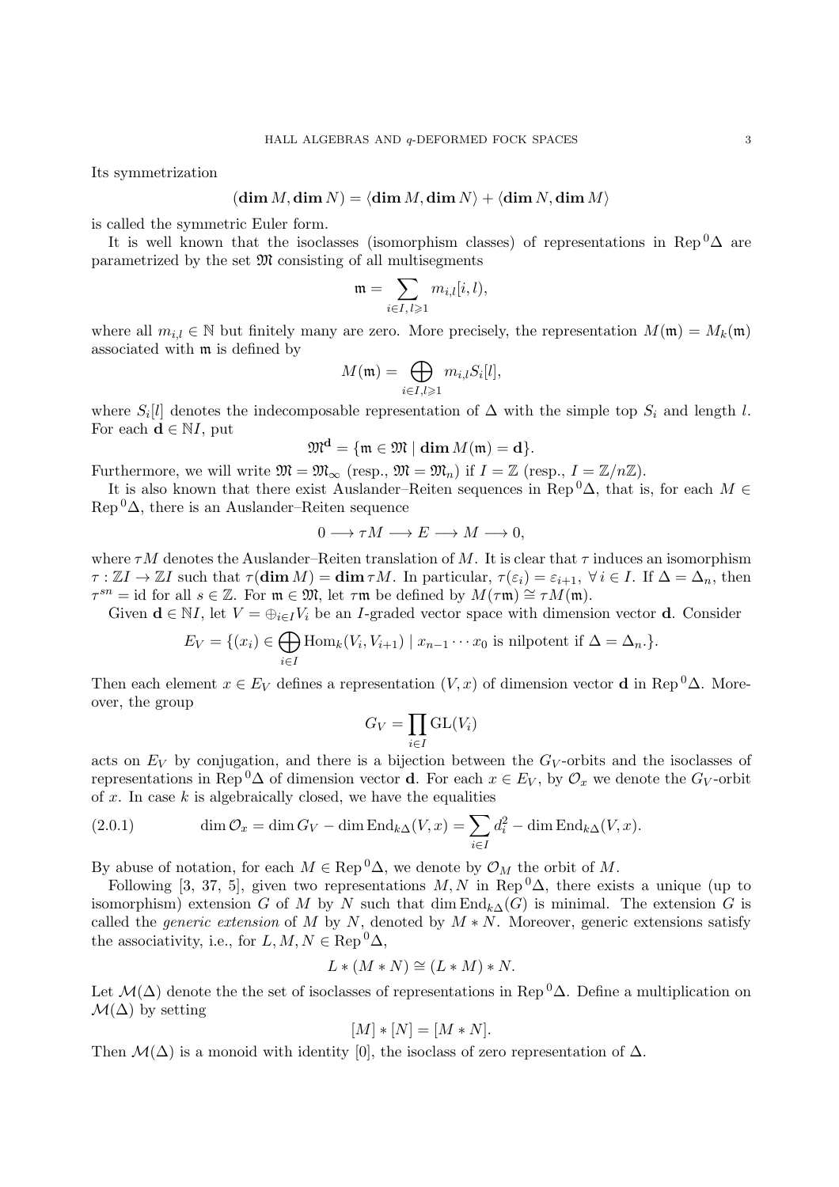Its symmetrization

$$(\mathbf{dim}\, M, \mathbf{dim}\, N) = \langle \mathbf{dim}\, M, \mathbf{dim}\, N\rangle + \langle \mathbf{dim}\, N, \mathbf{dim}\, M\rangle$$

is called the symmetric Euler form.

It is well known that the isoclasses (isomorphism classes) of representations in $\mathrm{Rep}^0\Delta$ are parametrized by the set $\mathfrak{M}$ consisting of all multisegments

$$\mathfrak{m} = \sum_{i\in I,\, l\geqslant 1} m_{i,l}[i,l),$$

where all $m_{i,l} \in \mathbb{N}$ but finitely many are zero. More precisely, the representation $M(\mathfrak{m}) = M_k(\mathfrak{m})$ associated with $\mathfrak{m}$ is defined by

$$M(\mathfrak{m}) = \bigoplus_{i\in I, l\geqslant 1} m_{i,l} S_i[l],$$

where $S_i[l]$ denotes the indecomposable representation of $\Delta$ with the simple top $S_i$ and length $l$. For each $\mathbf{d} \in \mathbb{N}I$, put

$$\mathfrak{M}^{\mathbf{d}} = \{\mathfrak{m} \in \mathfrak{M} \mid \mathbf{dim}\, M(\mathfrak{m}) = \mathbf{d}\}.$$

Furthermore, we will write $\mathfrak{M} = \mathfrak{M}_\infty$ (resp., $\mathfrak{M} = \mathfrak{M}_n$) if $I = \mathbb{Z}$ (resp., $I = \mathbb{Z}/n\mathbb{Z}$).

It is also known that there exist Auslander–Reiten sequences in $\mathrm{Rep}^0\Delta$, that is, for each $M \in \mathrm{Rep}^0\Delta$, there is an Auslander–Reiten sequence

$$0 \longrightarrow \tau M \longrightarrow E \longrightarrow M \longrightarrow 0,$$

where $\tau M$ denotes the Auslander–Reiten translation of $M$. It is clear that $\tau$ induces an isomorphism $\tau : \mathbb{Z}I \to \mathbb{Z}I$ such that $\tau(\mathbf{dim}\, M) = \mathbf{dim}\, \tau M$. In particular, $\tau(\varepsilon_i) = \varepsilon_{i+1}$, $\forall\, i \in I$. If $\Delta = \Delta_n$, then $\tau^{sn} = \mathrm{id}$ for all $s \in \mathbb{Z}$. For $\mathfrak{m} \in \mathfrak{M}$, let $\tau\mathfrak{m}$ be defined by $M(\tau\mathfrak{m}) \cong \tau M(\mathfrak{m})$.

Given $\mathbf{d} \in \mathbb{N}I$, let $V = \oplus_{i\in I} V_i$ be an $I$-graded vector space with dimension vector $\mathbf{d}$. Consider

$$E_V = \{(x_i) \in \bigoplus_{i\in I} \mathrm{Hom}_k(V_i, V_{i+1}) \mid x_{n-1}\cdots x_0 \text{ is nilpotent if } \Delta = \Delta_n.\}.$$

Then each element $x \in E_V$ defines a representation $(V, x)$ of dimension vector $\mathbf{d}$ in $\mathrm{Rep}^0\Delta$. Moreover, the group

$$G_V = \prod_{i\in I} \mathrm{GL}(V_i)$$

acts on $E_V$ by conjugation, and there is a bijection between the $G_V$-orbits and the isoclasses of representations in $\mathrm{Rep}^0\Delta$ of dimension vector $\mathbf{d}$. For each $x \in E_V$, by $\mathcal{O}_x$ we denote the $G_V$-orbit of $x$. In case $k$ is algebraically closed, we have the equalities

$$\dim \mathcal{O}_x = \dim G_V - \dim \mathrm{End}_{k\Delta}(V, x) = \sum_{i\in I} d_i^2 - \dim \mathrm{End}_{k\Delta}(V, x). \tag{2.0.1}$$

By abuse of notation, for each $M \in \mathrm{Rep}^0\Delta$, we denote by $\mathcal{O}_M$ the orbit of $M$.

Following [3, 37, 5], given two representations $M, N$ in $\mathrm{Rep}^0\Delta$, there exists a unique (up to isomorphism) extension $G$ of $M$ by $N$ such that $\dim \mathrm{End}_{k\Delta}(G)$ is minimal. The extension $G$ is called the *generic extension* of $M$ by $N$, denoted by $M * N$. Moreover, generic extensions satisfy the associativity, i.e., for $L, M, N \in \mathrm{Rep}^0\Delta$,

$$L * (M * N) \cong (L * M) * N.$$

Let $\mathcal{M}(\Delta)$ denote the the set of isoclasses of representations in $\mathrm{Rep}^0\Delta$. Define a multiplication on $\mathcal{M}(\Delta)$ by setting

$$[M] * [N] = [M * N].$$

Then $\mathcal{M}(\Delta)$ is a monoid with identity $[0]$, the isoclass of zero representation of $\Delta$.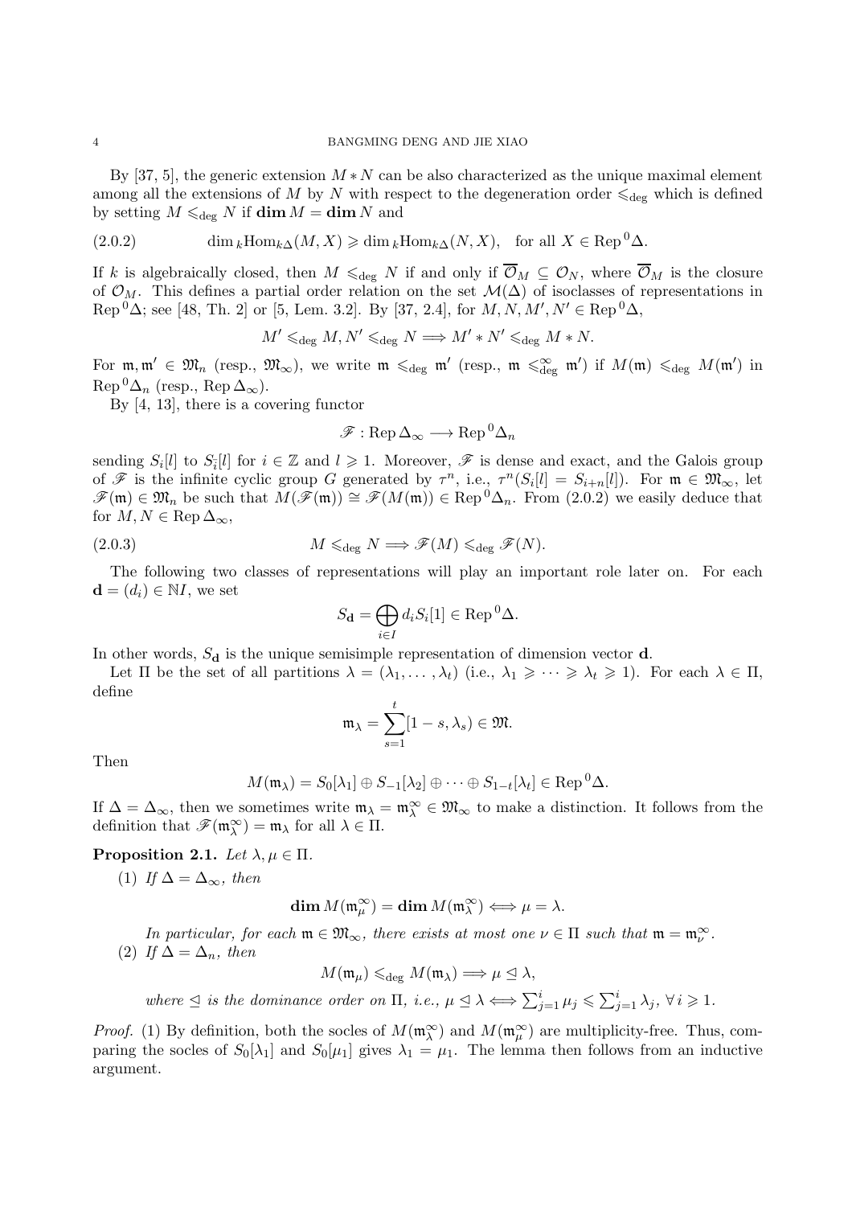By [37, 5], the generic extension $M * N$ can be also characterized as the unique maximal element among all the extensions of $M$ by $N$ with respect to the degeneration order $\leqslant_{\deg}$ which is defined by setting $M \leqslant_{\deg} N$ if $\mathbf{dim}\, M = \mathbf{dim}\, N$ and

$$\dim{}_k\mathrm{Hom}_{k\Delta}(M, X) \geqslant \dim{}_k\mathrm{Hom}_{k\Delta}(N, X), \quad \text{for all } X \in \mathrm{Rep}^0\Delta. \tag{2.0.2}$$

If $k$ is algebraically closed, then $M \leqslant_{\deg} N$ if and only if $\overline{\mathcal{O}}_M \subseteq \mathcal{O}_N$, where $\overline{\mathcal{O}}_M$ is the closure of $\mathcal{O}_M$. This defines a partial order relation on the set $\mathcal{M}(\Delta)$ of isoclasses of representations in $\mathrm{Rep}^0\Delta$; see [48, Th. 2] or [5, Lem. 3.2]. By [37, 2.4], for $M, N, M', N' \in \mathrm{Rep}^0\Delta$,

$$M' \leqslant_{\deg} M, N' \leqslant_{\deg} N \Longrightarrow M' * N' \leqslant_{\deg} M * N.$$

For $\mathfrak{m}, \mathfrak{m}' \in \mathfrak{M}_n$ (resp., $\mathfrak{M}_\infty$), we write $\mathfrak{m} \leqslant_{\deg} \mathfrak{m}'$ (resp., $\mathfrak{m} \leqslant^{\infty}_{\deg} \mathfrak{m}'$) if $M(\mathfrak{m}) \leqslant_{\deg} M(\mathfrak{m}')$ in $\mathrm{Rep}^0\Delta_n$ (resp., $\mathrm{Rep}\,\Delta_\infty$).

By [4, 13], there is a covering functor

$$\mathscr{F} : \mathrm{Rep}\,\Delta_\infty \longrightarrow \mathrm{Rep}^0\Delta_n$$

sending $S_i[l]$ to $S_{\bar{i}}[l]$ for $i \in \mathbb{Z}$ and $l \geqslant 1$. Moreover, $\mathscr{F}$ is dense and exact, and the Galois group of $\mathscr{F}$ is the infinite cyclic group $G$ generated by $\tau^n$, i.e., $\tau^n(S_i[l] = S_{i+n}[l])$. For $\mathfrak{m} \in \mathfrak{M}_\infty$, let $\mathscr{F}(\mathfrak{m}) \in \mathfrak{M}_n$ be such that $M(\mathscr{F}(\mathfrak{m})) \cong \mathscr{F}(M(\mathfrak{m})) \in \mathrm{Rep}^0\Delta_n$. From (2.0.2) we easily deduce that for $M, N \in \mathrm{Rep}\,\Delta_\infty$,

$$M \leqslant_{\deg} N \Longrightarrow \mathscr{F}(M) \leqslant_{\deg} \mathscr{F}(N). \tag{2.0.3}$$

The following two classes of representations will play an important role later on. For each $\mathbf{d} = (d_i) \in \mathbb{N}I$, we set

$$S_{\mathbf{d}} = \bigoplus_{i \in I} d_i S_i[1] \in \mathrm{Rep}^0\Delta.$$

In other words, $S_{\mathbf{d}}$ is the unique semisimple representation of dimension vector $\mathbf{d}$.

Let $\Pi$ be the set of all partitions $\lambda = (\lambda_1, \dots, \lambda_t)$ (i.e., $\lambda_1 \geqslant \cdots \geqslant \lambda_t \geqslant 1$). For each $\lambda \in \Pi$, define

$$\mathfrak{m}_\lambda = \sum_{s=1}^{t} [1-s, \lambda_s) \in \mathfrak{M}.$$

Then

$$M(\mathfrak{m}_\lambda) = S_0[\lambda_1] \oplus S_{-1}[\lambda_2] \oplus \cdots \oplus S_{1-t}[\lambda_t] \in \mathrm{Rep}^0\Delta.$$

If $\Delta = \Delta_\infty$, then we sometimes write $\mathfrak{m}_\lambda = \mathfrak{m}^\infty_\lambda \in \mathfrak{M}_\infty$ to make a distinction. It follows from the definition that $\mathscr{F}(\mathfrak{m}^\infty_\lambda) = \mathfrak{m}_\lambda$ for all $\lambda \in \Pi$.

**Proposition 2.1.** *Let $\lambda, \mu \in \Pi$.*

(1) *If $\Delta = \Delta_\infty$, then*

$$\mathbf{dim}\, M(\mathfrak{m}^\infty_\mu) = \mathbf{dim}\, M(\mathfrak{m}^\infty_\lambda) \Longleftrightarrow \mu = \lambda.$$

*In particular, for each $\mathfrak{m} \in \mathfrak{M}_\infty$, there exists at most one $\nu \in \Pi$ such that $\mathfrak{m} = \mathfrak{m}^\infty_\nu$.*

(2) *If $\Delta = \Delta_n$, then*

$$M(\mathfrak{m}_\mu) \leqslant_{\deg} M(\mathfrak{m}_\lambda) \Longrightarrow \mu \trianglelefteq \lambda,$$

*where $\trianglelefteq$ is the dominance order on $\Pi$, i.e., $\mu \trianglelefteq \lambda \Longleftrightarrow \sum_{j=1}^{i} \mu_j \leqslant \sum_{j=1}^{i} \lambda_j$, $\forall\, i \geqslant 1$.*

*Proof.* (1) By definition, both the socles of $M(\mathfrak{m}^\infty_\lambda)$ and $M(\mathfrak{m}^\infty_\mu)$ are multiplicity-free. Thus, comparing the socles of $S_0[\lambda_1]$ and $S_0[\mu_1]$ gives $\lambda_1 = \mu_1$. The lemma then follows from an inductive argument.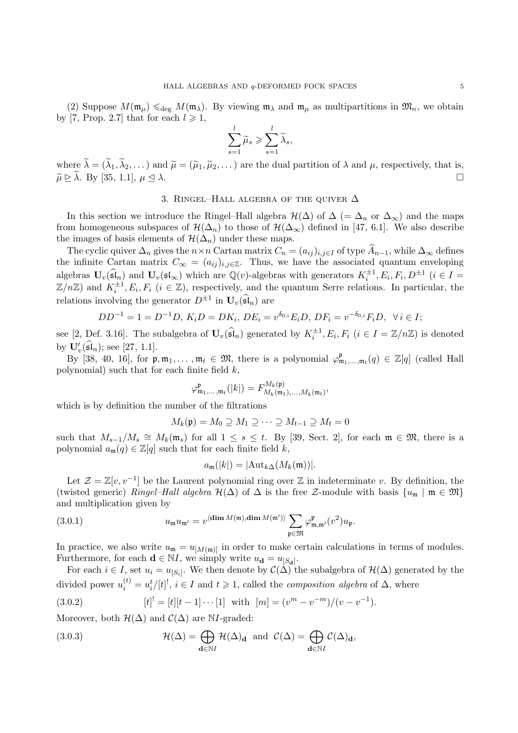(2) Suppose $M(\mathfrak{m}_\mu) \leqslant_{\deg} M(\mathfrak{m}_\lambda)$. By viewing $\mathfrak{m}_\lambda$ and $\mathfrak{m}_\mu$ as multipartitions in $\mathfrak{M}_n$, we obtain by [7, Prop. 2.7] that for each $l \geqslant 1$,

$$\sum_{s=1}^{l} \widetilde{\mu}_s \geqslant \sum_{s=1}^{l} \widetilde{\lambda}_s,$$

where $\widetilde{\lambda} = (\widetilde{\lambda}_1, \widetilde{\lambda}_2, \dots)$ and $\widetilde{\mu} = (\widetilde{\mu}_1, \widetilde{\mu}_2, \dots)$ are the dual partition of $\lambda$ and $\mu$, respectively, that is, $\widetilde{\mu} \trianglerighteq \widetilde{\lambda}$. By [35, 1.1], $\mu \trianglelefteq \lambda$. $\square$

## 3. Ringel–Hall algebra of the quiver $\Delta$

In this section we introduce the Ringel–Hall algebra $\mathcal{H}(\Delta)$ of $\Delta$ ($= \Delta_n$ or $\Delta_\infty$) and the maps from homogeneous subspaces of $\mathcal{H}(\Delta_n)$ to those of $\mathcal{H}(\Delta_\infty)$ defined in [47, 6.1]. We also describe the images of basis elements of $\mathcal{H}(\Delta_n)$ under these maps.

The cyclic quiver $\Delta_n$ gives the $n \times n$ Cartan matrix $C_n = (a_{ij})_{i,j \in I}$ of type $\widehat{A}_{n-1}$, while $\Delta_\infty$ defines the infinite Cartan matrix $C_\infty = (a_{ij})_{i,j \in \mathbb{Z}}$. Thus, we have the associated quantum enveloping algebras $\mathbf{U}_v(\widehat{\mathfrak{sl}}_n)$ and $\mathbf{U}_v(\mathfrak{sl}_\infty)$ which are $\mathbb{Q}(v)$-algebras with generators $K_i^{\pm 1}, E_i, F_i, D^{\pm 1}$ ($i \in I = \mathbb{Z}/n\mathbb{Z}$) and $K_i^{\pm 1}, E_i, F_i$ ($i \in \mathbb{Z}$), respectively, and the quantum Serre relations. In particular, the relations involving the generator $D^{\pm 1}$ in $\mathbf{U}_v(\widehat{\mathfrak{sl}}_n)$ are

$$DD^{-1} = 1 = D^{-1}D,\ K_iD = DK_i,\ DE_i = v^{\delta_{0,i}}E_iD,\ DF_i = v^{-\delta_{0,i}}F_iD, \ \ \forall\, i \in I;$$

see [2, Def. 3.16]. The subalgebra of $\mathbf{U}_v(\widehat{\mathfrak{sl}}_n)$ generated by $K_i^{\pm 1}, E_i, F_i$ ($i \in I = \mathbb{Z}/n\mathbb{Z}$) is denoted by $\mathbf{U}'_v(\widehat{\mathfrak{sl}}_n)$; see [27, 1.1].

By [38, 40, 16], for $\mathfrak{p}, \mathfrak{m}_1, \dots, \mathfrak{m}_t \in \mathfrak{M}$, there is a polynomial $\varphi^{\mathfrak{p}}_{\mathfrak{m}_1,\dots,\mathfrak{m}_t}(q) \in \mathbb{Z}[q]$ (called Hall polynomial) such that for each finite field $k$,

$$\varphi^{\mathfrak{p}}_{\mathfrak{m}_1,\dots,\mathfrak{m}_t}(|k|) = F^{M_k(\mathfrak{p})}_{M_k(\mathfrak{m}_1),\dots,M_k(\mathfrak{m}_t)},$$

which is by definition the number of the filtrations

$$M_k(\mathfrak{p}) = M_0 \supseteq M_1 \supseteq \cdots \supseteq M_{t-1} \supseteq M_t = 0$$

such that $M_{s-1}/M_s \cong M_k(\mathfrak{m}_s)$ for all $1 \le s \le t$. By [39, Sect. 2], for each $\mathfrak{m} \in \mathfrak{M}$, there is a polynomial $a_{\mathfrak{m}}(q) \in \mathbb{Z}[q]$ such that for each finite field $k$,

$$a_{\mathfrak{m}}(|k|) = |\mathrm{Aut}_{k\Delta}(M_k(\mathfrak{m}))|.$$

Let $\mathcal{Z} = \mathbb{Z}[v, v^{-1}]$ be the Laurent polynomial ring over $\mathbb{Z}$ in indeterminate $v$. By definition, the (twisted generic) *Ringel–Hall algebra* $\mathcal{H}(\Delta)$ of $\Delta$ is the free $\mathcal{Z}$-module with basis $\{u_{\mathfrak{m}} \mid \mathfrak{m} \in \mathfrak{M}\}$ and multiplication given by

$$u_{\mathfrak{m}} u_{\mathfrak{m}'} = v^{\langle \mathbf{dim}\, M(\mathfrak{m}), \mathbf{dim}\, M(\mathfrak{m}') \rangle} \sum_{\mathfrak{p} \in \mathfrak{M}} \varphi^{\mathfrak{p}}_{\mathfrak{m},\mathfrak{m}'}(v^2) u_{\mathfrak{p}}. \tag{3.0.1}$$

In practice, we also write $u_{\mathfrak{m}} = u_{[M(\mathfrak{m})]}$ in order to make certain calculations in terms of modules. Furthermore, for each $\mathbf{d} \in \mathbb{N}I$, we simply write $u_{\mathbf{d}} = u_{[S_{\mathbf{d}}]}$.

For each $i \in I$, set $u_i = u_{[S_i]}$. We then denote by $\mathcal{C}(\Delta)$ the subalgebra of $\mathcal{H}(\Delta)$ generated by the divided power $u_i^{(t)} = u_i^t/[t]^!$, $i \in I$ and $t \geqslant 1$, called the *composition algebra* of $\Delta$, where

$$[t]^! = [t][t-1]\cdots[1] \ \text{ with } \ [m] = (v^m - v^{-m})/(v - v^{-1}). \tag{3.0.2}$$

Moreover, both $\mathcal{H}(\Delta)$ and $\mathcal{C}(\Delta)$ are $\mathbb{N}I$-graded:

$$\mathcal{H}(\Delta) = \bigoplus_{\mathbf{d} \in \mathbb{N}I} \mathcal{H}(\Delta)_{\mathbf{d}} \ \text{ and } \ \mathcal{C}(\Delta) = \bigoplus_{\mathbf{d} \in \mathbb{N}I} \mathcal{C}(\Delta)_{\mathbf{d}}, \tag{3.0.3}$$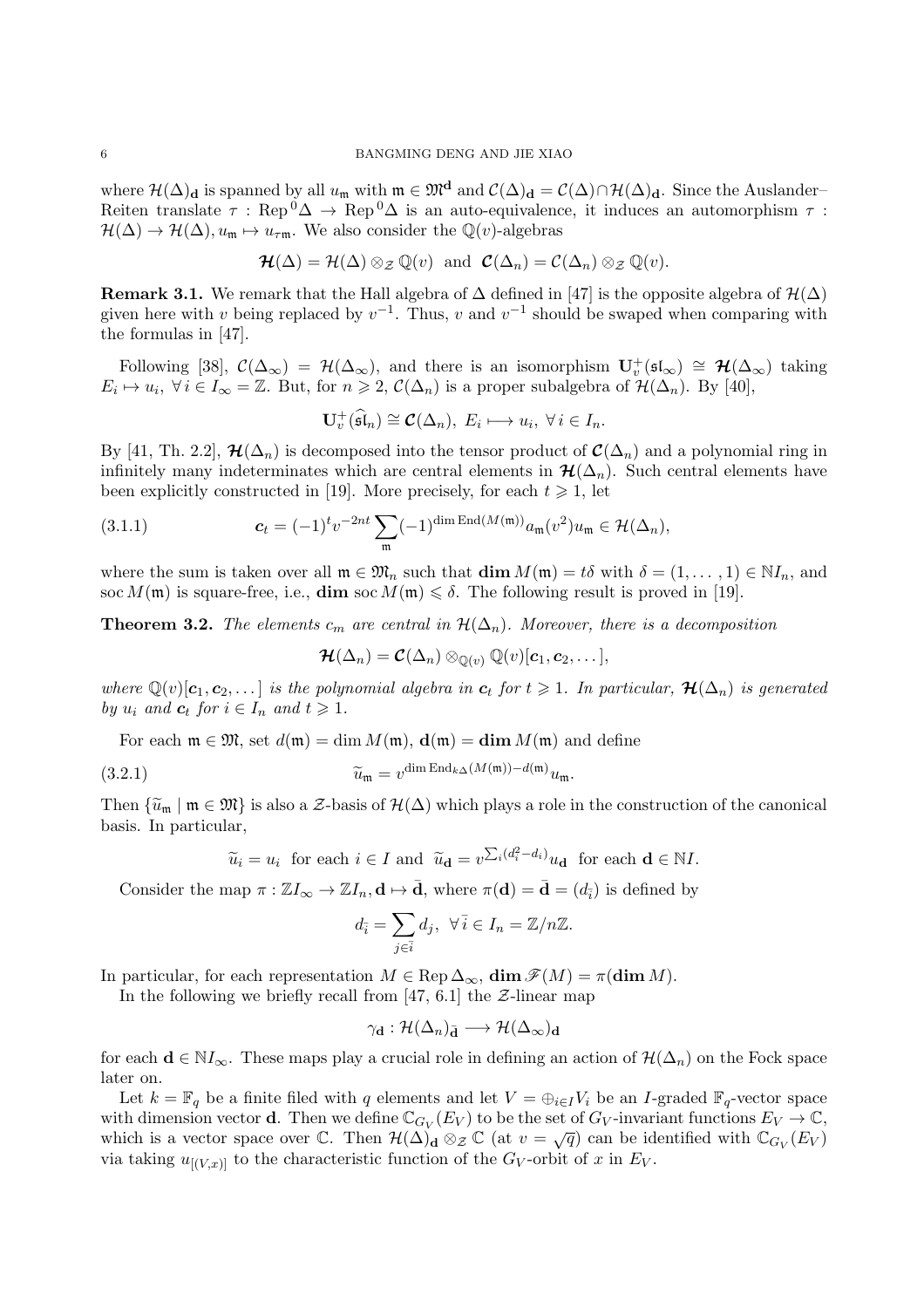where $\mathcal{H}(\Delta)_{\mathbf{d}}$ is spanned by all $u_{\mathfrak{m}}$ with $\mathfrak{m} \in \mathfrak{M}^{\mathbf{d}}$ and $\mathcal{C}(\Delta)_{\mathbf{d}} = \mathcal{C}(\Delta) \cap \mathcal{H}(\Delta)_{\mathbf{d}}$. Since the Auslander–Reiten translate $\tau : \operatorname{Rep}^0\Delta \to \operatorname{Rep}^0\Delta$ is an auto-equivalence, it induces an automorphism $\tau : \mathcal{H}(\Delta) \to \mathcal{H}(\Delta), u_{\mathfrak{m}} \mapsto u_{\tau\mathfrak{m}}$. We also consider the $\mathbb{Q}(v)$-algebras

$$\boldsymbol{\mathcal{H}}(\Delta) = \mathcal{H}(\Delta) \otimes_{\mathcal{Z}} \mathbb{Q}(v) \text{ and } \boldsymbol{\mathcal{C}}(\Delta_n) = \mathcal{C}(\Delta_n) \otimes_{\mathcal{Z}} \mathbb{Q}(v).$$

**Remark 3.1.** We remark that the Hall algebra of $\Delta$ defined in [47] is the opposite algebra of $\mathcal{H}(\Delta)$ given here with $v$ being replaced by $v^{-1}$. Thus, $v$ and $v^{-1}$ should be swaped when comparing with the formulas in [47].

Following [38], $\mathcal{C}(\Delta_\infty) = \mathcal{H}(\Delta_\infty)$, and there is an isomorphism $\mathbf{U}_v^+(\mathfrak{sl}_\infty) \cong \boldsymbol{\mathcal{H}}(\Delta_\infty)$ taking $E_i \mapsto u_i$, $\forall\, i \in I_\infty = \mathbb{Z}$. But, for $n \geqslant 2$, $\mathcal{C}(\Delta_n)$ is a proper subalgebra of $\mathcal{H}(\Delta_n)$. By [40],

$$\mathbf{U}_v^+(\widehat{\mathfrak{sl}}_n) \cong \boldsymbol{\mathcal{C}}(\Delta_n),\ E_i \longmapsto u_i,\ \forall\, i \in I_n.$$

By [41, Th. 2.2], $\boldsymbol{\mathcal{H}}(\Delta_n)$ is decomposed into the tensor product of $\boldsymbol{\mathcal{C}}(\Delta_n)$ and a polynomial ring in infinitely many indeterminates which are central elements in $\boldsymbol{\mathcal{H}}(\Delta_n)$. Such central elements have been explicitly constructed in [19]. More precisely, for each $t \geqslant 1$, let

$$\boldsymbol{c}_t = (-1)^t v^{-2nt} \sum_{\mathfrak{m}} (-1)^{\dim \operatorname{End}(M(\mathfrak{m}))} a_{\mathfrak{m}}(v^2) u_{\mathfrak{m}} \in \mathcal{H}(\Delta_n), \tag{3.1.1}$$

where the sum is taken over all $\mathfrak{m} \in \mathfrak{M}_n$ such that $\operatorname{\mathbf{dim}} M(\mathfrak{m}) = t\delta$ with $\delta = (1, \dots, 1) \in \mathbb{N}I_n$, and $\operatorname{soc} M(\mathfrak{m})$ is square-free, i.e., $\operatorname{\mathbf{dim}} \operatorname{soc} M(\mathfrak{m}) \leqslant \delta$. The following result is proved in [19].

**Theorem 3.2.** *The elements $c_m$ are central in $\mathcal{H}(\Delta_n)$. Moreover, there is a decomposition*

$$\boldsymbol{\mathcal{H}}(\Delta_n) = \boldsymbol{\mathcal{C}}(\Delta_n) \otimes_{\mathbb{Q}(v)} \mathbb{Q}(v)[\boldsymbol{c}_1, \boldsymbol{c}_2, \dots],$$

*where $\mathbb{Q}(v)[\boldsymbol{c}_1, \boldsymbol{c}_2, \dots]$ is the polynomial algebra in $\boldsymbol{c}_t$ for $t \geqslant 1$. In particular, $\boldsymbol{\mathcal{H}}(\Delta_n)$ is generated by $u_i$ and $\boldsymbol{c}_t$ for $i \in I_n$ and $t \geqslant 1$.*

For each $\mathfrak{m} \in \mathfrak{M}$, set $d(\mathfrak{m}) = \dim M(\mathfrak{m})$, $\mathbf{d}(\mathfrak{m}) = \operatorname{\mathbf{dim}} M(\mathfrak{m})$ and define

$$\widetilde{u}_{\mathfrak{m}} = v^{\dim \operatorname{End}_{k\Delta}(M(\mathfrak{m})) - d(\mathfrak{m})} u_{\mathfrak{m}}. \tag{3.2.1}$$

Then $\{\widetilde{u}_{\mathfrak{m}} \mid \mathfrak{m} \in \mathfrak{M}\}$ is also a $\mathcal{Z}$-basis of $\mathcal{H}(\Delta)$ which plays a role in the construction of the canonical basis. In particular,

$$\widetilde{u}_i = u_i \text{ for each } i \in I \text{ and } \widetilde{u}_{\mathbf{d}} = v^{\sum_i (d_i^2 - d_i)} u_{\mathbf{d}} \text{ for each } \mathbf{d} \in \mathbb{N}I.$$

Consider the map $\pi : \mathbb{Z}I_\infty \to \mathbb{Z}I_n, \mathbf{d} \mapsto \bar{\mathbf{d}}$, where $\pi(\mathbf{d}) = \bar{\mathbf{d}} = (d_{\bar{i}})$ is defined by

$$d_{\bar{i}} = \sum_{j \in \bar{i}} d_j,\ \forall\, \bar{i} \in I_n = \mathbb{Z}/n\mathbb{Z}.$$

In particular, for each representation $M \in \operatorname{Rep} \Delta_\infty$, $\operatorname{\mathbf{dim}} \mathscr{F}(M) = \pi(\operatorname{\mathbf{dim}} M)$.

In the following we briefly recall from [47, 6.1] the $\mathcal{Z}$-linear map

$$\gamma_{\mathbf{d}} : \mathcal{H}(\Delta_n)_{\bar{\mathbf{d}}} \longrightarrow \mathcal{H}(\Delta_\infty)_{\mathbf{d}}$$

for each $\mathbf{d} \in \mathbb{N}I_\infty$. These maps play a crucial role in defining an action of $\mathcal{H}(\Delta_n)$ on the Fock space later on.

Let $k = \mathbb{F}_q$ be a finite filed with $q$ elements and let $V = \oplus_{i \in I} V_i$ be an $I$-graded $\mathbb{F}_q$-vector space with dimension vector $\mathbf{d}$. Then we define $\mathbb{C}_{G_V}(E_V)$ to be the set of $G_V$-invariant functions $E_V \to \mathbb{C}$, which is a vector space over $\mathbb{C}$. Then $\mathcal{H}(\Delta)_{\mathbf{d}} \otimes_{\mathcal{Z}} \mathbb{C}$ (at $v = \sqrt{q}$) can be identified with $\mathbb{C}_{G_V}(E_V)$ via taking $u_{[(V,x)]}$ to the characteristic function of the $G_V$-orbit of $x$ in $E_V$.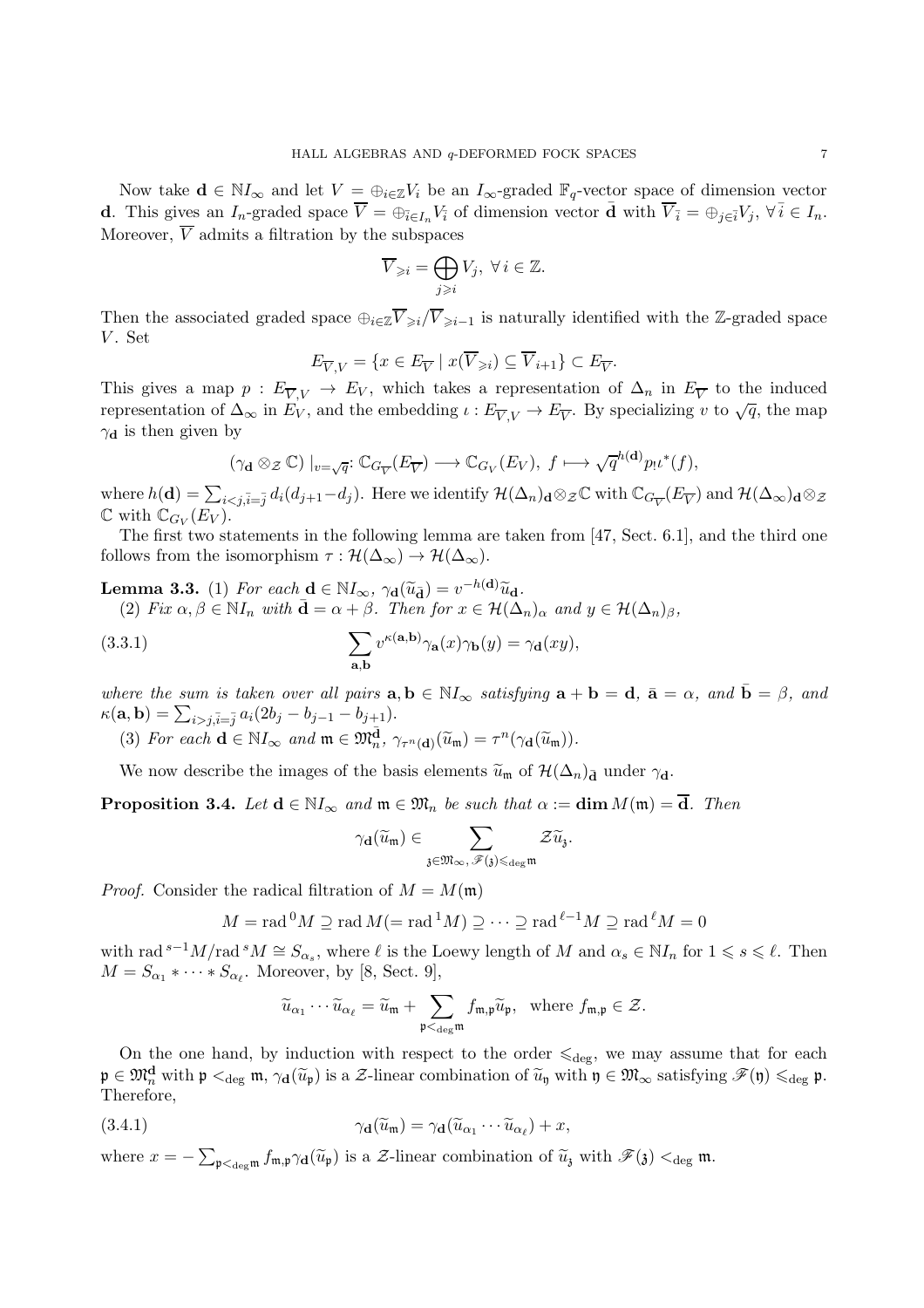Now take $\mathbf{d} \in \mathbb{N}I_\infty$ and let $V = \oplus_{i\in\mathbb{Z}} V_i$ be an $I_\infty$-graded $\mathbb{F}_q$-vector space of dimension vector $\mathbf{d}$. This gives an $I_n$-graded space $\overline{V} = \oplus_{\bar{i}\in I_n} V_{\bar{i}}$ of dimension vector $\bar{\mathbf{d}}$ with $\overline{V}_{\bar{i}} = \oplus_{j\in\bar{i}} V_j$, $\forall\, \bar{i} \in I_n$. Moreover, $\overline{V}$ admits a filtration by the subspaces

$$\overline{V}_{\geqslant i} = \bigoplus_{j\geqslant i} V_j, \ \forall\, i \in \mathbb{Z}.$$

Then the associated graded space $\oplus_{i\in\mathbb{Z}} \overline{V}_{\geqslant i}/\overline{V}_{\geqslant i-1}$ is naturally identified with the $\mathbb{Z}$-graded space $V$. Set

$$E_{\overline{V},V} = \{x \in E_{\overline{V}} \mid x(\overline{V}_{\geqslant i}) \subseteq \overline{V}_{i+1}\} \subset E_{\overline{V}}.$$

This gives a map $p : E_{\overline{V},V} \to E_V$, which takes a representation of $\Delta_n$ in $E_{\overline{V}}$ to the induced representation of $\Delta_\infty$ in $E_V$, and the embedding $\iota : E_{\overline{V},V} \to E_{\overline{V}}$. By specializing $v$ to $\sqrt{q}$, the map $\gamma_{\mathbf{d}}$ is then given by

$$(\gamma_{\mathbf{d}} \otimes_{\mathcal{Z}} \mathbb{C}) \mid_{v=\sqrt{q}} : \mathbb{C}_{G_{\overline{V}}}(E_{\overline{V}}) \longrightarrow \mathbb{C}_{G_V}(E_V),\ f \longmapsto \sqrt{q}^{\,h(\mathbf{d})} p_! \iota^*(f),$$

where $h(\mathbf{d}) = \sum_{i<j, \bar{i}=\bar{j}} d_i(d_{j+1} - d_j)$. Here we identify $\mathcal{H}(\Delta_n)_{\mathbf{d}} \otimes_{\mathcal{Z}} \mathbb{C}$ with $\mathbb{C}_{G_{\overline{V}}}(E_{\overline{V}})$ and $\mathcal{H}(\Delta_\infty)_{\mathbf{d}} \otimes_{\mathcal{Z}} \mathbb{C}$ with $\mathbb{C}_{G_V}(E_V)$.

The first two statements in the following lemma are taken from [47, Sect. 6.1], and the third one follows from the isomorphism $\tau : \mathcal{H}(\Delta_\infty) \to \mathcal{H}(\Delta_\infty)$.

**Lemma 3.3.** (1) *For each* $\mathbf{d} \in \mathbb{N}I_\infty$, $\gamma_{\mathbf{d}}(\widetilde{u}_{\bar{\mathbf{d}}}) = v^{-h(\mathbf{d})}\widetilde{u}_{\mathbf{d}}$.

(2) *Fix* $\alpha, \beta \in \mathbb{N}I_n$ *with* $\bar{\mathbf{d}} = \alpha + \beta$. *Then for* $x \in \mathcal{H}(\Delta_n)_\alpha$ *and* $y \in \mathcal{H}(\Delta_n)_\beta$,

$$\sum_{\mathbf{a},\mathbf{b}} v^{\kappa(\mathbf{a},\mathbf{b})} \gamma_{\mathbf{a}}(x)\gamma_{\mathbf{b}}(y) = \gamma_{\mathbf{d}}(xy), \tag{3.3.1}$$

*where the sum is taken over all pairs* $\mathbf{a}, \mathbf{b} \in \mathbb{N}I_\infty$ *satisfying* $\mathbf{a} + \mathbf{b} = \mathbf{d}$, $\bar{\mathbf{a}} = \alpha$, *and* $\bar{\mathbf{b}} = \beta$, *and* $\kappa(\mathbf{a}, \mathbf{b}) = \sum_{i>j, \bar{i}=\bar{j}} a_i(2b_j - b_{j-1} - b_{j+1})$.

(3) *For each* $\mathbf{d} \in \mathbb{N}I_\infty$ *and* $\mathfrak{m} \in \mathfrak{M}_n^{\bar{\mathbf{d}}}$, $\gamma_{\tau^n(\mathbf{d})}(\widetilde{u}_{\mathfrak{m}}) = \tau^n(\gamma_{\mathbf{d}}(\widetilde{u}_{\mathfrak{m}}))$.

We now describe the images of the basis elements $\widetilde{u}_{\mathfrak{m}}$ of $\mathcal{H}(\Delta_n)_{\bar{\mathbf{d}}}$ under $\gamma_{\mathbf{d}}$.

**Proposition 3.4.** *Let* $\mathbf{d} \in \mathbb{N}I_\infty$ *and* $\mathfrak{m} \in \mathfrak{M}_n$ *be such that* $\alpha := \mathbf{dim}\, M(\mathfrak{m}) = \overline{\mathbf{d}}$. *Then*

$$\gamma_{\mathbf{d}}(\widetilde{u}_{\mathfrak{m}}) \in \sum_{\mathfrak{z}\in\mathfrak{M}_\infty,\, \mathscr{F}(\mathfrak{z})\leqslant_{\deg}\mathfrak{m}} \mathcal{Z}\widetilde{u}_{\mathfrak{z}}.$$

*Proof.* Consider the radical filtration of $M = M(\mathfrak{m})$

$$M = \operatorname{rad}^0 M \supseteq \operatorname{rad} M (= \operatorname{rad}^1 M) \supseteq \cdots \supseteq \operatorname{rad}^{\ell-1} M \supseteq \operatorname{rad}^\ell M = 0$$

with $\operatorname{rad}^{s-1} M/\operatorname{rad}^s M \cong S_{\alpha_s}$, where $\ell$ is the Loewy length of $M$ and $\alpha_s \in \mathbb{N}I_n$ for $1 \leqslant s \leqslant \ell$. Then $M = S_{\alpha_1} * \cdots * S_{\alpha_\ell}$. Moreover, by [8, Sect. 9],

$$\widetilde{u}_{\alpha_1} \cdots \widetilde{u}_{\alpha_\ell} = \widetilde{u}_{\mathfrak{m}} + \sum_{\mathfrak{p}<_{\deg}\mathfrak{m}} f_{\mathfrak{m},\mathfrak{p}} \widetilde{u}_{\mathfrak{p}}, \ \text{ where } f_{\mathfrak{m},\mathfrak{p}} \in \mathcal{Z}.$$

On the one hand, by induction with respect to the order $\leqslant_{\deg}$, we may assume that for each $\mathfrak{p} \in \mathfrak{M}_n^{\mathbf{d}}$ with $\mathfrak{p} <_{\deg} \mathfrak{m}$, $\gamma_{\mathbf{d}}(\widetilde{u}_{\mathfrak{p}})$ is a $\mathcal{Z}$-linear combination of $\widetilde{u}_{\mathfrak{y}}$ with $\mathfrak{y} \in \mathfrak{M}_\infty$ satisfying $\mathscr{F}(\mathfrak{y}) \leqslant_{\deg} \mathfrak{p}$. Therefore,

$$\gamma_{\mathbf{d}}(\widetilde{u}_{\mathfrak{m}}) = \gamma_{\mathbf{d}}(\widetilde{u}_{\alpha_1} \cdots \widetilde{u}_{\alpha_\ell}) + x, \tag{3.4.1}$$

where $x = -\sum_{\mathfrak{p}<_{\deg}\mathfrak{m}} f_{\mathfrak{m},\mathfrak{p}} \gamma_{\mathbf{d}}(\widetilde{u}_{\mathfrak{p}})$ is a $\mathcal{Z}$-linear combination of $\widetilde{u}_{\mathfrak{z}}$ with $\mathscr{F}(\mathfrak{z}) <_{\deg} \mathfrak{m}$.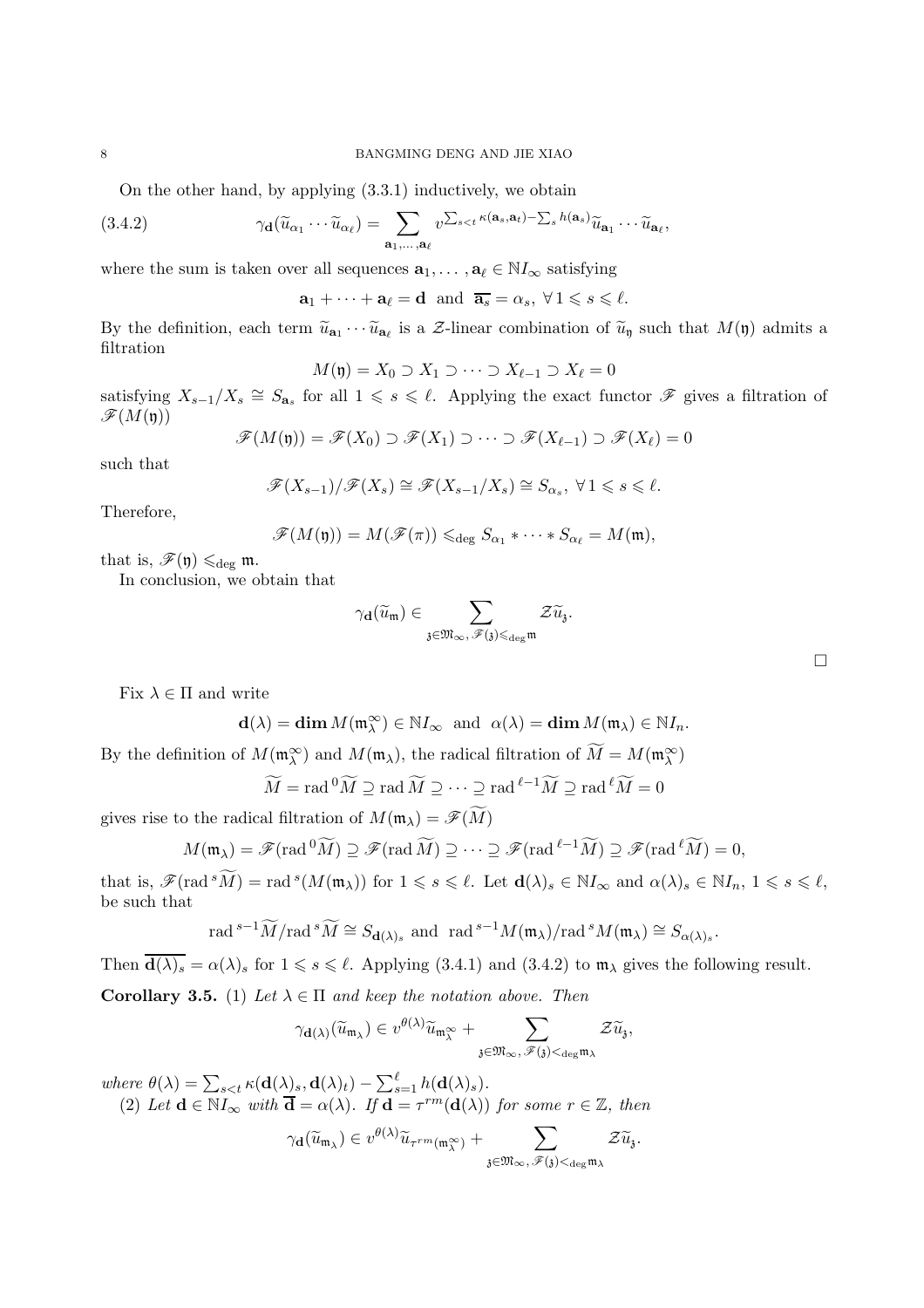On the other hand, by applying (3.3.1) inductively, we obtain

$$\gamma_{\mathbf{d}}(\widetilde{u}_{\alpha_1}\cdots\widetilde{u}_{\alpha_\ell}) = \sum_{\mathbf{a}_1,\dots,\mathbf{a}_\ell} v^{\sum_{s<t}\kappa(\mathbf{a}_s,\mathbf{a}_t)-\sum_s h(\mathbf{a}_s)}\widetilde{u}_{\mathbf{a}_1}\cdots\widetilde{u}_{\mathbf{a}_\ell}, \tag{3.4.2}$$

where the sum is taken over all sequences $\mathbf{a}_1,\dots,\mathbf{a}_\ell \in \mathbb{N}I_\infty$ satisfying

$$\mathbf{a}_1+\cdots+\mathbf{a}_\ell = \mathbf{d} \ \text{ and } \ \overline{\mathbf{a}_s} = \alpha_s, \ \forall\, 1\leqslant s\leqslant \ell.$$

By the definition, each term $\widetilde{u}_{\mathbf{a}_1}\cdots\widetilde{u}_{\mathbf{a}_\ell}$ is a $\mathcal{Z}$-linear combination of $\widetilde{u}_{\mathfrak{y}}$ such that $M(\mathfrak{y})$ admits a filtration

$$M(\mathfrak{y}) = X_0 \supset X_1 \supset \cdots \supset X_{\ell-1}\supset X_\ell = 0$$

satisfying $X_{s-1}/X_s \cong S_{\mathbf{a}_s}$ for all $1\leqslant s\leqslant\ell$. Applying the exact functor $\mathscr{F}$ gives a filtration of $\mathscr{F}(M(\mathfrak{y}))$

$$\mathscr{F}(M(\mathfrak{y})) = \mathscr{F}(X_0)\supset \mathscr{F}(X_1)\supset\cdots\supset\mathscr{F}(X_{\ell-1})\supset\mathscr{F}(X_\ell)=0$$

such that

$$\mathscr{F}(X_{s-1})/\mathscr{F}(X_s)\cong \mathscr{F}(X_{s-1}/X_s)\cong S_{\alpha_s}, \ \forall\, 1\leqslant s\leqslant \ell.$$

Therefore,

$$\mathscr{F}(M(\mathfrak{y})) = M(\mathscr{F}(\pi)) \leqslant_{\deg} S_{\alpha_1}*\cdots*S_{\alpha_\ell} = M(\mathfrak{m}),$$

that is, $\mathscr{F}(\mathfrak{y})\leqslant_{\deg}\mathfrak{m}$.

In conclusion, we obtain that

$$\gamma_{\mathbf{d}}(\widetilde{u}_{\mathfrak{m}}) \in \sum_{\mathfrak{z}\in\mathfrak{M}_\infty,\,\mathscr{F}(\mathfrak{z})\leqslant_{\deg}\mathfrak{m}} \mathcal{Z}\widetilde{u}_{\mathfrak{z}}.$$

□

Fix $\lambda\in\Pi$ and write

$$\mathbf{d}(\lambda) = \mathbf{dim}\, M(\mathfrak{m}_\lambda^\infty)\in\mathbb{N}I_\infty \ \text{ and } \ \alpha(\lambda) = \mathbf{dim}\, M(\mathfrak{m}_\lambda)\in\mathbb{N}I_n.$$

By the definition of $M(\mathfrak{m}_\lambda^\infty)$ and $M(\mathfrak{m}_\lambda)$, the radical filtration of $\widetilde{M} = M(\mathfrak{m}_\lambda^\infty)$

$$\widetilde{M} = \operatorname{rad}^0\widetilde{M}\supseteq \operatorname{rad}\widetilde{M}\supseteq\cdots\supseteq\operatorname{rad}^{\ell-1}\widetilde{M}\supseteq\operatorname{rad}^\ell\widetilde{M}=0$$

gives rise to the radical filtration of $M(\mathfrak{m}_\lambda) = \mathscr{F}(\widetilde{M})$

$$M(\mathfrak{m}_\lambda) = \mathscr{F}(\operatorname{rad}^0\widetilde{M})\supseteq\mathscr{F}(\operatorname{rad}\widetilde{M})\supseteq\cdots\supseteq\mathscr{F}(\operatorname{rad}^{\ell-1}\widetilde{M})\supseteq\mathscr{F}(\operatorname{rad}^\ell\widetilde{M})=0,$$

that is, $\mathscr{F}(\operatorname{rad}^s\widetilde{M}) = \operatorname{rad}^s(M(\mathfrak{m}_\lambda))$ for $1\leqslant s\leqslant\ell$. Let $\mathbf{d}(\lambda)_s\in\mathbb{N}I_\infty$ and $\alpha(\lambda)_s\in\mathbb{N}I_n$, $1\leqslant s\leqslant\ell$, be such that

$$\operatorname{rad}^{s-1}\widetilde{M}/\operatorname{rad}^s\widetilde{M}\cong S_{\mathbf{d}(\lambda)_s} \ \text{ and } \ \operatorname{rad}^{s-1}M(\mathfrak{m}_\lambda)/\operatorname{rad}^s M(\mathfrak{m}_\lambda)\cong S_{\alpha(\lambda)_s}.$$

Then $\overline{\mathbf{d}(\lambda)_s} = \alpha(\lambda)_s$ for $1\leqslant s\leqslant\ell$. Applying (3.4.1) and (3.4.2) to $\mathfrak{m}_\lambda$ gives the following result.

**Corollary 3.5.** (1) *Let $\lambda\in\Pi$ and keep the notation above. Then*

$$\gamma_{\mathbf{d}(\lambda)}(\widetilde{u}_{\mathfrak{m}_\lambda})\in v^{\theta(\lambda)}\widetilde{u}_{\mathfrak{m}_\lambda^\infty} + \sum_{\mathfrak{z}\in\mathfrak{M}_\infty,\,\mathscr{F}(\mathfrak{z})<_{\deg}\mathfrak{m}_\lambda}\mathcal{Z}\widetilde{u}_{\mathfrak{z}},$$

*where $\theta(\lambda) = \sum_{s<t}\kappa(\mathbf{d}(\lambda)_s,\mathbf{d}(\lambda)_t) - \sum_{s=1}^{\ell} h(\mathbf{d}(\lambda)_s)$.*

(2) *Let $\mathbf{d}\in\mathbb{N}I_\infty$ with $\overline{\mathbf{d}} = \alpha(\lambda)$. If $\mathbf{d} = \tau^{rm}(\mathbf{d}(\lambda))$ for some $r\in\mathbb{Z}$, then*

$$\gamma_{\mathbf{d}}(\widetilde{u}_{\mathfrak{m}_\lambda})\in v^{\theta(\lambda)}\widetilde{u}_{\tau^{rm}(\mathfrak{m}_\lambda^\infty)} + \sum_{\mathfrak{z}\in\mathfrak{M}_\infty,\,\mathscr{F}(\mathfrak{z})<_{\deg}\mathfrak{m}_\lambda}\mathcal{Z}\widetilde{u}_{\mathfrak{z}}.$$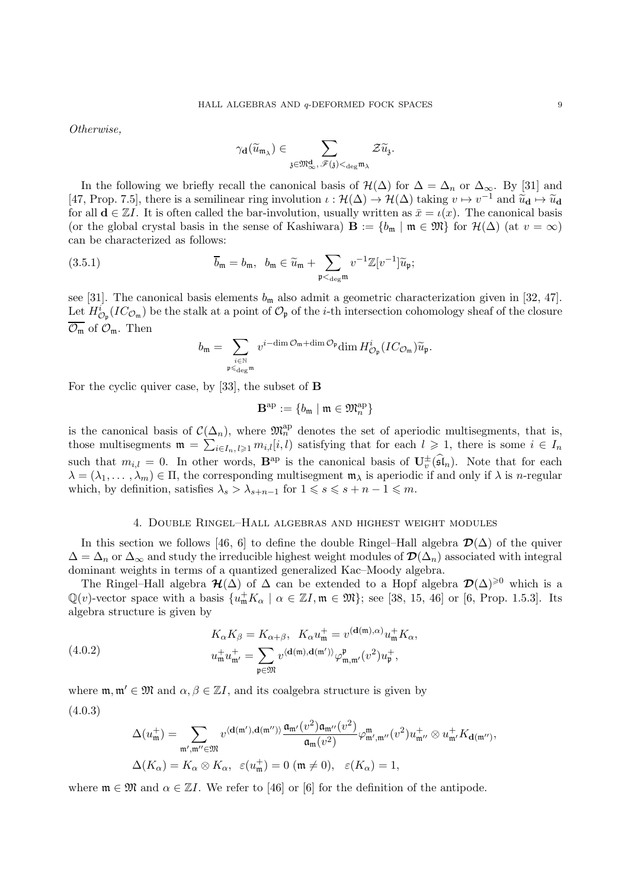*Otherwise,*

$$\gamma_{\mathbf{d}}(\widetilde{u}_{\mathfrak{m}_\lambda}) \in \sum_{\mathfrak{z}\in\mathfrak{M}_\infty^{\mathbf{d}},\,\mathscr{F}(\mathfrak{z})<_{\deg}\mathfrak{m}_\lambda} \mathcal{Z}\widetilde{u}_{\mathfrak{z}}.$$

In the following we briefly recall the canonical basis of $\mathcal{H}(\Delta)$ for $\Delta = \Delta_n$ or $\Delta_\infty$. By [31] and [47, Prop. 7.5], there is a semilinear ring involution $\iota : \mathcal{H}(\Delta) \to \mathcal{H}(\Delta)$ taking $v \mapsto v^{-1}$ and $\widetilde{u}_{\mathbf{d}} \mapsto \widetilde{u}_{\mathbf{d}}$ for all $\mathbf{d} \in \mathbb{Z}I$. It is often called the bar-involution, usually written as $\bar{x} = \iota(x)$. The canonical basis (or the global crystal basis in the sense of Kashiwara) $\mathbf{B} := \{b_{\mathfrak{m}} \mid \mathfrak{m} \in \mathfrak{M}\}$ for $\mathcal{H}(\Delta)$ (at $v = \infty$) can be characterized as follows:

$$\overline{b}_{\mathfrak{m}} = b_{\mathfrak{m}}, \quad b_{\mathfrak{m}} \in \widetilde{u}_{\mathfrak{m}} + \sum_{\mathfrak{p}<_{\deg}\mathfrak{m}} v^{-1}\mathbb{Z}[v^{-1}]\widetilde{u}_{\mathfrak{p}}; \tag{3.5.1}$$

see [31]. The canonical basis elements $b_{\mathfrak{m}}$ also admit a geometric characterization given in [32, 47]. Let $H^i_{\mathcal{O}_{\mathfrak{p}}}(IC_{\mathcal{O}_{\mathfrak{m}}})$ be the stalk at a point of $\mathcal{O}_{\mathfrak{p}}$ of the $i$-th intersection cohomology sheaf of the closure $\overline{\mathcal{O}_{\mathfrak{m}}}$ of $\mathcal{O}_{\mathfrak{m}}$. Then

$$b_{\mathfrak{m}} = \sum_{\substack{i\in\mathbb{N}\\ \mathfrak{p}\leqslant_{\deg}\mathfrak{m}}} v^{i-\dim\mathcal{O}_{\mathfrak{m}}+\dim\mathcal{O}_{\mathfrak{p}}}\dim H^i_{\mathcal{O}_{\mathfrak{p}}}(IC_{\mathcal{O}_{\mathfrak{m}}})\widetilde{u}_{\mathfrak{p}}.$$

For the cyclic quiver case, by [33], the subset of $\mathbf{B}$

$$\mathbf{B}^{\rm ap} := \{b_{\mathfrak{m}} \mid \mathfrak{m} \in \mathfrak{M}_n^{\rm ap}\}$$

is the canonical basis of $\mathcal{C}(\Delta_n)$, where $\mathfrak{M}_n^{\rm ap}$ denotes the set of aperiodic multisegments, that is, those multisegments $\mathfrak{m} = \sum_{i\in I_n,\,l\geqslant 1} m_{i,l}[i,l)$ satisfying that for each $l \geqslant 1$, there is some $i \in I_n$ such that $m_{i,l} = 0$. In other words, $\mathbf{B}^{\rm ap}$ is the canonical basis of $\mathbf{U}_v^{\pm}(\widehat{\mathfrak{sl}}_n)$. Note that for each $\lambda = (\lambda_1, \ldots, \lambda_m) \in \Pi$, the corresponding multisegment $\mathfrak{m}_\lambda$ is aperiodic if and only if $\lambda$ is $n$-regular which, by definition, satisfies $\lambda_s > \lambda_{s+n-1}$ for $1 \leqslant s \leqslant s+n-1 \leqslant m$.

## 4. Double Ringel–Hall algebras and highest weight modules

In this section we follows [46, 6] to define the double Ringel–Hall algebra $\boldsymbol{\mathcal{D}}(\Delta)$ of the quiver $\Delta = \Delta_n$ or $\Delta_\infty$ and study the irreducible highest weight modules of $\boldsymbol{\mathcal{D}}(\Delta_n)$ associated with integral dominant weights in terms of a quantized generalized Kac–Moody algebra.

The Ringel–Hall algebra $\boldsymbol{\mathcal{H}}(\Delta)$ of $\Delta$ can be extended to a Hopf algebra $\boldsymbol{\mathcal{D}}(\Delta)^{\geqslant 0}$ which is a $\mathbb{Q}(v)$-vector space with a basis $\{u^+_{\mathfrak{m}}K_\alpha \mid \alpha \in \mathbb{Z}I, \mathfrak{m} \in \mathfrak{M}\}$; see [38, 15, 46] or [6, Prop. 1.5.3]. Its algebra structure is given by

$$\begin{aligned} &K_\alpha K_\beta = K_{\alpha+\beta}, \quad K_\alpha u^+_{\mathfrak{m}} = v^{(\mathbf{d}(\mathfrak{m}),\alpha)}u^+_{\mathfrak{m}}K_\alpha, \\ &u^+_{\mathfrak{m}}u^+_{\mathfrak{m}'} = \sum_{\mathfrak{p}\in\mathfrak{M}} v^{\langle \mathbf{d}(\mathfrak{m}),\mathbf{d}(\mathfrak{m}')\rangle}\varphi^{\mathfrak{p}}_{\mathfrak{m},\mathfrak{m}'}(v^2)u^+_{\mathfrak{p}}, \end{aligned} \tag{4.0.2}$$

where $\mathfrak{m}, \mathfrak{m}' \in \mathfrak{M}$ and $\alpha, \beta \in \mathbb{Z}I$, and its coalgebra structure is given by

$$\begin{aligned} &\Delta(u^+_{\mathfrak{m}}) = \sum_{\mathfrak{m}',\mathfrak{m}''\in\mathfrak{M}} v^{\langle \mathbf{d}(\mathfrak{m}'),\mathbf{d}(\mathfrak{m}'')\rangle}\frac{\mathfrak{a}_{\mathfrak{m}'}(v^2)\mathfrak{a}_{\mathfrak{m}''}(v^2)}{\mathfrak{a}_{\mathfrak{m}}(v^2)}\varphi^{\mathfrak{m}}_{\mathfrak{m}',\mathfrak{m}''}(v^2)u^+_{\mathfrak{m}''} \otimes u^+_{\mathfrak{m}'}K_{\mathbf{d}(\mathfrak{m}'')}, \\ &\Delta(K_\alpha) = K_\alpha \otimes K_\alpha, \quad \varepsilon(u^+_{\mathfrak{m}}) = 0 \ (\mathfrak{m} \neq 0), \quad \varepsilon(K_\alpha) = 1, \end{aligned} \tag{4.0.3}$$

where $\mathfrak{m} \in \mathfrak{M}$ and $\alpha \in \mathbb{Z}I$. We refer to [46] or [6] for the definition of the antipode.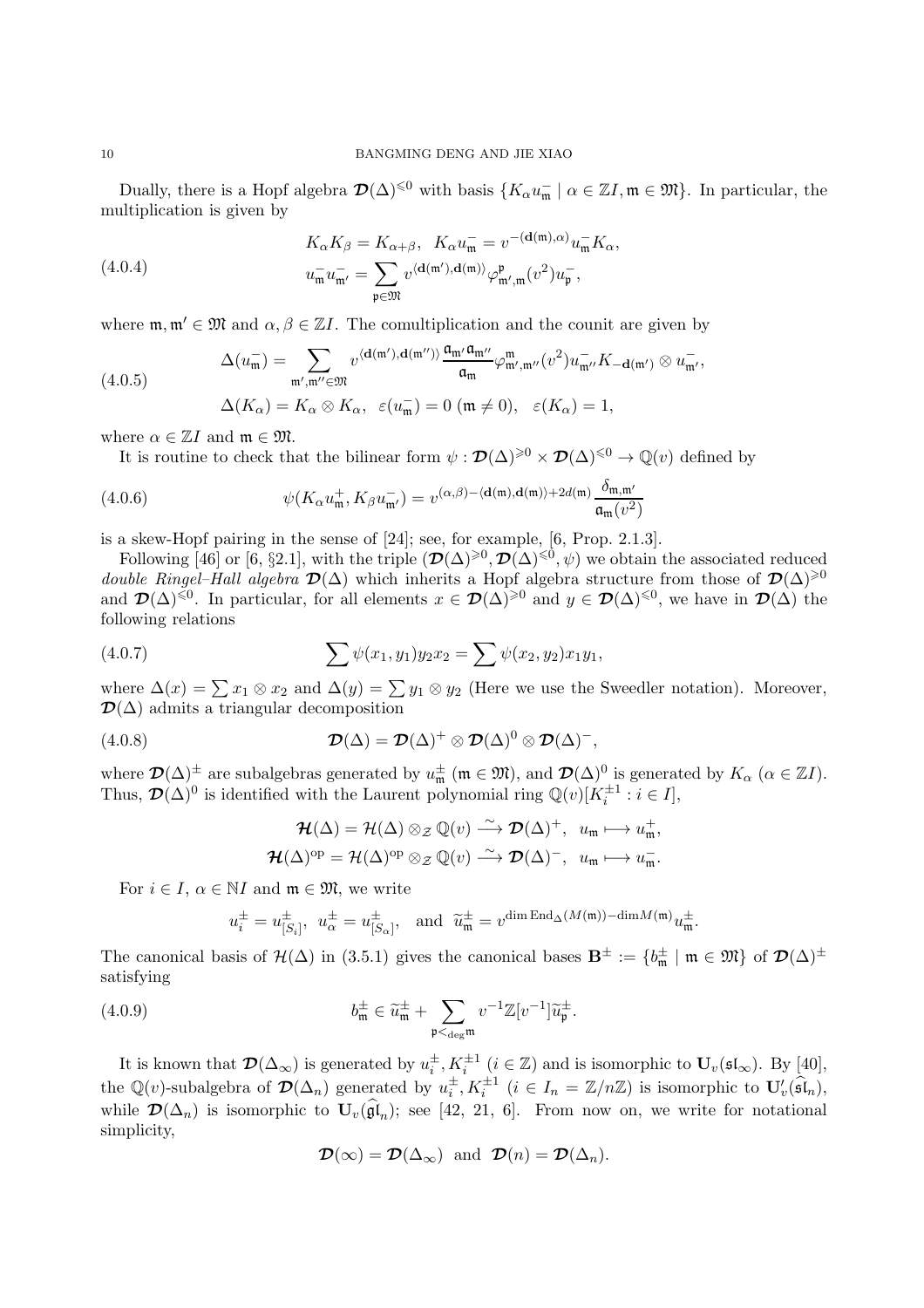Dually, there is a Hopf algebra $\boldsymbol{\mathcal{D}}(\Delta)^{\leqslant 0}$ with basis $\{K_\alpha u^-_{\mathfrak{m}} \mid \alpha \in \mathbb{Z}I, \mathfrak{m} \in \mathfrak{M}\}$. In particular, the multiplication is given by

$$
\begin{aligned}
&K_\alpha K_\beta = K_{\alpha+\beta}, \quad K_\alpha u^-_{\mathfrak{m}} = v^{-(\mathbf{d}(\mathfrak{m}),\alpha)} u^-_{\mathfrak{m}} K_\alpha,\\
&u^-_{\mathfrak{m}} u^-_{\mathfrak{m}'} = \sum_{\mathfrak{p}\in\mathfrak{M}} v^{\langle \mathbf{d}(\mathfrak{m}'),\mathbf{d}(\mathfrak{m})\rangle} \varphi^{\mathfrak{p}}_{\mathfrak{m}',\mathfrak{m}}(v^2) u^-_{\mathfrak{p}},
\end{aligned}
\tag{4.0.4}
$$

where $\mathfrak{m}, \mathfrak{m}' \in \mathfrak{M}$ and $\alpha, \beta \in \mathbb{Z}I$. The comultiplication and the counit are given by

$$
\begin{aligned}
&\Delta(u^-_{\mathfrak{m}}) = \sum_{\mathfrak{m}',\mathfrak{m}''\in\mathfrak{M}} v^{\langle \mathbf{d}(\mathfrak{m}'),\mathbf{d}(\mathfrak{m}'')\rangle} \frac{\mathfrak{a}_{\mathfrak{m}'}\mathfrak{a}_{\mathfrak{m}''}}{\mathfrak{a}_{\mathfrak{m}}} \varphi^{\mathfrak{m}}_{\mathfrak{m}',\mathfrak{m}''}(v^2) u^-_{\mathfrak{m}''} K_{-\mathbf{d}(\mathfrak{m}')} \otimes u^-_{\mathfrak{m}'},\\
&\Delta(K_\alpha) = K_\alpha \otimes K_\alpha, \quad \varepsilon(u^-_{\mathfrak{m}}) = 0 \ (\mathfrak{m} \neq 0), \quad \varepsilon(K_\alpha) = 1,
\end{aligned}
\tag{4.0.5}
$$

where $\alpha \in \mathbb{Z}I$ and $\mathfrak{m} \in \mathfrak{M}$.

It is routine to check that the bilinear form $\psi : \boldsymbol{\mathcal{D}}(\Delta)^{\geqslant 0} \times \boldsymbol{\mathcal{D}}(\Delta)^{\leqslant 0} \to \mathbb{Q}(v)$ defined by

$$
\psi(K_\alpha u^+_{\mathfrak{m}}, K_\beta u^-_{\mathfrak{m}'}) = v^{(\alpha,\beta) - \langle \mathbf{d}(\mathfrak{m}),\mathbf{d}(\mathfrak{m})\rangle + 2d(\mathfrak{m})} \frac{\delta_{\mathfrak{m},\mathfrak{m}'}}{\mathfrak{a}_{\mathfrak{m}}(v^2)}
\tag{4.0.6}
$$

is a skew-Hopf pairing in the sense of [24]; see, for example, [6, Prop. 2.1.3].

Following [46] or [6, §2.1], with the triple $(\boldsymbol{\mathcal{D}}(\Delta)^{\geqslant 0}, \boldsymbol{\mathcal{D}}(\Delta)^{\leqslant 0}, \psi)$ we obtain the associated reduced *double Ringel–Hall algebra* $\boldsymbol{\mathcal{D}}(\Delta)$ which inherits a Hopf algebra structure from those of $\boldsymbol{\mathcal{D}}(\Delta)^{\geqslant 0}$ and $\boldsymbol{\mathcal{D}}(\Delta)^{\leqslant 0}$. In particular, for all elements $x \in \boldsymbol{\mathcal{D}}(\Delta)^{\geqslant 0}$ and $y \in \boldsymbol{\mathcal{D}}(\Delta)^{\leqslant 0}$, we have in $\boldsymbol{\mathcal{D}}(\Delta)$ the following relations

$$
\sum \psi(x_1, y_1) y_2 x_2 = \sum \psi(x_2, y_2) x_1 y_1,
\tag{4.0.7}
$$

where $\Delta(x) = \sum x_1 \otimes x_2$ and $\Delta(y) = \sum y_1 \otimes y_2$ (Here we use the Sweedler notation). Moreover, $\boldsymbol{\mathcal{D}}(\Delta)$ admits a triangular decomposition

$$
\boldsymbol{\mathcal{D}}(\Delta) = \boldsymbol{\mathcal{D}}(\Delta)^+ \otimes \boldsymbol{\mathcal{D}}(\Delta)^0 \otimes \boldsymbol{\mathcal{D}}(\Delta)^-,
\tag{4.0.8}
$$

where $\boldsymbol{\mathcal{D}}(\Delta)^\pm$ are subalgebras generated by $u^\pm_{\mathfrak{m}}$ ($\mathfrak{m} \in \mathfrak{M}$), and $\boldsymbol{\mathcal{D}}(\Delta)^0$ is generated by $K_\alpha$ ($\alpha \in \mathbb{Z}I$). Thus, $\boldsymbol{\mathcal{D}}(\Delta)^0$ is identified with the Laurent polynomial ring $\mathbb{Q}(v)[K_i^{\pm 1} : i \in I]$,

$$
\begin{aligned}
\boldsymbol{\mathcal{H}}(\Delta) = \mathcal{H}(\Delta) \otimes_{\mathcal{Z}} \mathbb{Q}(v) \xrightarrow{\ \sim\ } \boldsymbol{\mathcal{D}}(\Delta)^+, \quad u_{\mathfrak{m}} \longmapsto u^+_{\mathfrak{m}},\\
\boldsymbol{\mathcal{H}}(\Delta)^{\mathrm{op}} = \mathcal{H}(\Delta)^{\mathrm{op}} \otimes_{\mathcal{Z}} \mathbb{Q}(v) \xrightarrow{\ \sim\ } \boldsymbol{\mathcal{D}}(\Delta)^-, \quad u_{\mathfrak{m}} \longmapsto u^-_{\mathfrak{m}}.
\end{aligned}
$$

For $i \in I$, $\alpha \in \mathbb{N}I$ and $\mathfrak{m} \in \mathfrak{M}$, we write

$$
u^\pm_i = u^\pm_{[S_i]}, \quad u^\pm_\alpha = u^\pm_{[S_\alpha]}, \quad \text{and} \quad \widetilde{u}^\pm_{\mathfrak{m}} = v^{\dim \mathrm{End}_\Delta(M(\mathfrak{m})) - \dim M(\mathfrak{m})} u^\pm_{\mathfrak{m}}.
$$

The canonical basis of $\mathcal{H}(\Delta)$ in (3.5.1) gives the canonical bases $\mathbf{B}^\pm := \{b^\pm_{\mathfrak{m}} \mid \mathfrak{m} \in \mathfrak{M}\}$ of $\boldsymbol{\mathcal{D}}(\Delta)^\pm$ satisfying

$$
b^\pm_{\mathfrak{m}} \in \widetilde{u}^\pm_{\mathfrak{m}} + \sum_{\mathfrak{p} <_{\deg} \mathfrak{m}} v^{-1}\mathbb{Z}[v^{-1}] \widetilde{u}^\pm_{\mathfrak{p}}.
\tag{4.0.9}
$$

It is known that $\boldsymbol{\mathcal{D}}(\Delta_\infty)$ is generated by $u^\pm_i, K_i^{\pm 1}$ ($i \in \mathbb{Z}$) and is isomorphic to $\mathbf{U}_v(\mathfrak{sl}_\infty)$. By [40], the $\mathbb{Q}(v)$-subalgebra of $\boldsymbol{\mathcal{D}}(\Delta_n)$ generated by $u^\pm_i, K_i^{\pm 1}$ ($i \in I_n = \mathbb{Z}/n\mathbb{Z}$) is isomorphic to $\mathbf{U}'_v(\widehat{\mathfrak{sl}}_n)$, while $\boldsymbol{\mathcal{D}}(\Delta_n)$ is isomorphic to $\mathbf{U}_v(\widehat{\mathfrak{gl}}_n)$; see [42, 21, 6]. From now on, we write for notational simplicity,

$$
\boldsymbol{\mathcal{D}}(\infty) = \boldsymbol{\mathcal{D}}(\Delta_\infty) \ \text{ and } \ \boldsymbol{\mathcal{D}}(n) = \boldsymbol{\mathcal{D}}(\Delta_n).
$$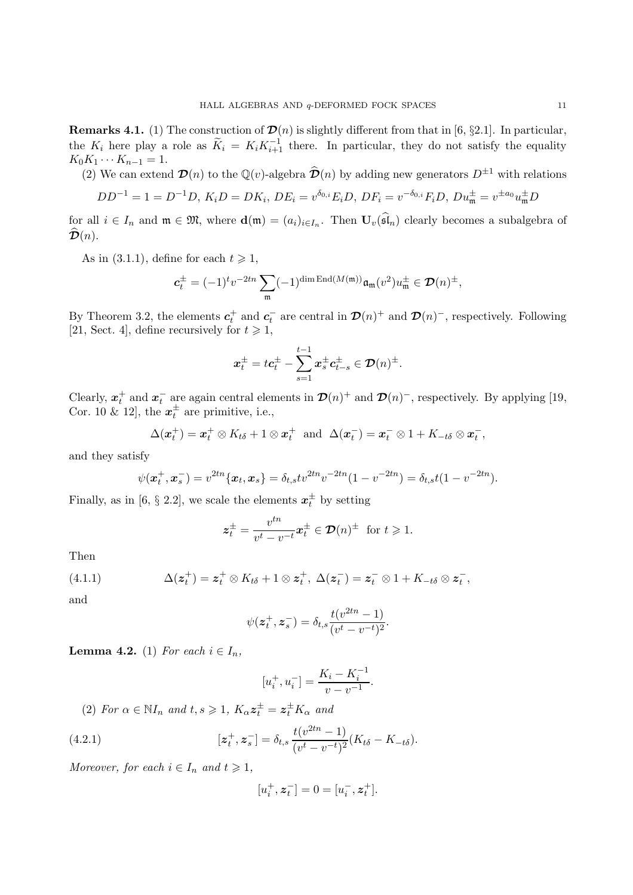**Remarks 4.1.** (1) The construction of $\boldsymbol{\mathcal{D}}(n)$ is slightly different from that in [6, §2.1]. In particular, the $K_i$ here play a role as $\widetilde{K}_i = K_iK_{i+1}^{-1}$ there. In particular, they do not satisfy the equality $K_0K_1\cdots K_{n-1} = 1$.

(2) We can extend $\boldsymbol{\mathcal{D}}(n)$ to the $\mathbb{Q}(v)$-algebra $\widehat{\boldsymbol{\mathcal{D}}}(n)$ by adding new generators $D^{\pm 1}$ with relations

$$DD^{-1} = 1 = D^{-1}D,\ K_iD = DK_i,\ DE_i = v^{\delta_{0,i}}E_iD,\ DF_i = v^{-\delta_{0,i}}F_iD,\ Du_{\mathfrak{m}}^{\pm} = v^{\pm a_0}u_{\mathfrak{m}}^{\pm}D$$

for all $i \in I_n$ and $\mathfrak{m} \in \mathfrak{M}$, where $\mathbf{d}(\mathfrak{m}) = (a_i)_{i\in I_n}$. Then $\mathbf{U}_v(\widehat{\mathfrak{sl}}_n)$ clearly becomes a subalgebra of $\widehat{\boldsymbol{\mathcal{D}}}(n)$.

As in (3.1.1), define for each $t \geqslant 1$,

$$\boldsymbol{c}_t^{\pm} = (-1)^t v^{-2tn} \sum_{\mathfrak{m}} (-1)^{\dim \operatorname{End}(M(\mathfrak{m}))} \mathfrak{a}_{\mathfrak{m}}(v^2) u_{\mathfrak{m}}^{\pm} \in \boldsymbol{\mathcal{D}}(n)^{\pm},$$

By Theorem 3.2, the elements $\boldsymbol{c}_t^+$ and $\boldsymbol{c}_t^-$ are central in $\boldsymbol{\mathcal{D}}(n)^+$ and $\boldsymbol{\mathcal{D}}(n)^-$, respectively. Following [21, Sect. 4], define recursively for $t \geqslant 1$,

$$\boldsymbol{x}_t^{\pm} = t\boldsymbol{c}_t^{\pm} - \sum_{s=1}^{t-1} \boldsymbol{x}_s^{\pm}\boldsymbol{c}_{t-s}^{\pm} \in \boldsymbol{\mathcal{D}}(n)^{\pm}.$$

Clearly, $\boldsymbol{x}_t^+$ and $\boldsymbol{x}_t^-$ are again central elements in $\boldsymbol{\mathcal{D}}(n)^+$ and $\boldsymbol{\mathcal{D}}(n)^-$, respectively. By applying [19, Cor. 10 & 12], the $\boldsymbol{x}_t^{\pm}$ are primitive, i.e.,

$$\Delta(\boldsymbol{x}_t^+) = \boldsymbol{x}_t^+ \otimes K_{t\delta} + 1 \otimes \boldsymbol{x}_t^+ \ \text{ and } \ \Delta(\boldsymbol{x}_t^-) = \boldsymbol{x}_t^- \otimes 1 + K_{-t\delta} \otimes \boldsymbol{x}_t^-,$$

and they satisfy

$$\psi(\boldsymbol{x}_t^+, \boldsymbol{x}_s^-) = v^{2tn}\{\boldsymbol{x}_t, \boldsymbol{x}_s\} = \delta_{t,s} t v^{2tn} v^{-2tn}(1 - v^{-2tn}) = \delta_{t,s} t(1 - v^{-2tn}).$$

Finally, as in [6, § 2.2], we scale the elements $\boldsymbol{x}_t^{\pm}$ by setting

$$\boldsymbol{z}_t^{\pm} = \frac{v^{tn}}{v^t - v^{-t}} \boldsymbol{x}_t^{\pm} \in \boldsymbol{\mathcal{D}}(n)^{\pm} \ \text{ for } t \geqslant 1.$$

Then

$$\Delta(\boldsymbol{z}_t^+) = \boldsymbol{z}_t^+ \otimes K_{t\delta} + 1 \otimes \boldsymbol{z}_t^+,\ \Delta(\boldsymbol{z}_t^-) = \boldsymbol{z}_t^- \otimes 1 + K_{-t\delta} \otimes \boldsymbol{z}_t^-, \tag{4.1.1}$$

and

$$\psi(\boldsymbol{z}_t^+, \boldsymbol{z}_s^-) = \delta_{t,s} \frac{t(v^{2tn} - 1)}{(v^t - v^{-t})^2}.$$

**Lemma 4.2.** (1) *For each* $i \in I_n$,

$$[u_i^+, u_i^-] = \frac{K_i - K_i^{-1}}{v - v^{-1}}.$$

(2) *For* $\alpha \in \mathbb{N}I_n$ *and* $t, s \geqslant 1$, $K_\alpha \boldsymbol{z}_t^{\pm} = \boldsymbol{z}_t^{\pm} K_\alpha$ *and*

$$[\boldsymbol{z}_t^+, \boldsymbol{z}_s^-] = \delta_{t,s} \frac{t(v^{2tn} - 1)}{(v^t - v^{-t})^2} (K_{t\delta} - K_{-t\delta}). \tag{4.2.1}$$

*Moreover, for each* $i \in I_n$ *and* $t \geqslant 1$,

$$[u_i^+, \boldsymbol{z}_t^-] = 0 = [u_i^-, \boldsymbol{z}_t^+].$$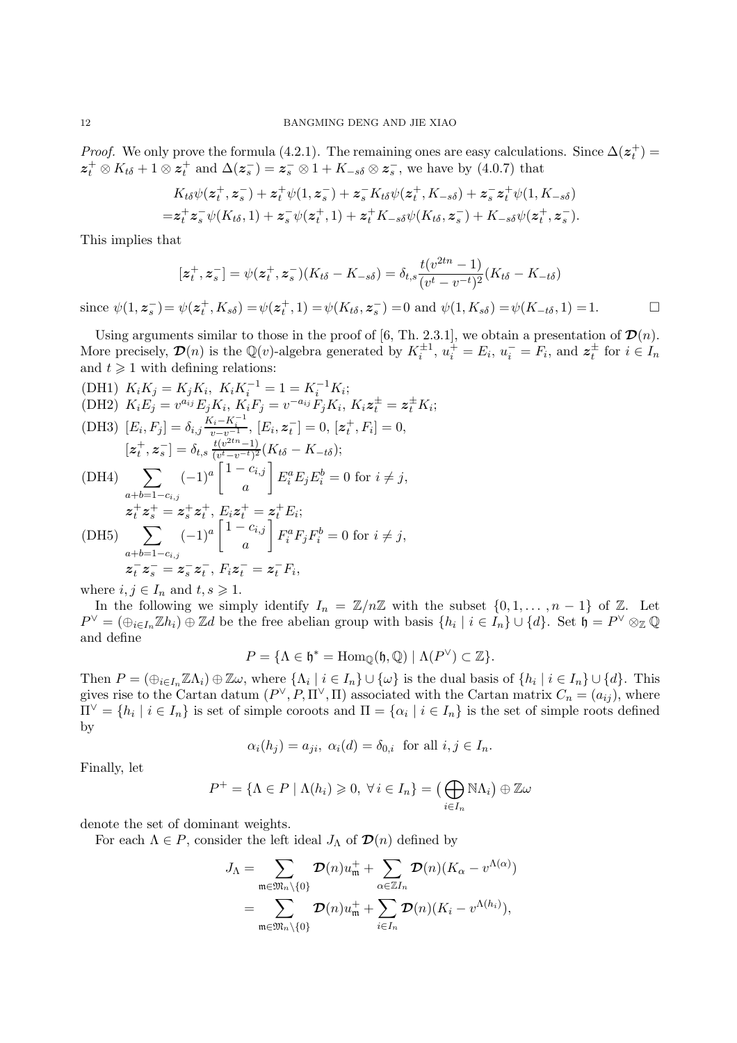*Proof.* We only prove the formula (4.2.1). The remaining ones are easy calculations. Since $\Delta(\boldsymbol{z}_t^+) = \boldsymbol{z}_t^+ \otimes K_{t\delta} + 1 \otimes \boldsymbol{z}_t^+$ and $\Delta(\boldsymbol{z}_s^-) = \boldsymbol{z}_s^- \otimes 1 + K_{-s\delta} \otimes \boldsymbol{z}_s^-$, we have by (4.0.7) that

$$\begin{aligned}
&K_{t\delta}\psi(\boldsymbol{z}_t^+, \boldsymbol{z}_s^-) + \boldsymbol{z}_t^+\psi(1, \boldsymbol{z}_s^-) + \boldsymbol{z}_s^- K_{t\delta}\psi(\boldsymbol{z}_t^+, K_{-s\delta}) + \boldsymbol{z}_s^-\boldsymbol{z}_t^+\psi(1, K_{-s\delta})\\
=&\boldsymbol{z}_t^+\boldsymbol{z}_s^-\psi(K_{t\delta}, 1) + \boldsymbol{z}_s^-\psi(\boldsymbol{z}_t^+, 1) + \boldsymbol{z}_t^+ K_{-s\delta}\psi(K_{t\delta}, \boldsymbol{z}_s^-) + K_{-s\delta}\psi(\boldsymbol{z}_t^+, \boldsymbol{z}_s^-).
\end{aligned}$$

This implies that

$$[\boldsymbol{z}_t^+, \boldsymbol{z}_s^-] = \psi(\boldsymbol{z}_t^+, \boldsymbol{z}_s^-)(K_{t\delta} - K_{-s\delta}) = \delta_{t,s}\frac{t(v^{2tn}-1)}{(v^t - v^{-t})^2}(K_{t\delta} - K_{-t\delta})$$

since $\psi(1, \boldsymbol{z}_s^-) = \psi(\boldsymbol{z}_t^+, K_{s\delta}) = \psi(\boldsymbol{z}_t^+, 1) = \psi(K_{t\delta}, \boldsymbol{z}_s^-) = 0$ and $\psi(1, K_{s\delta}) = \psi(K_{-t\delta}, 1) = 1$. □

Using arguments similar to those in the proof of [6, Th. 2.3.1], we obtain a presentation of $\boldsymbol{\mathcal{D}}(n)$. More precisely, $\boldsymbol{\mathcal{D}}(n)$ is the $\mathbb{Q}(v)$-algebra generated by $K_i^{\pm 1}$, $u_i^+ = E_i$, $u_i^- = F_i$, and $\boldsymbol{z}_t^\pm$ for $i \in I_n$ and $t \geqslant 1$ with defining relations:

(DH1) $K_iK_j = K_jK_i,\ K_iK_i^{-1} = 1 = K_i^{-1}K_i$;

(DH2) $K_iE_j = v^{a_{ij}}E_jK_i,\ K_iF_j = v^{-a_{ij}}F_jK_i,\ K_i\boldsymbol{z}_t^\pm = \boldsymbol{z}_t^\pm K_i$;

(DH3) $[E_i, F_j] = \delta_{i,j}\frac{K_i - K_i^{-1}}{v - v^{-1}},\ [E_i, \boldsymbol{z}_t^-] = 0,\ [\boldsymbol{z}_t^+, F_i] = 0,$
$[\boldsymbol{z}_t^+, \boldsymbol{z}_s^-] = \delta_{t,s}\frac{t(v^{2tn}-1)}{(v^t - v^{-t})^2}(K_{t\delta} - K_{-t\delta})$;

(DH4) $\displaystyle\sum_{a+b=1-c_{i,j}}(-1)^a\begin{bmatrix}1-c_{i,j}\\ a\end{bmatrix}E_i^aE_jE_i^b = 0$ for $i \neq j$,
$\boldsymbol{z}_t^+\boldsymbol{z}_s^+ = \boldsymbol{z}_s^+\boldsymbol{z}_t^+,\ E_i\boldsymbol{z}_t^+ = \boldsymbol{z}_t^+E_i$;

(DH5) $\displaystyle\sum_{a+b=1-c_{i,j}}(-1)^a\begin{bmatrix}1-c_{i,j}\\ a\end{bmatrix}F_i^aF_jF_i^b = 0$ for $i \neq j$,
$\boldsymbol{z}_t^-\boldsymbol{z}_s^- = \boldsymbol{z}_s^-\boldsymbol{z}_t^-,\ F_i\boldsymbol{z}_t^- = \boldsymbol{z}_t^-F_i$,

where $i, j \in I_n$ and $t, s \geqslant 1$.

In the following we simply identify $I_n = \mathbb{Z}/n\mathbb{Z}$ with the subset $\{0, 1, \ldots, n-1\}$ of $\mathbb{Z}$. Let $P^\vee = (\oplus_{i\in I_n}\mathbb{Z}h_i) \oplus \mathbb{Z}d$ be the free abelian group with basis $\{h_i \mid i \in I_n\} \cup \{d\}$. Set $\mathfrak{h} = P^\vee \otimes_{\mathbb{Z}} \mathbb{Q}$ and define

$$P = \{\Lambda \in \mathfrak{h}^* = \mathrm{Hom}_{\mathbb{Q}}(\mathfrak{h}, \mathbb{Q}) \mid \Lambda(P^\vee) \subset \mathbb{Z}\}.$$

Then $P = (\oplus_{i\in I_n}\mathbb{Z}\Lambda_i) \oplus \mathbb{Z}\omega$, where $\{\Lambda_i \mid i \in I_n\} \cup \{\omega\}$ is the dual basis of $\{h_i \mid i \in I_n\} \cup \{d\}$. This gives rise to the Cartan datum $(P^\vee, P, \Pi^\vee, \Pi)$ associated with the Cartan matrix $C_n = (a_{ij})$, where $\Pi^\vee = \{h_i \mid i \in I_n\}$ is set of simple coroots and $\Pi = \{\alpha_i \mid i \in I_n\}$ is the set of simple roots defined by

$$\alpha_i(h_j) = a_{ji},\ \alpha_i(d) = \delta_{0,i}\ \text{ for all } i, j \in I_n.$$

Finally, let

$$P^+ = \{\Lambda \in P \mid \Lambda(h_i) \geqslant 0,\ \forall\, i \in I_n\} = \big(\bigoplus_{i\in I_n}\mathbb{N}\Lambda_i\big) \oplus \mathbb{Z}\omega$$

denote the set of dominant weights.

For each $\Lambda \in P$, consider the left ideal $J_\Lambda$ of $\boldsymbol{\mathcal{D}}(n)$ defined by

$$\begin{aligned}
J_\Lambda &= \sum_{\mathfrak{m}\in\mathfrak{M}_n\setminus\{0\}}\boldsymbol{\mathcal{D}}(n)u_{\mathfrak{m}}^+ + \sum_{\alpha\in\mathbb{Z}I_n}\boldsymbol{\mathcal{D}}(n)(K_\alpha - v^{\Lambda(\alpha)})\\
&= \sum_{\mathfrak{m}\in\mathfrak{M}_n\setminus\{0\}}\boldsymbol{\mathcal{D}}(n)u_{\mathfrak{m}}^+ + \sum_{i\in I_n}\boldsymbol{\mathcal{D}}(n)(K_i - v^{\Lambda(h_i)}),
\end{aligned}$$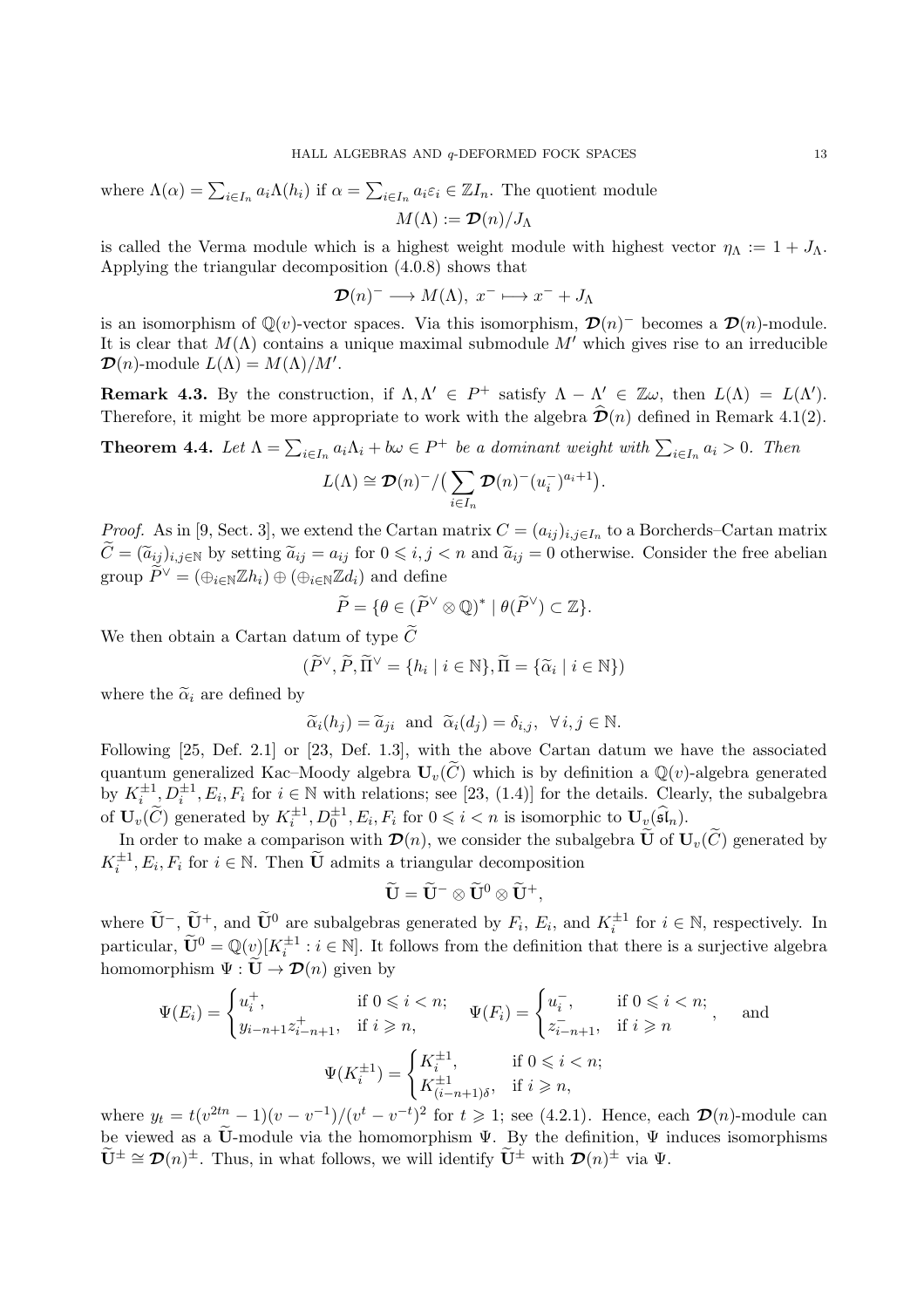where $\Lambda(\alpha) = \sum_{i\in I_n} a_i\Lambda(h_i)$ if $\alpha = \sum_{i\in I_n} a_i\varepsilon_i \in \mathbb{Z}I_n$. The quotient module

$$M(\Lambda) := \boldsymbol{\mathcal{D}}(n)/J_\Lambda$$

is called the Verma module which is a highest weight module with highest vector $\eta_\Lambda := 1 + J_\Lambda$. Applying the triangular decomposition (4.0.8) shows that

$$\boldsymbol{\mathcal{D}}(n)^- \longrightarrow M(\Lambda),\ x^- \longmapsto x^- + J_\Lambda$$

is an isomorphism of $\mathbb{Q}(v)$-vector spaces. Via this isomorphism, $\boldsymbol{\mathcal{D}}(n)^-$ becomes a $\boldsymbol{\mathcal{D}}(n)$-module. It is clear that $M(\Lambda)$ contains a unique maximal submodule $M'$ which gives rise to an irreducible $\boldsymbol{\mathcal{D}}(n)$-module $L(\Lambda) = M(\Lambda)/M'$.

**Remark 4.3.** By the construction, if $\Lambda, \Lambda' \in P^+$ satisfy $\Lambda - \Lambda' \in \mathbb{Z}\omega$, then $L(\Lambda) = L(\Lambda')$. Therefore, it might be more appropriate to work with the algebra $\widehat{\boldsymbol{\mathcal{D}}}(n)$ defined in Remark 4.1(2).

**Theorem 4.4.** *Let $\Lambda = \sum_{i\in I_n} a_i\Lambda_i + b\omega \in P^+$ be a dominant weight with $\sum_{i\in I_n} a_i > 0$. Then*

$$L(\Lambda) \cong \boldsymbol{\mathcal{D}}(n)^-/\big(\sum_{i\in I_n} \boldsymbol{\mathcal{D}}(n)^-(u_i^-)^{a_i+1}\big).$$

*Proof.* As in [9, Sect. 3], we extend the Cartan matrix $C = (a_{ij})_{i,j\in I_n}$ to a Borcherds–Cartan matrix $\widetilde{C} = (\widetilde{a}_{ij})_{i,j\in\mathbb{N}}$ by setting $\widetilde{a}_{ij} = a_{ij}$ for $0 \leqslant i,j < n$ and $\widetilde{a}_{ij} = 0$ otherwise. Consider the free abelian group $\widetilde{P}^\vee = (\oplus_{i\in\mathbb{N}}\mathbb{Z}h_i) \oplus (\oplus_{i\in\mathbb{N}}\mathbb{Z}d_i)$ and define

$$\widetilde{P} = \{\theta \in (\widetilde{P}^\vee \otimes \mathbb{Q})^* \mid \theta(\widetilde{P}^\vee) \subset \mathbb{Z}\}.$$

We then obtain a Cartan datum of type $\widetilde{C}$

$$(\widetilde{P}^\vee, \widetilde{P}, \widetilde{\Pi}^\vee = \{h_i \mid i \in \mathbb{N}\}, \widetilde{\Pi} = \{\widetilde{\alpha}_i \mid i \in \mathbb{N}\})$$

where the $\widetilde{\alpha}_i$ are defined by

$$\widetilde{\alpha}_i(h_j) = \widetilde{a}_{ji} \ \text{ and } \ \widetilde{\alpha}_i(d_j) = \delta_{i,j},\ \ \forall\, i,j \in \mathbb{N}.$$

Following [25, Def. 2.1] or [23, Def. 1.3], with the above Cartan datum we have the associated quantum generalized Kac–Moody algebra $\mathbf{U}_v(\widetilde{C})$ which is by definition a $\mathbb{Q}(v)$-algebra generated by $K_i^{\pm1}, D_i^{\pm1}, E_i, F_i$ for $i \in \mathbb{N}$ with relations; see [23, (1.4)] for the details. Clearly, the subalgebra of $\mathbf{U}_v(\widetilde{C})$ generated by $K_i^{\pm1}, D_0^{\pm1}, E_i, F_i$ for $0 \leqslant i < n$ is isomorphic to $\mathbf{U}_v(\widehat{\mathfrak{sl}}_n)$.

In order to make a comparison with $\boldsymbol{\mathcal{D}}(n)$, we consider the subalgebra $\widetilde{\mathbf{U}}$ of $\mathbf{U}_v(\widetilde{C})$ generated by $K_i^{\pm1}, E_i, F_i$ for $i \in \mathbb{N}$. Then $\widetilde{\mathbf{U}}$ admits a triangular decomposition

$$\widetilde{\mathbf{U}} = \widetilde{\mathbf{U}}^- \otimes \widetilde{\mathbf{U}}^0 \otimes \widetilde{\mathbf{U}}^+,$$

where $\widetilde{\mathbf{U}}^-$, $\widetilde{\mathbf{U}}^+$, and $\widetilde{\mathbf{U}}^0$ are subalgebras generated by $F_i$, $E_i$, and $K_i^{\pm1}$ for $i \in \mathbb{N}$, respectively. In particular, $\widetilde{\mathbf{U}}^0 = \mathbb{Q}(v)[K_i^{\pm1} : i \in \mathbb{N}]$. It follows from the definition that there is a surjective algebra homomorphism $\Psi : \widetilde{\mathbf{U}} \to \boldsymbol{\mathcal{D}}(n)$ given by

$$\Psi(E_i) = \begin{cases} u_i^+, & \text{if } 0 \leqslant i < n; \\ y_{i-n+1}z_{i-n+1}^+, & \text{if } i \geqslant n, \end{cases} \quad \Psi(F_i) = \begin{cases} u_i^-, & \text{if } 0 \leqslant i < n; \\ z_{i-n+1}^-, & \text{if } i \geqslant n \end{cases}, \quad \text{and}$$

$$\Psi(K_i^{\pm1}) = \begin{cases} K_i^{\pm1}, & \text{if } 0 \leqslant i < n; \\ K_{(i-n+1)\delta}^{\pm1}, & \text{if } i \geqslant n, \end{cases}$$

where $y_t = t(v^{2tn} - 1)(v - v^{-1})/(v^t - v^{-t})^2$ for $t \geqslant 1$; see (4.2.1). Hence, each $\boldsymbol{\mathcal{D}}(n)$-module can be viewed as a $\widetilde{\mathbf{U}}$-module via the homomorphism $\Psi$. By the definition, $\Psi$ induces isomorphisms $\widetilde{\mathbf{U}}^\pm \cong \boldsymbol{\mathcal{D}}(n)^\pm$. Thus, in what follows, we will identify $\widetilde{\mathbf{U}}^\pm$ with $\boldsymbol{\mathcal{D}}(n)^\pm$ via $\Psi$.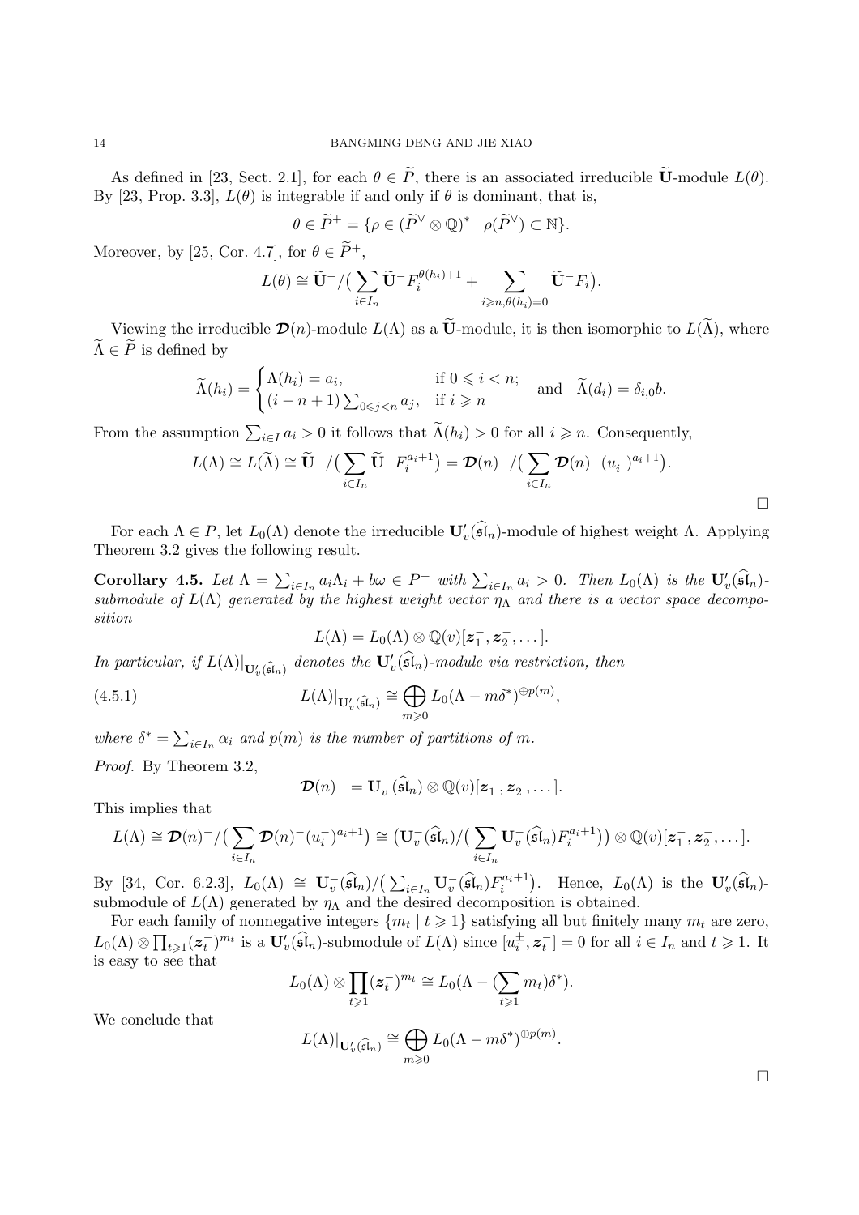As defined in [23, Sect. 2.1], for each $\theta \in \widetilde{P}$, there is an associated irreducible $\widetilde{\mathbf{U}}$-module $L(\theta)$. By [23, Prop. 3.3], $L(\theta)$ is integrable if and only if $\theta$ is dominant, that is,

$$\theta \in \widetilde{P}^+ = \{\rho \in (\widetilde{P}^\vee \otimes \mathbb{Q})^* \mid \rho(\widetilde{P}^\vee) \subset \mathbb{N}\}.$$

Moreover, by [25, Cor. 4.7], for $\theta \in \widetilde{P}^+$,

$$L(\theta) \cong \widetilde{\mathbf{U}}^-/\big(\sum_{i\in I_n} \widetilde{\mathbf{U}}^- F_i^{\theta(h_i)+1} + \sum_{i\geqslant n, \theta(h_i)=0} \widetilde{\mathbf{U}}^- F_i\big).$$

Viewing the irreducible $\boldsymbol{\mathcal{D}}(n)$-module $L(\Lambda)$ as a $\widetilde{\mathbf{U}}$-module, it is then isomorphic to $L(\widetilde{\Lambda})$, where $\widetilde{\Lambda} \in \widetilde{P}$ is defined by

$$\widetilde{\Lambda}(h_i) = \begin{cases} \Lambda(h_i) = a_i, & \text{if } 0 \leqslant i < n; \\ (i-n+1)\sum_{0\leqslant j<n} a_j, & \text{if } i \geqslant n \end{cases} \quad \text{and} \quad \widetilde{\Lambda}(d_i) = \delta_{i,0} b.$$

From the assumption $\sum_{i\in I} a_i > 0$ it follows that $\widetilde{\Lambda}(h_i) > 0$ for all $i \geqslant n$. Consequently,

$$L(\Lambda) \cong L(\widetilde{\Lambda}) \cong \widetilde{\mathbf{U}}^-/\big(\sum_{i\in I_n} \widetilde{\mathbf{U}}^- F_i^{a_i+1}\big) = \boldsymbol{\mathcal{D}}(n)^-/\big(\sum_{i\in I_n} \boldsymbol{\mathcal{D}}(n)^- (u_i^-)^{a_i+1}\big).$$

□

For each $\Lambda \in P$, let $L_0(\Lambda)$ denote the irreducible $\mathbf{U}_v'(\widehat{\mathfrak{sl}}_n)$-module of highest weight $\Lambda$. Applying Theorem 3.2 gives the following result.

**Corollary 4.5.** *Let $\Lambda = \sum_{i\in I_n} a_i\Lambda_i + b\omega \in P^+$ with $\sum_{i\in I_n} a_i > 0$. Then $L_0(\Lambda)$ is the $\mathbf{U}_v'(\widehat{\mathfrak{sl}}_n)$-submodule of $L(\Lambda)$ generated by the highest weight vector $\eta_\Lambda$ and there is a vector space decomposition*

$$L(\Lambda) = L_0(\Lambda) \otimes \mathbb{Q}(v)[\boldsymbol{z}_1^-, \boldsymbol{z}_2^-, \ldots].$$

*In particular, if $L(\Lambda)|_{\mathbf{U}_v'(\widehat{\mathfrak{sl}}_n)}$ denotes the $\mathbf{U}_v'(\widehat{\mathfrak{sl}}_n)$-module via restriction, then*

$$L(\Lambda)|_{\mathbf{U}_v'(\widehat{\mathfrak{sl}}_n)} \cong \bigoplus_{m\geqslant 0} L_0(\Lambda - m\delta^*)^{\oplus p(m)}, \tag{4.5.1}$$

*where $\delta^* = \sum_{i\in I_n} \alpha_i$ and $p(m)$ is the number of partitions of $m$.*

*Proof.* By Theorem 3.2,

$$\boldsymbol{\mathcal{D}}(n)^- = \mathbf{U}_v^-(\widehat{\mathfrak{sl}}_n) \otimes \mathbb{Q}(v)[\boldsymbol{z}_1^-, \boldsymbol{z}_2^-, \ldots].$$

This implies that

$$L(\Lambda) \cong \boldsymbol{\mathcal{D}}(n)^-/\big(\sum_{i\in I_n} \boldsymbol{\mathcal{D}}(n)^-(u_i^-)^{a_i+1}\big) \cong \big(\mathbf{U}_v^-(\widehat{\mathfrak{sl}}_n)/\big(\sum_{i\in I_n} \mathbf{U}_v^-(\widehat{\mathfrak{sl}}_n) F_i^{a_i+1}\big)\big) \otimes \mathbb{Q}(v)[\boldsymbol{z}_1^-, \boldsymbol{z}_2^-, \ldots].$$

By [34, Cor. 6.2.3], $L_0(\Lambda) \cong \mathbf{U}_v^-(\widehat{\mathfrak{sl}}_n)/\big(\sum_{i\in I_n} \mathbf{U}_v^-(\widehat{\mathfrak{sl}}_n) F_i^{a_i+1}\big)$. Hence, $L_0(\Lambda)$ is the $\mathbf{U}_v'(\widehat{\mathfrak{sl}}_n)$-submodule of $L(\Lambda)$ generated by $\eta_\Lambda$ and the desired decomposition is obtained.

For each family of nonnegative integers $\{m_t \mid t \geqslant 1\}$ satisfying all but finitely many $m_t$ are zero, $L_0(\Lambda) \otimes \prod_{t\geqslant 1} (\boldsymbol{z}_t^-)^{m_t}$ is a $\mathbf{U}_v'(\widehat{\mathfrak{sl}}_n)$-submodule of $L(\Lambda)$ since $[u_i^\pm, \boldsymbol{z}_t^-] = 0$ for all $i \in I_n$ and $t \geqslant 1$. It is easy to see that

$$L_0(\Lambda) \otimes \prod_{t\geqslant 1} (\boldsymbol{z}_t^-)^{m_t} \cong L_0(\Lambda - (\sum_{t\geqslant 1} m_t)\delta^*).$$

We conclude that

$$L(\Lambda)|_{\mathbf{U}_v'(\widehat{\mathfrak{sl}}_n)} \cong \bigoplus_{m\geqslant 0} L_0(\Lambda - m\delta^*)^{\oplus p(m)}.$$

□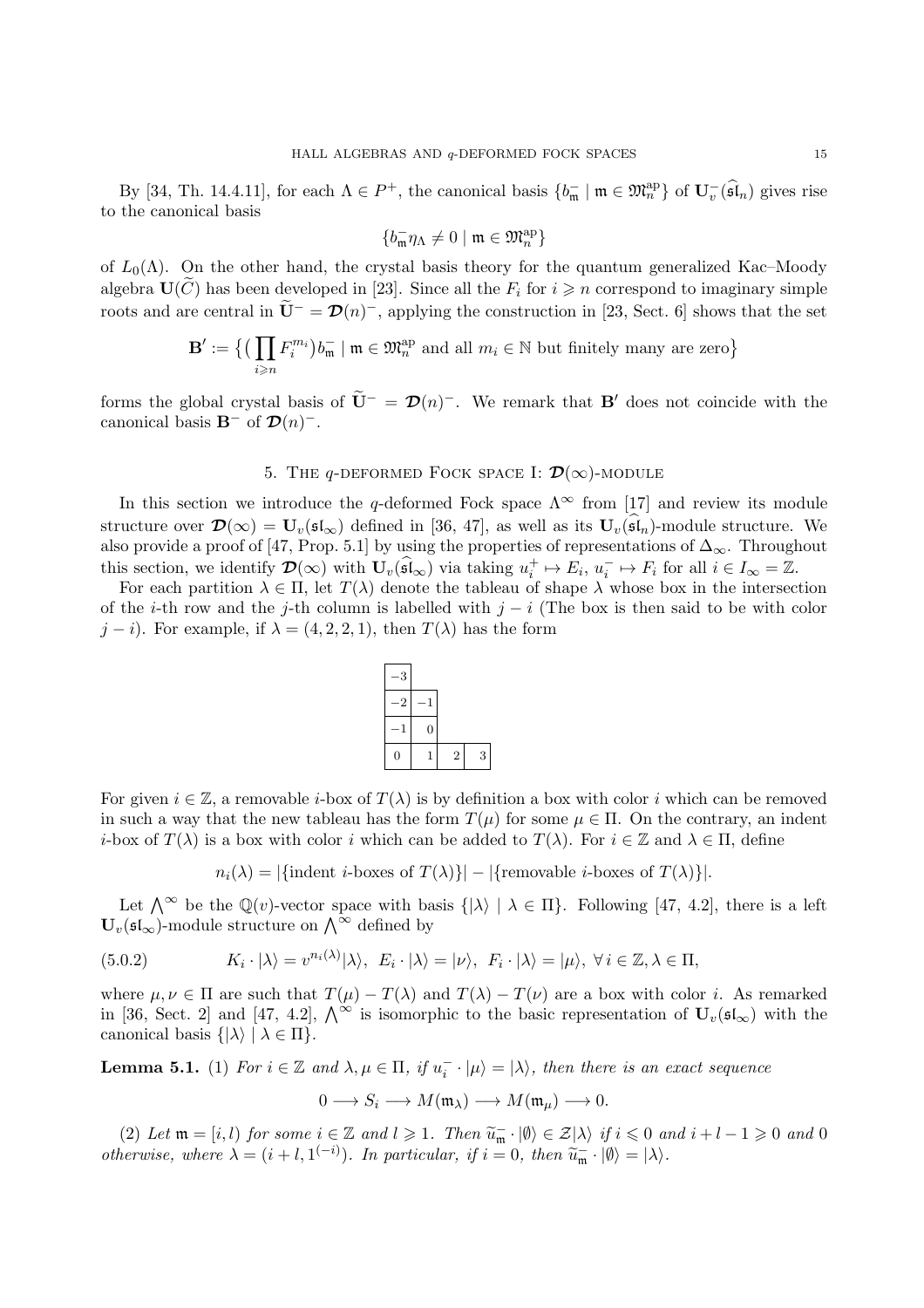By [34, Th. 14.4.11], for each $\Lambda \in P^+$, the canonical basis $\{b^-_{\mathfrak{m}} \mid \mathfrak{m} \in \mathfrak{M}_n^{\rm ap}\}$ of $\mathbf{U}_v^-(\widehat{\mathfrak{sl}}_n)$ gives rise to the canonical basis

$$\{b^-_{\mathfrak{m}}\eta_\Lambda \neq 0 \mid \mathfrak{m} \in \mathfrak{M}_n^{\rm ap}\}$$

of $L_0(\Lambda)$. On the other hand, the crystal basis theory for the quantum generalized Kac–Moody algebra $\mathbf{U}(\widetilde{C})$ has been developed in [23]. Since all the $F_i$ for $i \geqslant n$ correspond to imaginary simple roots and are central in $\widetilde{\mathbf{U}}^- = \boldsymbol{\mathcal{D}}(n)^-$, applying the construction in [23, Sect. 6] shows that the set

$$\mathbf{B}' := \big\{\big(\prod_{i \geqslant n} F_i^{m_i}\big) b^-_{\mathfrak{m}} \mid \mathfrak{m} \in \mathfrak{M}_n^{\rm ap} \text{ and all } m_i \in \mathbb{N} \text{ but finitely many are zero}\big\}$$

forms the global crystal basis of $\widetilde{\mathbf{U}}^- = \boldsymbol{\mathcal{D}}(n)^-$. We remark that $\mathbf{B}'$ does not coincide with the canonical basis $\mathbf{B}^-$ of $\boldsymbol{\mathcal{D}}(n)^-$.

## 5. The $q$-deformed Fock space I: $\boldsymbol{\mathcal{D}}(\infty)$-module

In this section we introduce the $q$-deformed Fock space $\Lambda^\infty$ from [17] and review its module structure over $\boldsymbol{\mathcal{D}}(\infty) = \mathbf{U}_v(\mathfrak{sl}_\infty)$ defined in [36, 47], as well as its $\mathbf{U}_v(\widehat{\mathfrak{sl}}_n)$-module structure. We also provide a proof of [47, Prop. 5.1] by using the properties of representations of $\Delta_\infty$. Throughout this section, we identify $\boldsymbol{\mathcal{D}}(\infty)$ with $\mathbf{U}_v(\widehat{\mathfrak{sl}}_\infty)$ via taking $u_i^+ \mapsto E_i$, $u_i^- \mapsto F_i$ for all $i \in I_\infty = \mathbb{Z}$.

For each partition $\lambda \in \Pi$, let $T(\lambda)$ denote the tableau of shape $\lambda$ whose box in the intersection of the $i$-th row and the $j$-th column is labelled with $j - i$ (The box is then said to be with color $j - i$). For example, if $\lambda = (4, 2, 2, 1)$, then $T(\lambda)$ has the form

| | | | |
|---|---|---|---|
| −3 | | | |
| −2 | −1 | | |
| −1 | 0 | | |
| 0 | 1 | 2 | 3 |

For given $i \in \mathbb{Z}$, a removable $i$-box of $T(\lambda)$ is by definition a box with color $i$ which can be removed in such a way that the new tableau has the form $T(\mu)$ for some $\mu \in \Pi$. On the contrary, an indent $i$-box of $T(\lambda)$ is a box with color $i$ which can be added to $T(\lambda)$. For $i \in \mathbb{Z}$ and $\lambda \in \Pi$, define

$$n_i(\lambda) = |\{\text{indent } i\text{-boxes of } T(\lambda)\}| - |\{\text{removable } i\text{-boxes of } T(\lambda)\}|.$$

Let $\bigwedge^\infty$ be the $\mathbb{Q}(v)$-vector space with basis $\{|\lambda\rangle \mid \lambda \in \Pi\}$. Following [47, 4.2], there is a left $\mathbf{U}_v(\mathfrak{sl}_\infty)$-module structure on $\bigwedge^\infty$ defined by

$$K_i \cdot |\lambda\rangle = v^{n_i(\lambda)}|\lambda\rangle,\ E_i \cdot |\lambda\rangle = |\nu\rangle,\ F_i \cdot |\lambda\rangle = |\mu\rangle,\ \forall\, i \in \mathbb{Z}, \lambda \in \Pi, \tag{5.0.2}$$

where $\mu, \nu \in \Pi$ are such that $T(\mu) - T(\lambda)$ and $T(\lambda) - T(\nu)$ are a box with color $i$. As remarked in [36, Sect. 2] and [47, 4.2], $\bigwedge^\infty$ is isomorphic to the basic representation of $\mathbf{U}_v(\mathfrak{sl}_\infty)$ with the canonical basis $\{|\lambda\rangle \mid \lambda \in \Pi\}$.

**Lemma 5.1.** (1) *For $i \in \mathbb{Z}$ and $\lambda, \mu \in \Pi$, if $u_i^- \cdot |\mu\rangle = |\lambda\rangle$, then there is an exact sequence*

$$0 \longrightarrow S_i \longrightarrow M(\mathfrak{m}_\lambda) \longrightarrow M(\mathfrak{m}_\mu) \longrightarrow 0.$$

(2) *Let $\mathfrak{m} = [i, l)$ for some $i \in \mathbb{Z}$ and $l \geqslant 1$. Then $\widetilde{u}^-_{\mathfrak{m}} \cdot |\emptyset\rangle \in \mathcal{Z}|\lambda\rangle$ if $i \leqslant 0$ and $i + l - 1 \geqslant 0$ and $0$ otherwise, where $\lambda = (i + l, 1^{(-i)})$. In particular, if $i = 0$, then $\widetilde{u}^-_{\mathfrak{m}} \cdot |\emptyset\rangle = |\lambda\rangle$.*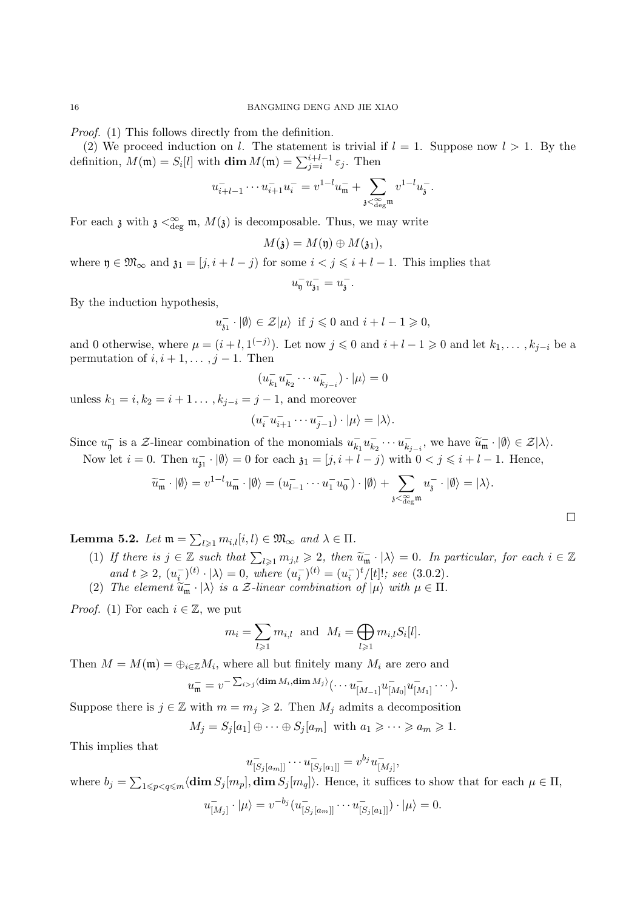*Proof.* (1) This follows directly from the definition.

(2) We proceed induction on $l$. The statement is trivial if $l = 1$. Suppose now $l > 1$. By the definition, $M(\mathfrak{m}) = S_i[l]$ with $\mathbf{dim}\, M(\mathfrak{m}) = \sum_{j=i}^{i+l-1} \varepsilon_j$. Then

$$u^-_{i+l-1} \cdots u^-_{i+1} u^-_i = v^{1-l} u^-_{\mathfrak{m}} + \sum_{\mathfrak{z} <^{\infty}_{\deg} \mathfrak{m}} v^{1-l} u^-_{\mathfrak{z}}.$$

For each $\mathfrak{z}$ with $\mathfrak{z} <^{\infty}_{\deg} \mathfrak{m}$, $M(\mathfrak{z})$ is decomposable. Thus, we may write

$$M(\mathfrak{z}) = M(\mathfrak{y}) \oplus M(\mathfrak{z}_1),$$

where $\mathfrak{y} \in \mathfrak{M}_\infty$ and $\mathfrak{z}_1 = [j, i+l-j)$ for some $i < j \leqslant i+l-1$. This implies that

$$u^-_{\mathfrak{y}} u^-_{\mathfrak{z}_1} = u^-_{\mathfrak{z}}.$$

By the induction hypothesis,

$$u^-_{\mathfrak{z}_1} \cdot |\emptyset\rangle \in \mathcal{Z}|\mu\rangle \ \text{ if } j \leqslant 0 \text{ and } i+l-1 \geqslant 0,$$

and 0 otherwise, where $\mu = (i+l, 1^{(-j)})$. Let now $j \leqslant 0$ and $i+l-1 \geqslant 0$ and let $k_1, \ldots, k_{j-i}$ be a permutation of $i, i+1, \ldots, j-1$. Then

$$(u^-_{k_1} u^-_{k_2} \cdots u^-_{k_{j-i}}) \cdot |\mu\rangle = 0$$

unless $k_1 = i, k_2 = i+1 \ldots, k_{j-i} = j-1$, and moreover

$$(u^-_i u^-_{i+1} \cdots u^-_{j-1}) \cdot |\mu\rangle = |\lambda\rangle.$$

Since $u^-_{\mathfrak{y}}$ is a $\mathcal{Z}$-linear combination of the monomials $u^-_{k_1} u^-_{k_2} \cdots u^-_{k_{j-i}}$, we have $\widetilde{u}^-_{\mathfrak{m}} \cdot |\emptyset\rangle \in \mathcal{Z}|\lambda\rangle$.

Now let $i = 0$. Then $u^-_{\mathfrak{z}_1} \cdot |\emptyset\rangle = 0$ for each $\mathfrak{z}_1 = [j, i+l-j)$ with $0 < j \leqslant i+l-1$. Hence,

$$\widetilde{u}^-_{\mathfrak{m}} \cdot |\emptyset\rangle = v^{1-l} u^-_{\mathfrak{m}} \cdot |\emptyset\rangle = (u^-_{l-1} \cdots u^-_1 u^-_0) \cdot |\emptyset\rangle + \sum_{\mathfrak{z} <^{\infty}_{\deg} \mathfrak{m}} u^-_{\mathfrak{z}} \cdot |\emptyset\rangle = |\lambda\rangle.$$

□

**Lemma 5.2.** *Let $\mathfrak{m} = \sum_{l \geqslant 1} m_{i,l}[i,l) \in \mathfrak{M}_\infty$ and $\lambda \in \Pi$.*

1. *If there is $j \in \mathbb{Z}$ such that $\sum_{l \geqslant 1} m_{j,l} \geqslant 2$, then $\widetilde{u}^-_{\mathfrak{m}} \cdot |\lambda\rangle = 0$. In particular, for each $i \in \mathbb{Z}$ and $t \geqslant 2$, $(u^-_i)^{(t)} \cdot |\lambda\rangle = 0$, where $(u^-_i)^{(t)} = (u^-_i)^t/[t]!$; see (3.0.2).*
2. *The element $\widetilde{u}^-_{\mathfrak{m}} \cdot |\lambda\rangle$ is a $\mathcal{Z}$-linear combination of $|\mu\rangle$ with $\mu \in \Pi$.*

*Proof.* (1) For each $i \in \mathbb{Z}$, we put

$$m_i = \sum_{l \geqslant 1} m_{i,l} \ \text{ and } \ M_i = \bigoplus_{l \geqslant 1} m_{i,l} S_i[l].$$

Then $M = M(\mathfrak{m}) = \oplus_{i \in \mathbb{Z}} M_i$, where all but finitely many $M_i$ are zero and

$$u^-_{\mathfrak{m}} = v^{-\sum_{i>j} \langle \mathbf{dim}\, M_i, \mathbf{dim}\, M_j \rangle} (\cdots u^-_{[M_{-1}]} u^-_{[M_0]} u^-_{[M_1]} \cdots).$$

Suppose there is $j \in \mathbb{Z}$ with $m = m_j \geqslant 2$. Then $M_j$ admits a decomposition

$$M_j = S_j[a_1] \oplus \cdots \oplus S_j[a_m] \ \text{ with } a_1 \geqslant \cdots \geqslant a_m \geqslant 1.$$

This implies that

$$u^-_{[S_j[a_m]]} \cdots u^-_{[S_j[a_1]]} = v^{b_j} u^-_{[M_j]},$$

where $b_j = \sum_{1 \leqslant p < q \leqslant m} \langle \mathbf{dim}\, S_j[m_p], \mathbf{dim}\, S_j[m_q] \rangle$. Hence, it suffices to show that for each $\mu \in \Pi$,

$$u^-_{[M_j]} \cdot |\mu\rangle = v^{-b_j} (u^-_{[S_j[a_m]]} \cdots u^-_{[S_j[a_1]]}) \cdot |\mu\rangle = 0.$$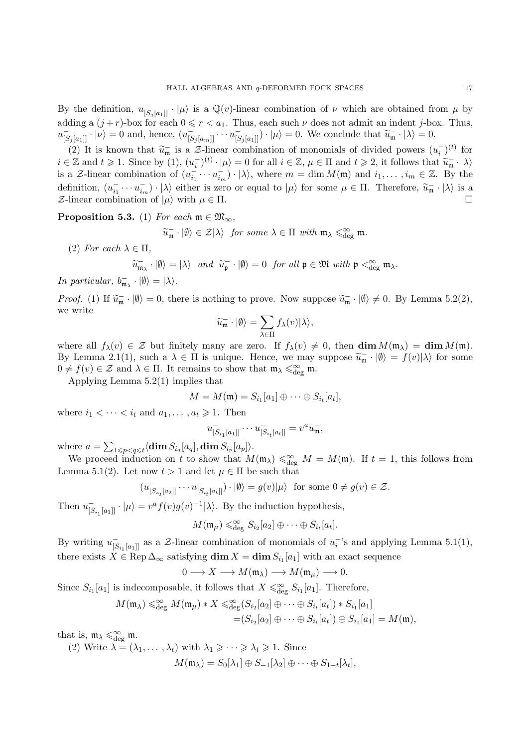By the definition, $u^-_{[S_j[a_1]]} \cdot |\mu\rangle$ is a $\mathbb{Q}(v)$-linear combination of $\nu$ which are obtained from $\mu$ by adding a $(j+r)$-box for each $0 \leqslant r < a_1$. Thus, each such $\nu$ does not admit an indent $j$-box. Thus, $u^-_{[S_j[a_1]]} \cdot |\nu\rangle = 0$ and, hence, $(u^-_{[S_j[a_m]]} \cdots u^-_{[S_j[a_1]]}) \cdot |\mu\rangle = 0$. We conclude that $\widetilde{u}^-_{\mathfrak{m}} \cdot |\lambda\rangle = 0$.

(2) It is known that $\widetilde{u}^-_{\mathfrak{m}}$ is a $\mathcal{Z}$-linear combination of monomials of divided powers $(u^-_i)^{(t)}$ for $i \in \mathbb{Z}$ and $t \geqslant 1$. Since by (1), $(u^-_i)^{(t)} \cdot |\mu\rangle = 0$ for all $i \in \mathbb{Z}$, $\mu \in \Pi$ and $t \geqslant 2$, it follows that $\widetilde{u}^-_{\mathfrak{m}} \cdot |\lambda\rangle$ is a $\mathcal{Z}$-linear combination of $(u^-_{i_1} \cdots u^-_{i_m}) \cdot |\lambda\rangle$, where $m = \dim M(\mathfrak{m})$ and $i_1, \ldots, i_m \in \mathbb{Z}$. By the definition, $(u^-_{i_1} \cdots u^-_{i_m}) \cdot |\lambda\rangle$ either is zero or equal to $|\mu\rangle$ for some $\mu \in \Pi$. Therefore, $\widetilde{u}^-_{\mathfrak{m}} \cdot |\lambda\rangle$ is a $\mathcal{Z}$-linear combination of $|\mu\rangle$ with $\mu \in \Pi$. $\square$

**Proposition 5.3.** (1) *For each* $\mathfrak{m} \in \mathfrak{M}_\infty$,

$$\widetilde{u}^-_{\mathfrak{m}} \cdot |\emptyset\rangle \in \mathcal{Z}|\lambda\rangle \ \ \textit{for some } \lambda \in \Pi \textit{ with } \mathfrak{m}_\lambda \leqslant^\infty_{\deg} \mathfrak{m}.$$

(2) *For each* $\lambda \in \Pi$,

$$\widetilde{u}^-_{\mathfrak{m}_\lambda} \cdot |\emptyset\rangle = |\lambda\rangle \ \ \textit{and} \ \ \widetilde{u}^-_{\mathfrak{p}} \cdot |\emptyset\rangle = 0 \ \ \textit{for all } \mathfrak{p} \in \mathfrak{M} \textit{ with } \mathfrak{p} <^\infty_{\deg} \mathfrak{m}_\lambda.$$

*In particular,* $b^-_{\mathfrak{m}_\lambda} \cdot |\emptyset\rangle = |\lambda\rangle$.

*Proof.* (1) If $\widetilde{u}^-_{\mathfrak{m}} \cdot |\emptyset\rangle = 0$, there is nothing to prove. Now suppose $\widetilde{u}^-_{\mathfrak{m}} \cdot |\emptyset\rangle \neq 0$. By Lemma 5.2(2), we write

$$\widetilde{u}^-_{\mathfrak{m}} \cdot |\emptyset\rangle = \sum_{\lambda \in \Pi} f_\lambda(v)|\lambda\rangle,$$

where all $f_\lambda(v) \in \mathcal{Z}$ but finitely many are zero. If $f_\lambda(v) \neq 0$, then $\mathbf{dim}\, M(\mathfrak{m}_\lambda) = \mathbf{dim}\, M(\mathfrak{m})$. By Lemma 2.1(1), such a $\lambda \in \Pi$ is unique. Hence, we may suppose $\widetilde{u}^-_{\mathfrak{m}} \cdot |\emptyset\rangle = f(v)|\lambda\rangle$ for some $0 \neq f(v) \in \mathcal{Z}$ and $\lambda \in \Pi$. It remains to show that $\mathfrak{m}_\lambda \leqslant^\infty_{\deg} \mathfrak{m}$.

Applying Lemma 5.2(1) implies that

$$M = M(\mathfrak{m}) = S_{i_1}[a_1] \oplus \cdots \oplus S_{i_t}[a_t],$$

where $i_1 < \cdots < i_t$ and $a_1, \ldots, a_t \geqslant 1$. Then

$$u^-_{[S_{i_1}[a_1]]} \cdots u^-_{[S_{i_t}[a_t]]} = v^a u^-_{\mathfrak{m}},$$

where $a = \sum_{1 \leqslant p < q \leqslant t} \langle \mathbf{dim}\, S_{i_q}[a_q], \mathbf{dim}\, S_{i_p}[a_p] \rangle$.

We proceed induction on $t$ to show that $M(\mathfrak{m}_\lambda) \leqslant^\infty_{\deg} M = M(\mathfrak{m})$. If $t = 1$, this follows from Lemma 5.1(2). Let now $t > 1$ and let $\mu \in \Pi$ be such that

$$(u^-_{[S_{i_2}[a_2]]} \cdots u^-_{[S_{i_t}[a_t]]}) \cdot |\emptyset\rangle = g(v)|\mu\rangle \ \text{ for some } 0 \neq g(v) \in \mathcal{Z}.$$

Then $u^-_{[S_{i_1}[a_1]]} \cdot |\mu\rangle = v^a f(v) g(v)^{-1} |\lambda\rangle$. By the induction hypothesis,

$$M(\mathfrak{m}_\mu) \leqslant^\infty_{\deg} S_{i_2}[a_2] \oplus \cdots \oplus S_{i_t}[a_t].$$

By writing $u^-_{[S_{i_1}[a_1]]}$ as a $\mathcal{Z}$-linear combination of monomials of $u^-_i$'s and applying Lemma 5.1(1), there exists $X \in \operatorname{Rep} \Delta_\infty$ satisfying $\mathbf{dim}\, X = \mathbf{dim}\, S_{i_1}[a_1]$ with an exact sequence

$$0 \longrightarrow X \longrightarrow M(\mathfrak{m}_\lambda) \longrightarrow M(\mathfrak{m}_\mu) \longrightarrow 0.$$

Since $S_{i_1}[a_1]$ is indecomposable, it follows that $X \leqslant^\infty_{\deg} S_{i_1}[a_1]$. Therefore,

$$\begin{aligned} M(\mathfrak{m}_\lambda) \leqslant^\infty_{\deg} M(\mathfrak{m}_\mu) * X &\leqslant^\infty_{\deg} (S_{i_2}[a_2] \oplus \cdots \oplus S_{i_t}[a_t]) * S_{i_1}[a_1] \\ &= (S_{i_2}[a_2] \oplus \cdots \oplus S_{i_t}[a_t]) \oplus S_{i_1}[a_1] = M(\mathfrak{m}), \end{aligned}$$

that is, $\mathfrak{m}_\lambda \leqslant^\infty_{\deg} \mathfrak{m}$.

(2) Write $\lambda = (\lambda_1, \ldots, \lambda_t)$ with $\lambda_1 \geqslant \cdots \geqslant \lambda_t \geqslant 1$. Since

$$M(\mathfrak{m}_\lambda) = S_0[\lambda_1] \oplus S_{-1}[\lambda_2] \oplus \cdots \oplus S_{1-t}[\lambda_t],$$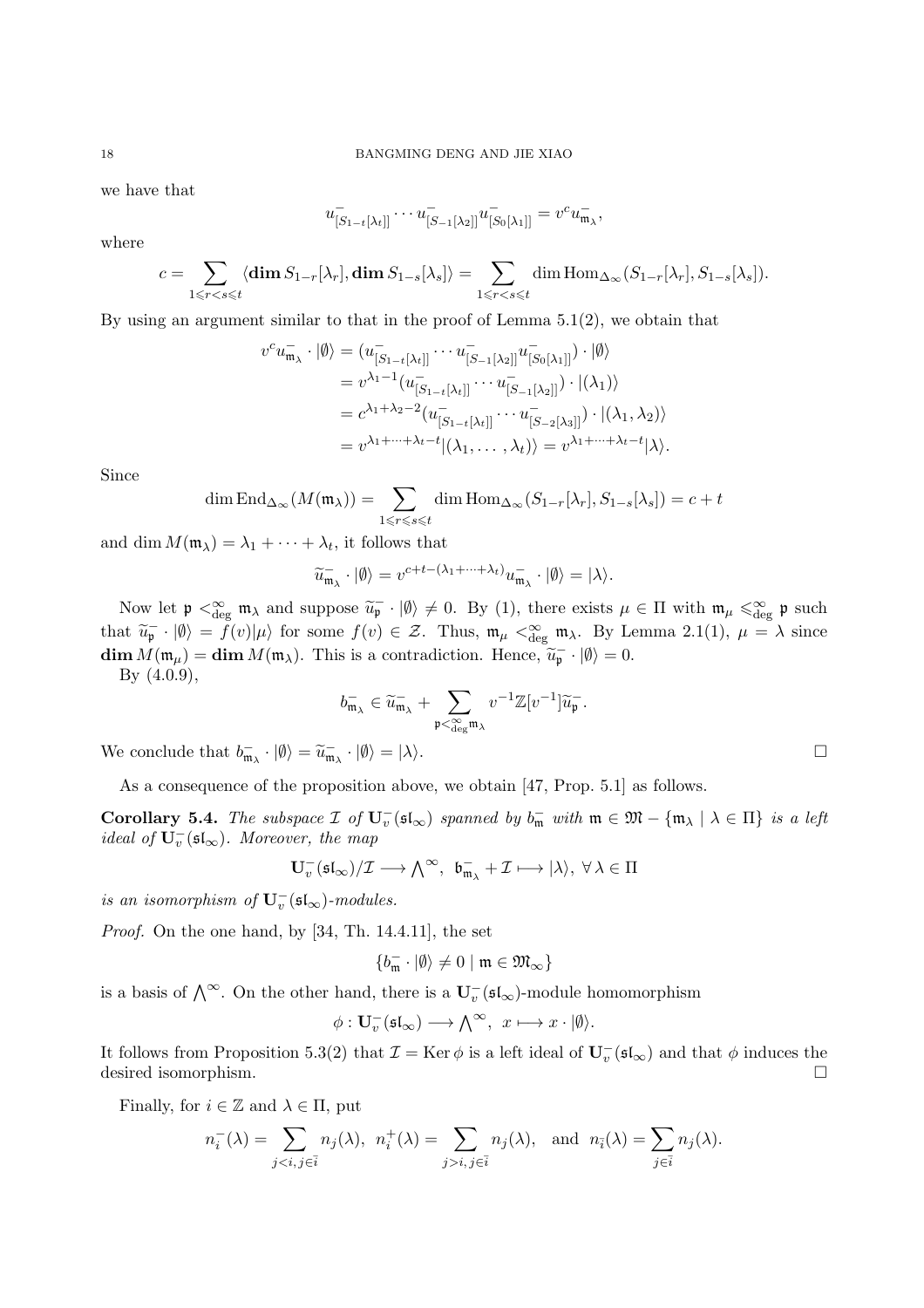we have that

$$u^-_{[S_{1-t}[\lambda_t]]}\cdots u^-_{[S_{-1}[\lambda_2]]}u^-_{[S_0[\lambda_1]]}=v^c u^-_{\mathfrak{m}_\lambda},$$

where

$$c=\sum_{1\leqslant r<s\leqslant t}\langle \mathbf{dim}\, S_{1-r}[\lambda_r],\mathbf{dim}\, S_{1-s}[\lambda_s]\rangle=\sum_{1\leqslant r<s\leqslant t}\dim \mathrm{Hom}_{\Delta_\infty}(S_{1-r}[\lambda_r],S_{1-s}[\lambda_s]).$$

By using an argument similar to that in the proof of Lemma 5.1(2), we obtain that

$$\begin{aligned}
v^c u^-_{\mathfrak{m}_\lambda}\cdot|\emptyset\rangle &= (u^-_{[S_{1-t}[\lambda_t]]}\cdots u^-_{[S_{-1}[\lambda_2]]}u^-_{[S_0[\lambda_1]]})\cdot|\emptyset\rangle\\
&= v^{\lambda_1-1}(u^-_{[S_{1-t}[\lambda_t]]}\cdots u^-_{[S_{-1}[\lambda_2]]})\cdot|(\lambda_1)\rangle\\
&= c^{\lambda_1+\lambda_2-2}(u^-_{[S_{1-t}[\lambda_t]]}\cdots u^-_{[S_{-2}[\lambda_3]]})\cdot|(\lambda_1,\lambda_2)\rangle\\
&= v^{\lambda_1+\cdots+\lambda_t-t}|(\lambda_1,\ldots,\lambda_t)\rangle=v^{\lambda_1+\cdots+\lambda_t-t}|\lambda\rangle.
\end{aligned}$$

Since

$$\dim \mathrm{End}_{\Delta_\infty}(M(\mathfrak{m}_\lambda))=\sum_{1\leqslant r\leqslant s\leqslant t}\dim \mathrm{Hom}_{\Delta_\infty}(S_{1-r}[\lambda_r],S_{1-s}[\lambda_s])=c+t$$

and $\dim M(\mathfrak{m}_\lambda)=\lambda_1+\cdots+\lambda_t$, it follows that

$$\widetilde{u}^-_{\mathfrak{m}_\lambda}\cdot|\emptyset\rangle=v^{c+t-(\lambda_1+\cdots+\lambda_t)}u^-_{\mathfrak{m}_\lambda}\cdot|\emptyset\rangle=|\lambda\rangle.$$

Now let $\mathfrak{p}<^\infty_{\deg}\mathfrak{m}_\lambda$ and suppose $\widetilde{u}^-_{\mathfrak{p}}\cdot|\emptyset\rangle\neq 0$. By (1), there exists $\mu\in\Pi$ with $\mathfrak{m}_\mu\leqslant^\infty_{\deg}\mathfrak{p}$ such that $\widetilde{u}^-_{\mathfrak{p}}\cdot|\emptyset\rangle=f(v)|\mu\rangle$ for some $f(v)\in\mathcal{Z}$. Thus, $\mathfrak{m}_\mu<^\infty_{\deg}\mathfrak{m}_\lambda$. By Lemma 2.1(1), $\mu=\lambda$ since $\mathbf{dim}\, M(\mathfrak{m}_\mu)=\mathbf{dim}\, M(\mathfrak{m}_\lambda)$. This is a contradiction. Hence, $\widetilde{u}^-_{\mathfrak{p}}\cdot|\emptyset\rangle=0$.

By (4.0.9),

$$b^-_{\mathfrak{m}_\lambda}\in\widetilde{u}^-_{\mathfrak{m}_\lambda}+\sum_{\mathfrak{p}<^\infty_{\deg}\mathfrak{m}_\lambda}v^{-1}\mathbb{Z}[v^{-1}]\widetilde{u}^-_{\mathfrak{p}}.$$

We conclude that $b^-_{\mathfrak{m}_\lambda}\cdot|\emptyset\rangle=\widetilde{u}^-_{\mathfrak{m}_\lambda}\cdot|\emptyset\rangle=|\lambda\rangle$. □

As a consequence of the proposition above, we obtain [47, Prop. 5.1] as follows.

**Corollary 5.4.** *The subspace $\mathcal{I}$ of $\mathbf{U}^-_v(\mathfrak{sl}_\infty)$ spanned by $b^-_{\mathfrak{m}}$ with $\mathfrak{m}\in\mathfrak{M}-\{\mathfrak{m}_\lambda\mid\lambda\in\Pi\}$ is a left ideal of $\mathbf{U}^-_v(\mathfrak{sl}_\infty)$. Moreover, the map*

$$\mathbf{U}^-_v(\mathfrak{sl}_\infty)/\mathcal{I}\longrightarrow {\bigwedge}^\infty,\ \ \mathfrak{b}^-_{\mathfrak{m}_\lambda}+\mathcal{I}\longmapsto|\lambda\rangle,\ \forall\,\lambda\in\Pi$$

*is an isomorphism of $\mathbf{U}^-_v(\mathfrak{sl}_\infty)$-modules.*

*Proof.* On the one hand, by [34, Th. 14.4.11], the set

$$\{b^-_{\mathfrak{m}}\cdot|\emptyset\rangle\neq 0\mid\mathfrak{m}\in\mathfrak{M}_\infty\}$$

is a basis of $\bigwedge^\infty$. On the other hand, there is a $\mathbf{U}^-_v(\mathfrak{sl}_\infty)$-module homomorphism

$$\phi:\mathbf{U}^-_v(\mathfrak{sl}_\infty)\longrightarrow{\bigwedge}^\infty,\ \ x\longmapsto x\cdot|\emptyset\rangle.$$

It follows from Proposition 5.3(2) that $\mathcal{I}=\mathrm{Ker}\,\phi$ is a left ideal of $\mathbf{U}^-_v(\mathfrak{sl}_\infty)$ and that $\phi$ induces the desired isomorphism. □

Finally, for $i\in\mathbb{Z}$ and $\lambda\in\Pi$, put

$$n^-_i(\lambda)=\sum_{j<i,\,j\in\bar{i}}n_j(\lambda),\ \ n^+_i(\lambda)=\sum_{j>i,\,j\in\bar{i}}n_j(\lambda),\ \ \text{and}\ \ n_{\bar{i}}(\lambda)=\sum_{j\in\bar{i}}n_j(\lambda).$$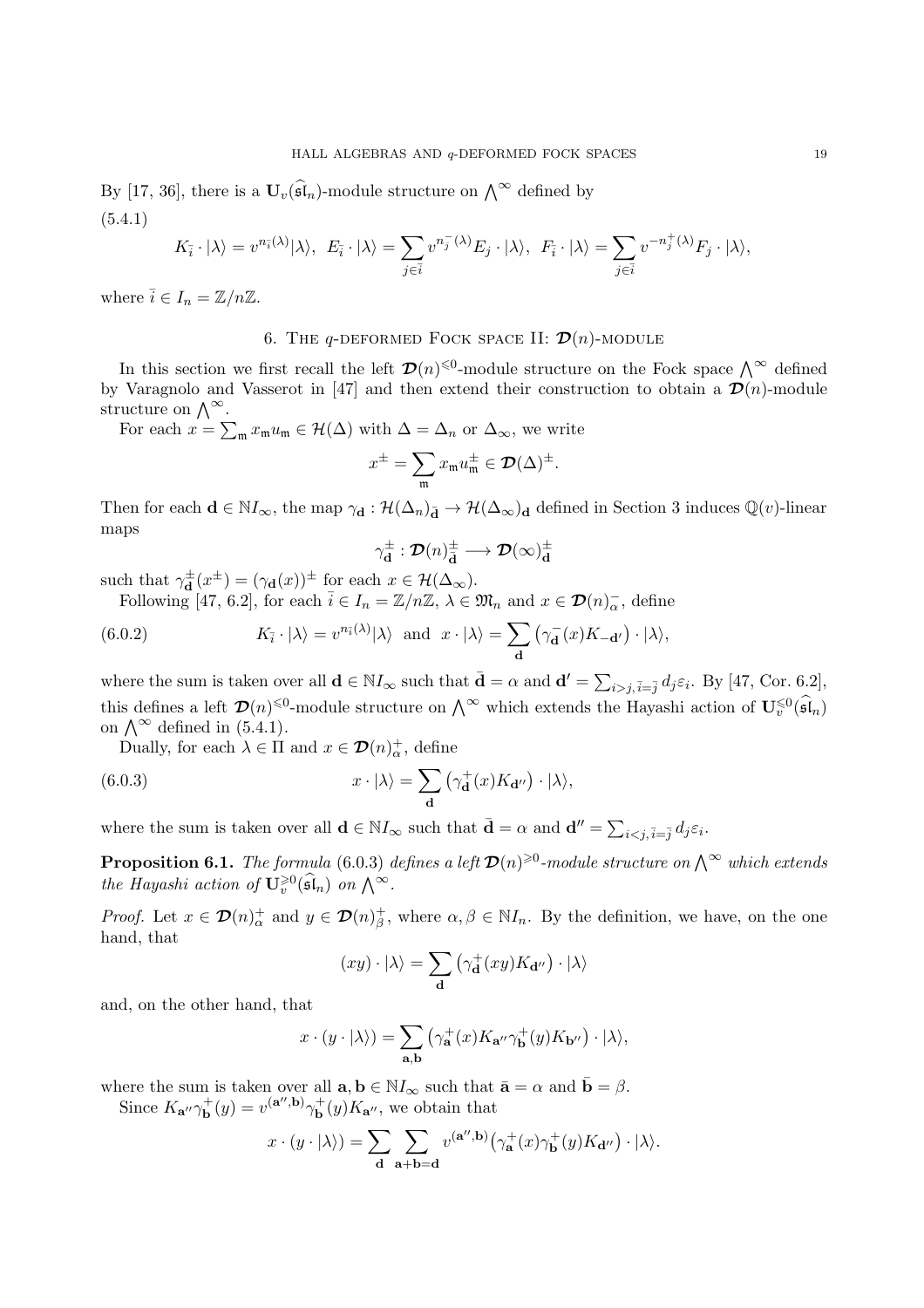By [17, 36], there is a $\mathbf{U}_v(\widehat{\mathfrak{sl}}_n)$-module structure on $\bigwedge^\infty$ defined by

(5.4.1)

$$K_{\bar{i}} \cdot |\lambda\rangle = v^{n_{\bar{i}}(\lambda)}|\lambda\rangle,\ \ E_{\bar{i}} \cdot |\lambda\rangle = \sum_{j\in\bar{i}} v^{n_j^-(\lambda)} E_j \cdot |\lambda\rangle,\ \ F_{\bar{i}} \cdot |\lambda\rangle = \sum_{j\in\bar{i}} v^{-n_j^+(\lambda)} F_j \cdot |\lambda\rangle,$$

where $\bar{i} \in I_n = \mathbb{Z}/n\mathbb{Z}$.

## 6. The $q$-deformed Fock space II: $\boldsymbol{\mathcal{D}}(n)$-module

In this section we first recall the left $\boldsymbol{\mathcal{D}}(n)^{\leqslant 0}$-module structure on the Fock space $\bigwedge^\infty$ defined by Varagnolo and Vasserot in [47] and then extend their construction to obtain a $\boldsymbol{\mathcal{D}}(n)$-module structure on $\bigwedge^\infty$.

For each $x = \sum_{\mathfrak{m}} x_{\mathfrak{m}} u_{\mathfrak{m}} \in \mathcal{H}(\Delta)$ with $\Delta = \Delta_n$ or $\Delta_\infty$, we write

$$x^\pm = \sum_{\mathfrak{m}} x_{\mathfrak{m}} u_{\mathfrak{m}}^\pm \in \boldsymbol{\mathcal{D}}(\Delta)^\pm.$$

Then for each $\mathbf{d} \in \mathbb{N}I_\infty$, the map $\gamma_{\mathbf{d}} : \mathcal{H}(\Delta_n)_{\bar{\mathbf{d}}} \to \mathcal{H}(\Delta_\infty)_{\mathbf{d}}$ defined in Section 3 induces $\mathbb{Q}(v)$-linear maps

$$\gamma_{\mathbf{d}}^\pm : \boldsymbol{\mathcal{D}}(n)_{\bar{\mathbf{d}}}^\pm \longrightarrow \boldsymbol{\mathcal{D}}(\infty)_{\mathbf{d}}^\pm$$

such that $\gamma_{\mathbf{d}}^\pm(x^\pm) = (\gamma_{\mathbf{d}}(x))^\pm$ for each $x \in \mathcal{H}(\Delta_\infty)$.

Following [47, 6.2], for each $\bar{i} \in I_n = \mathbb{Z}/n\mathbb{Z}$, $\lambda \in \mathfrak{M}_n$ and $x \in \boldsymbol{\mathcal{D}}(n)_\alpha^-$, define

$$K_{\bar{i}} \cdot |\lambda\rangle = v^{n_{\bar{i}}(\lambda)}|\lambda\rangle \ \text{ and } \ x \cdot |\lambda\rangle = \sum_{\mathbf{d}} \big(\gamma_{\mathbf{d}}^-(x) K_{-\mathbf{d}'}\big) \cdot |\lambda\rangle, \tag{6.0.2}$$

where the sum is taken over all $\mathbf{d} \in \mathbb{N}I_\infty$ such that $\bar{\mathbf{d}} = \alpha$ and $\mathbf{d}' = \sum_{i>j, \bar{i}=\bar{j}} d_j \varepsilon_i$. By [47, Cor. 6.2], this defines a left $\boldsymbol{\mathcal{D}}(n)^{\leqslant 0}$-module structure on $\bigwedge^\infty$ which extends the Hayashi action of $\mathbf{U}_v^{\leqslant 0}(\widehat{\mathfrak{sl}}_n)$ on $\bigwedge^\infty$ defined in (5.4.1).

Dually, for each $\lambda \in \Pi$ and $x \in \boldsymbol{\mathcal{D}}(n)_\alpha^+$, define

$$x \cdot |\lambda\rangle = \sum_{\mathbf{d}} \big(\gamma_{\mathbf{d}}^+(x) K_{\mathbf{d}''}\big) \cdot |\lambda\rangle, \tag{6.0.3}$$

where the sum is taken over all $\mathbf{d} \in \mathbb{N}I_\infty$ such that $\bar{\mathbf{d}} = \alpha$ and $\mathbf{d}'' = \sum_{i<j, \bar{i}=\bar{j}} d_j \varepsilon_i$.

**Proposition 6.1.** *The formula* (6.0.3) *defines a left $\boldsymbol{\mathcal{D}}(n)^{\geqslant 0}$-module structure on $\bigwedge^\infty$ which extends the Hayashi action of $\mathbf{U}_v^{\geqslant 0}(\widehat{\mathfrak{sl}}_n)$ on $\bigwedge^\infty$.*

*Proof.* Let $x \in \boldsymbol{\mathcal{D}}(n)_\alpha^+$ and $y \in \boldsymbol{\mathcal{D}}(n)_\beta^+$, where $\alpha, \beta \in \mathbb{N}I_n$. By the definition, we have, on the one hand, that

$$(xy) \cdot |\lambda\rangle = \sum_{\mathbf{d}} \big(\gamma_{\mathbf{d}}^+(xy) K_{\mathbf{d}''}\big) \cdot |\lambda\rangle$$

and, on the other hand, that

$$x \cdot (y \cdot |\lambda\rangle) = \sum_{\mathbf{a},\mathbf{b}} \big(\gamma_{\mathbf{a}}^+(x) K_{\mathbf{a}''} \gamma_{\mathbf{b}}^+(y) K_{\mathbf{b}''}\big) \cdot |\lambda\rangle,$$

where the sum is taken over all $\mathbf{a}, \mathbf{b} \in \mathbb{N}I_\infty$ such that $\bar{\mathbf{a}} = \alpha$ and $\bar{\mathbf{b}} = \beta$.

Since $K_{\mathbf{a}''}\gamma_{\mathbf{b}}^+(y) = v^{(\mathbf{a}'',\mathbf{b})}\gamma_{\mathbf{b}}^+(y)K_{\mathbf{a}''}$, we obtain that

$$x \cdot (y \cdot |\lambda\rangle) = \sum_{\mathbf{d}} \sum_{\mathbf{a}+\mathbf{b}=\mathbf{d}} v^{(\mathbf{a}'',\mathbf{b})} \big(\gamma_{\mathbf{a}}^+(x)\gamma_{\mathbf{b}}^+(y) K_{\mathbf{d}''}\big) \cdot |\lambda\rangle.$$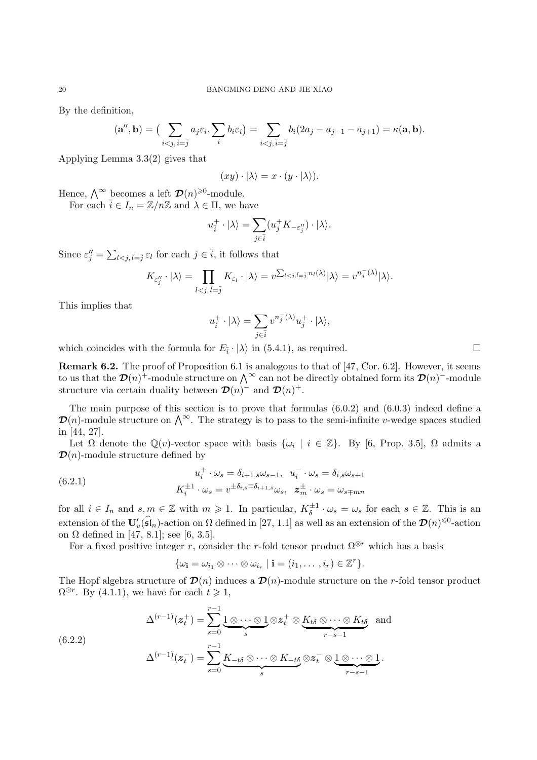By the definition,

$$(\mathbf{a}'', \mathbf{b}) = \big( \sum_{i<j,\, \bar{i}=\bar{j}} a_j \varepsilon_i, \sum_i b_i \varepsilon_i \big) = \sum_{i<j,\, \bar{i}=\bar{j}} b_i(2a_j - a_{j-1} - a_{j+1}) = \kappa(\mathbf{a}, \mathbf{b}).$$

Applying Lemma 3.3(2) gives that

$$(xy)\cdot |\lambda\rangle = x \cdot (y \cdot |\lambda\rangle).$$

Hence, $\bigwedge^\infty$ becomes a left $\boldsymbol{\mathcal{D}}(n)^{\geqslant 0}$-module.

For each $\bar{i} \in I_n = \mathbb{Z}/n\mathbb{Z}$ and $\lambda \in \Pi$, we have

$$u_{\bar{i}}^+ \cdot |\lambda\rangle = \sum_{j\in \bar{i}} (u_j^+ K_{-\varepsilon_j''}) \cdot |\lambda\rangle.$$

Since $\varepsilon_j'' = \sum_{l<j, \bar{l}=\bar{j}} \varepsilon_l$ for each $j \in \bar{i}$, it follows that

$$K_{\varepsilon_j''} \cdot |\lambda\rangle = \prod_{l<j,\, \bar{l}=\bar{j}} K_{\varepsilon_l} \cdot |\lambda\rangle = v^{\sum_{l<j, \bar{l}=\bar{j}} n_l(\lambda)} |\lambda\rangle = v^{n_j^-(\lambda)}|\lambda\rangle.$$

This implies that

$$u_{\bar{i}}^+ \cdot |\lambda\rangle = \sum_{j\in\bar{i}} v^{n_j^-(\lambda)} u_j^+ \cdot |\lambda\rangle,$$

which coincides with the formula for $E_{\bar{i}} \cdot |\lambda\rangle$ in (5.4.1), as required. □

**Remark 6.2.** The proof of Proposition 6.1 is analogous to that of [47, Cor. 6.2]. However, it seems to us that the $\boldsymbol{\mathcal{D}}(n)^+$-module structure on $\bigwedge^\infty$ can not be directly obtained form its $\boldsymbol{\mathcal{D}}(n)^-$-module structure via certain duality between $\boldsymbol{\mathcal{D}}(n)^-$ and $\boldsymbol{\mathcal{D}}(n)^+$.

The main purpose of this section is to prove that formulas (6.0.2) and (6.0.3) indeed define a $\boldsymbol{\mathcal{D}}(n)$-module structure on $\bigwedge^\infty$. The strategy is to pass to the semi-infinite $v$-wedge spaces studied in [44, 27].

Let $\Omega$ denote the $\mathbb{Q}(v)$-vector space with basis $\{\omega_i \mid i \in \mathbb{Z}\}$. By [6, Prop. 3.5], $\Omega$ admits a $\boldsymbol{\mathcal{D}}(n)$-module structure defined by

$$\begin{gathered} u_i^+ \cdot \omega_s = \delta_{i+1,\bar{s}}\omega_{s-1}, \quad u_i^- \cdot \omega_s = \delta_{i,\bar{s}}\omega_{s+1} \\ K_i^{\pm 1} \cdot \omega_s = v^{\pm\delta_{i,\bar{s}} \mp \delta_{i+1,\bar{s}}}\omega_s, \quad \boldsymbol{z}_m^{\pm} \cdot \omega_s = \omega_{s\mp mn} \end{gathered} \tag{6.2.1}$$

for all $i \in I_n$ and $s, m \in \mathbb{Z}$ with $m \geqslant 1$. In particular, $K_\delta^{\pm 1} \cdot \omega_s = \omega_s$ for each $s \in \mathbb{Z}$. This is an extension of the $\mathbf{U}_v'(\widehat{\mathfrak{sl}}_n)$-action on $\Omega$ defined in [27, 1.1] as well as an extension of the $\boldsymbol{\mathcal{D}}(n)^{\leqslant 0}$-action on $\Omega$ defined in [47, 8.1]; see [6, 3.5].

For a fixed positive integer $r$, consider the $r$-fold tensor product $\Omega^{\otimes r}$ which has a basis

$$\{\omega_{\mathbf{i}} = \omega_{i_1} \otimes \cdots \otimes \omega_{i_r} \mid \mathbf{i} = (i_1, \ldots, i_r) \in \mathbb{Z}^r\}.$$

The Hopf algebra structure of $\boldsymbol{\mathcal{D}}(n)$ induces a $\boldsymbol{\mathcal{D}}(n)$-module structure on the $r$-fold tensor product $\Omega^{\otimes r}$. By (4.1.1), we have for each $t \geqslant 1$,

$$\begin{gathered} \Delta^{(r-1)}(\boldsymbol{z}_t^+) = \sum_{s=0}^{r-1} \underbrace{1 \otimes \cdots \otimes 1}_{s} \otimes \boldsymbol{z}_t^+ \otimes \underbrace{K_{t\delta} \otimes \cdots \otimes K_{t\delta}}_{r-s-1} \quad \text{and} \\ \Delta^{(r-1)}(\boldsymbol{z}_t^-) = \sum_{s=0}^{r-1} \underbrace{K_{-t\delta} \otimes \cdots \otimes K_{-t\delta}}_{s} \otimes \boldsymbol{z}_t^- \otimes \underbrace{1 \otimes \cdots \otimes 1}_{r-s-1}. \end{gathered} \tag{6.2.2}$$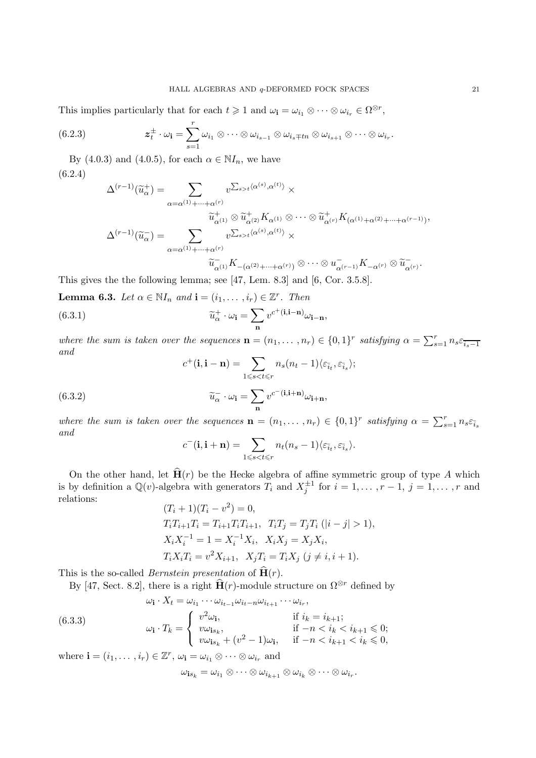This implies particularly that for each $t \geqslant 1$ and $\omega_{\mathbf{i}} = \omega_{i_1} \otimes \cdots \otimes \omega_{i_r} \in \Omega^{\otimes r}$,

$$
\boldsymbol{z}_t^{\pm} \cdot \omega_{\mathbf{i}} = \sum_{s=1}^{r} \omega_{i_1} \otimes \cdots \otimes \omega_{i_{s-1}} \otimes \omega_{i_s \mp tn} \otimes \omega_{i_{s+1}} \otimes \cdots \otimes \omega_{i_r}. \tag{6.2.3}
$$

By (4.0.3) and (4.0.5), for each $\alpha \in \mathbb{N}I_n$, we have

$$
\begin{aligned}
\Delta^{(r-1)}(\widetilde{u}_\alpha^+) = & \sum_{\alpha=\alpha^{(1)}+\cdots+\alpha^{(r)}} v^{\sum_{s>t}\langle \alpha^{(s)}, \alpha^{(t)}\rangle} \times \\
& \qquad \widetilde{u}^+_{\alpha^{(1)}} \otimes \widetilde{u}^+_{\alpha^{(2)}} K_{\alpha^{(1)}} \otimes \cdots \otimes \widetilde{u}^+_{\alpha^{(r)}} K_{(\alpha^{(1)}+\alpha^{(2)}+\cdots+\alpha^{(r-1)})}, \\
\Delta^{(r-1)}(\widetilde{u}_\alpha^-) = & \sum_{\alpha=\alpha^{(1)}+\cdots+\alpha^{(r)}} v^{\sum_{s>t}\langle \alpha^{(s)}, \alpha^{(t)}\rangle} \times \\
& \qquad \widetilde{u}^-_{\alpha^{(1)}} K_{-(\alpha^{(2)}+\cdots+\alpha^{(r)})} \otimes \cdots \otimes u^-_{\alpha^{(r-1)}} K_{-\alpha^{(r)}} \otimes \widetilde{u}^-_{\alpha^{(r)}}.
\end{aligned} \tag{6.2.4}
$$

This gives the the following lemma; see [47, Lem. 8.3] and [6, Cor. 3.5.8].

**Lemma 6.3.** *Let $\alpha \in \mathbb{N}I_n$ and $\mathbf{i} = (i_1, \ldots, i_r) \in \mathbb{Z}^r$. Then*

$$
\widetilde{u}_\alpha^+ \cdot \omega_{\mathbf{i}} = \sum_{\mathbf{n}} v^{c^+(\mathbf{i}, \mathbf{i}-\mathbf{n})} \omega_{\mathbf{i}-\mathbf{n}}, \tag{6.3.1}
$$

*where the sum is taken over the sequences $\mathbf{n} = (n_1, \ldots, n_r) \in \{0,1\}^r$ satisfying $\alpha = \sum_{s=1}^r n_s \varepsilon_{\overline{i_s - 1}}$ and*

$$
c^+(\mathbf{i}, \mathbf{i}-\mathbf{n}) = \sum_{1 \leqslant s < t \leqslant r} n_s(n_t - 1)\langle \varepsilon_{\bar{i}_t}, \varepsilon_{\bar{i}_s}\rangle;
$$

$$
\widetilde{u}_\alpha^- \cdot \omega_{\mathbf{i}} = \sum_{\mathbf{n}} v^{c^-(\mathbf{i}, \mathbf{i}+\mathbf{n})} \omega_{\mathbf{i}+\mathbf{n}}, \tag{6.3.2}
$$

*where the sum is taken over the sequences $\mathbf{n} = (n_1, \ldots, n_r) \in \{0,1\}^r$ satisfying $\alpha = \sum_{s=1}^r n_s \varepsilon_{\bar{i}_s}$ and*

$$
c^-(\mathbf{i}, \mathbf{i}+\mathbf{n}) = \sum_{1 \leqslant s < t \leqslant r} n_t(n_s - 1)\langle \varepsilon_{\bar{i}_t}, \varepsilon_{\bar{i}_s}\rangle.
$$

On the other hand, let $\widehat{\mathbf{H}}(r)$ be the Hecke algebra of affine symmetric group of type $A$ which is by definition a $\mathbb{Q}(v)$-algebra with generators $T_i$ and $X_j^{\pm 1}$ for $i = 1, \ldots, r-1$, $j = 1, \ldots, r$ and relations:

$$
\begin{aligned}
& (T_i + 1)(T_i - v^2) = 0, \\
& T_i T_{i+1} T_i = T_{i+1} T_i T_{i+1}, \quad T_i T_j = T_j T_i \ (|i-j| > 1), \\
& X_i X_i^{-1} = 1 = X_i^{-1} X_i, \quad X_i X_j = X_j X_i, \\
& T_i X_i T_i = v^2 X_{i+1}, \quad X_j T_i = T_i X_j \ (j \neq i, i+1).
\end{aligned}
$$

This is the so-called *Bernstein presentation* of $\widehat{\mathbf{H}}(r)$.

By [47, Sect. 8.2], there is a right $\widehat{\mathbf{H}}(r)$-module structure on $\Omega^{\otimes r}$ defined by

$$
\begin{aligned}
& \omega_{\mathbf{i}} \cdot X_t = \omega_{i_1} \cdots \omega_{i_{t-1}} \omega_{i_t - n} \omega_{i_{t+1}} \cdots \omega_{i_r}, \\
& \omega_{\mathbf{i}} \cdot T_k = \begin{cases} v^2 \omega_{\mathbf{i}}, & \text{if } i_k = i_{k+1}; \\ v \omega_{\mathbf{i} s_k}, & \text{if } -n < i_k < i_{k+1} \leqslant 0; \\ v \omega_{\mathbf{i} s_k} + (v^2 - 1)\omega_{\mathbf{i}}, & \text{if } -n < i_{k+1} < i_k \leqslant 0, \end{cases}
\end{aligned} \tag{6.3.3}
$$

where $\mathbf{i} = (i_1, \ldots, i_r) \in \mathbb{Z}^r$, $\omega_{\mathbf{i}} = \omega_{i_1} \otimes \cdots \otimes \omega_{i_r}$ and

$$
\omega_{\mathbf{i} s_k} = \omega_{i_1} \otimes \cdots \otimes \omega_{i_{k+1}} \otimes \omega_{i_k} \otimes \cdots \otimes \omega_{i_r}.
$$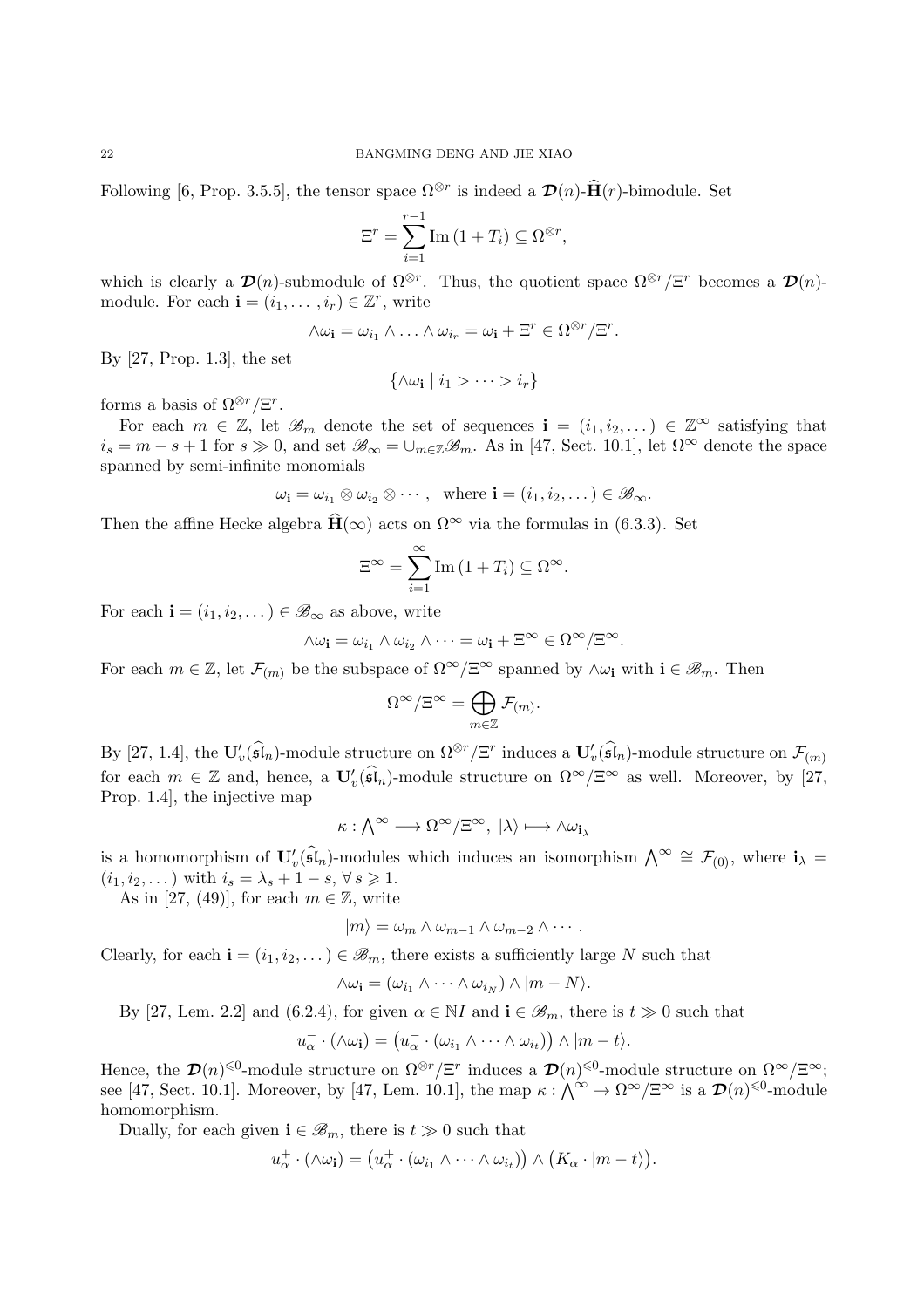Following [6, Prop. 3.5.5], the tensor space $\Omega^{\otimes r}$ is indeed a $\boldsymbol{\mathcal{D}}(n)$-$\widehat{\mathbf{H}}(r)$-bimodule. Set

$$\Xi^r = \sum_{i=1}^{r-1} \mathrm{Im}\,(1+T_i) \subseteq \Omega^{\otimes r},$$

which is clearly a $\boldsymbol{\mathcal{D}}(n)$-submodule of $\Omega^{\otimes r}$. Thus, the quotient space $\Omega^{\otimes r}/\Xi^r$ becomes a $\boldsymbol{\mathcal{D}}(n)$-module. For each $\mathbf{i} = (i_1, \ldots, i_r) \in \mathbb{Z}^r$, write

$$\wedge\omega_{\mathbf{i}} = \omega_{i_1} \wedge \ldots \wedge \omega_{i_r} = \omega_{\mathbf{i}} + \Xi^r \in \Omega^{\otimes r}/\Xi^r.$$

By [27, Prop. 1.3], the set

$$\{\wedge\omega_{\mathbf{i}} \mid i_1 > \cdots > i_r\}$$

forms a basis of $\Omega^{\otimes r}/\Xi^r$.

For each $m \in \mathbb{Z}$, let $\mathscr{B}_m$ denote the set of sequences $\mathbf{i} = (i_1, i_2, \ldots) \in \mathbb{Z}^\infty$ satisfying that $i_s = m - s + 1$ for $s \gg 0$, and set $\mathscr{B}_\infty = \cup_{m\in\mathbb{Z}} \mathscr{B}_m$. As in [47, Sect. 10.1], let $\Omega^\infty$ denote the space spanned by semi-infinite monomials

$$\omega_{\mathbf{i}} = \omega_{i_1} \otimes \omega_{i_2} \otimes \cdots, \quad \text{where } \mathbf{i} = (i_1, i_2, \ldots) \in \mathscr{B}_\infty.$$

Then the affine Hecke algebra $\widehat{\mathbf{H}}(\infty)$ acts on $\Omega^\infty$ via the formulas in (6.3.3). Set

$$\Xi^\infty = \sum_{i=1}^{\infty} \mathrm{Im}\,(1+T_i) \subseteq \Omega^\infty.$$

For each $\mathbf{i} = (i_1, i_2, \ldots) \in \mathscr{B}_\infty$ as above, write

$$\wedge\omega_{\mathbf{i}} = \omega_{i_1} \wedge \omega_{i_2} \wedge \cdots = \omega_{\mathbf{i}} + \Xi^\infty \in \Omega^\infty/\Xi^\infty.$$

For each $m \in \mathbb{Z}$, let $\mathcal{F}_{(m)}$ be the subspace of $\Omega^\infty/\Xi^\infty$ spanned by $\wedge\omega_{\mathbf{i}}$ with $\mathbf{i} \in \mathscr{B}_m$. Then

$$\Omega^\infty/\Xi^\infty = \bigoplus_{m\in\mathbb{Z}} \mathcal{F}_{(m)}.$$

By [27, 1.4], the $\mathbf{U}'_v(\widehat{\mathfrak{sl}}_n)$-module structure on $\Omega^{\otimes r}/\Xi^r$ induces a $\mathbf{U}'_v(\widehat{\mathfrak{sl}}_n)$-module structure on $\mathcal{F}_{(m)}$ for each $m \in \mathbb{Z}$ and, hence, a $\mathbf{U}'_v(\widehat{\mathfrak{sl}}_n)$-module structure on $\Omega^\infty/\Xi^\infty$ as well. Moreover, by [27, Prop. 1.4], the injective map

$$\kappa : \textstyle\bigwedge^\infty \longrightarrow \Omega^\infty/\Xi^\infty,\ |\lambda\rangle \longmapsto \wedge\omega_{\mathbf{i}_\lambda}$$

is a homomorphism of $\mathbf{U}'_v(\widehat{\mathfrak{sl}}_n)$-modules which induces an isomorphism $\bigwedge^\infty \cong \mathcal{F}_{(0)}$, where $\mathbf{i}_\lambda = (i_1, i_2, \ldots)$ with $i_s = \lambda_s + 1 - s$, $\forall\, s \geqslant 1$.

As in [27, (49)], for each $m \in \mathbb{Z}$, write

$$|m\rangle = \omega_m \wedge \omega_{m-1} \wedge \omega_{m-2} \wedge \cdots.$$

Clearly, for each $\mathbf{i} = (i_1, i_2, \ldots) \in \mathscr{B}_m$, there exists a sufficiently large $N$ such that

$$\wedge\omega_{\mathbf{i}} = (\omega_{i_1} \wedge \cdots \wedge \omega_{i_N}) \wedge |m - N\rangle.$$

By [27, Lem. 2.2] and (6.2.4), for given $\alpha \in \mathbb{N}I$ and $\mathbf{i} \in \mathscr{B}_m$, there is $t \gg 0$ such that

$$u_\alpha^- \cdot (\wedge\omega_{\mathbf{i}}) = \big(u_\alpha^- \cdot (\omega_{i_1} \wedge \cdots \wedge \omega_{i_t})\big) \wedge |m - t\rangle.$$

Hence, the $\boldsymbol{\mathcal{D}}(n)^{\leqslant 0}$-module structure on $\Omega^{\otimes r}/\Xi^r$ induces a $\boldsymbol{\mathcal{D}}(n)^{\leqslant 0}$-module structure on $\Omega^\infty/\Xi^\infty$; see [47, Sect. 10.1]. Moreover, by [47, Lem. 10.1], the map $\kappa : \bigwedge^\infty \to \Omega^\infty/\Xi^\infty$ is a $\boldsymbol{\mathcal{D}}(n)^{\leqslant 0}$-module homomorphism.

Dually, for each given $\mathbf{i} \in \mathscr{B}_m$, there is $t \gg 0$ such that

$$u_\alpha^+ \cdot (\wedge\omega_{\mathbf{i}}) = \big(u_\alpha^+ \cdot (\omega_{i_1} \wedge \cdots \wedge \omega_{i_t})\big) \wedge \big(K_\alpha \cdot |m - t\rangle\big).$$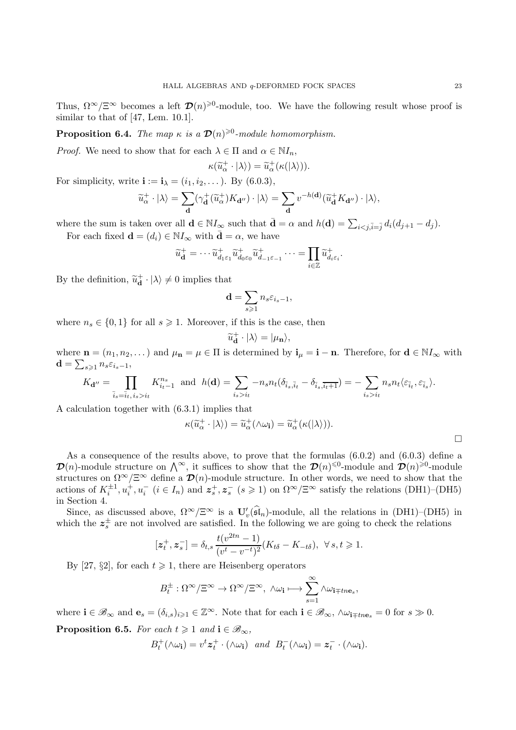Thus, $\Omega^\infty/\Xi^\infty$ becomes a left $\boldsymbol{\mathcal{D}}(n)^{\geqslant 0}$-module, too. We have the following result whose proof is similar to that of [47, Lem. 10.1].

**Proposition 6.4.** *The map $\kappa$ is a $\boldsymbol{\mathcal{D}}(n)^{\geqslant 0}$-module homomorphism.*

*Proof.* We need to show that for each $\lambda \in \Pi$ and $\alpha \in \mathbb{N}I_n$,

$$\kappa(\widetilde{u}_\alpha^+ \cdot |\lambda\rangle) = \widetilde{u}_\alpha^+(\kappa(|\lambda\rangle)).$$

For simplicity, write $\mathbf{i} := \mathbf{i}_\lambda = (i_1, i_2, \dots)$. By (6.0.3),

$$\widetilde{u}_\alpha^+ \cdot |\lambda\rangle = \sum_{\mathbf{d}} (\gamma_{\mathbf{d}}^+(\widetilde{u}_\alpha^+) K_{\mathbf{d}''}) \cdot |\lambda\rangle = \sum_{\mathbf{d}} v^{-h(\mathbf{d})}(\widetilde{u}_{\mathbf{d}}^+ K_{\mathbf{d}''}) \cdot |\lambda\rangle,$$

where the sum is taken over all $\mathbf{d} \in \mathbb{N}I_\infty$ such that $\bar{\mathbf{d}} = \alpha$ and $h(\mathbf{d}) = \sum_{i<j, \bar{i}=\bar{j}} d_i(d_{j+1} - d_j)$.

For each fixed $\mathbf{d} = (d_i) \in \mathbb{N}I_\infty$ with $\bar{\mathbf{d}} = \alpha$, we have

$$\widetilde{u}_{\mathbf{d}}^+ = \cdots \widetilde{u}_{d_1\varepsilon_1}^+ \widetilde{u}_{d_0\varepsilon_0}^+ \widetilde{u}_{d_{-1}\varepsilon_{-1}}^+ \cdots = \prod_{i\in\mathbb{Z}} \widetilde{u}_{d_i\varepsilon_i}^+.$$

By the definition, $\widetilde{u}_{\mathbf{d}}^+ \cdot |\lambda\rangle \neq 0$ implies that

$$\mathbf{d} = \sum_{s\geqslant 1} n_s \varepsilon_{i_s - 1},$$

where $n_s \in \{0,1\}$ for all $s \geqslant 1$. Moreover, if this is the case, then

$$\widetilde{u}_{\mathbf{d}}^+ \cdot |\lambda\rangle = |\mu_{\mathbf{n}}\rangle,$$

where $\mathbf{n} = (n_1, n_2, \dots)$ and $\mu_{\mathbf{n}} = \mu \in \Pi$ is determined by $\mathbf{i}_\mu = \mathbf{i} - \mathbf{n}$. Therefore, for $\mathbf{d} \in \mathbb{N}I_\infty$ with $\mathbf{d} = \sum_{s\geqslant 1} n_s \varepsilon_{i_s-1}$,

$$K_{\mathbf{d}''} = \prod_{\bar{i}_s = \bar{i}_t,\, i_s > i_t} K_{i_t - 1}^{n_s} \ \text{ and } \ h(\mathbf{d}) = \sum_{i_s > i_t} -n_s n_t (\delta_{\bar{i}_s, \bar{i}_t} - \delta_{\bar{i}_s, \overline{i_t+1}}) = -\sum_{i_s > i_t} n_s n_t \langle \varepsilon_{\bar{i}_t}, \varepsilon_{\bar{i}_s}\rangle.$$

A calculation together with (6.3.1) implies that

$$\kappa(\widetilde{u}_\alpha^+ \cdot |\lambda\rangle) = \widetilde{u}_\alpha^+(\wedge\omega_{\mathbf{i}}) = \widetilde{u}_\alpha^+(\kappa(|\lambda\rangle)).$$

□

As a consequence of the results above, to prove that the formulas (6.0.2) and (6.0.3) define a $\boldsymbol{\mathcal{D}}(n)$-module structure on $\bigwedge^\infty$, it suffices to show that the $\boldsymbol{\mathcal{D}}(n)^{\leqslant 0}$-module and $\boldsymbol{\mathcal{D}}(n)^{\geqslant 0}$-module structures on $\Omega^\infty/\Xi^\infty$ define a $\boldsymbol{\mathcal{D}}(n)$-module structure. In other words, we need to show that the actions of $K_i^{\pm 1}, u_i^+, u_i^-$ ($i \in I_n$) and $\boldsymbol{z}_s^+, \boldsymbol{z}_s^-$ ($s \geqslant 1$) on $\Omega^\infty/\Xi^\infty$ satisfy the relations (DH1)–(DH5) in Section 4.

Since, as discussed above, $\Omega^\infty/\Xi^\infty$ is a $\mathbf{U}_v'(\widehat{\mathfrak{sl}}_n)$-module, all the relations in (DH1)–(DH5) in which the $\boldsymbol{z}_s^\pm$ are not involved are satisfied. In the following we are going to check the relations

$$[\boldsymbol{z}_t^+, \boldsymbol{z}_s^-] = \delta_{t,s} \frac{t(v^{2tn} - 1)}{(v^t - v^{-t})^2}(K_{t\delta} - K_{-t\delta}), \ \forall\, s, t \geqslant 1.$$

By [27, §2], for each $t \geqslant 1$, there are Heisenberg operators

$$B_t^\pm : \Omega^\infty/\Xi^\infty \to \Omega^\infty/\Xi^\infty, \ \wedge\omega_{\mathbf{i}} \longmapsto \sum_{s=1}^\infty \wedge\omega_{\mathbf{i} \mp tn\mathbf{e}_s},$$

where $\mathbf{i} \in \mathscr{B}_\infty$ and $\mathbf{e}_s = (\delta_{i,s})_{i\geqslant 1} \in \mathbb{Z}^\infty$. Note that for each $\mathbf{i} \in \mathscr{B}_\infty$, $\wedge\omega_{\mathbf{i}\mp tn\mathbf{e}_s} = 0$ for $s \gg 0$.

**Proposition 6.5.** *For each $t \geqslant 1$ and $\mathbf{i} \in \mathscr{B}_\infty$,*

$$B_t^+(\wedge\omega_{\mathbf{i}}) = v^t \boldsymbol{z}_t^+ \cdot (\wedge\omega_{\mathbf{i}}) \ \text{ and } \ B_t^-(\wedge\omega_{\mathbf{i}}) = \boldsymbol{z}_t^- \cdot (\wedge\omega_{\mathbf{i}}).$$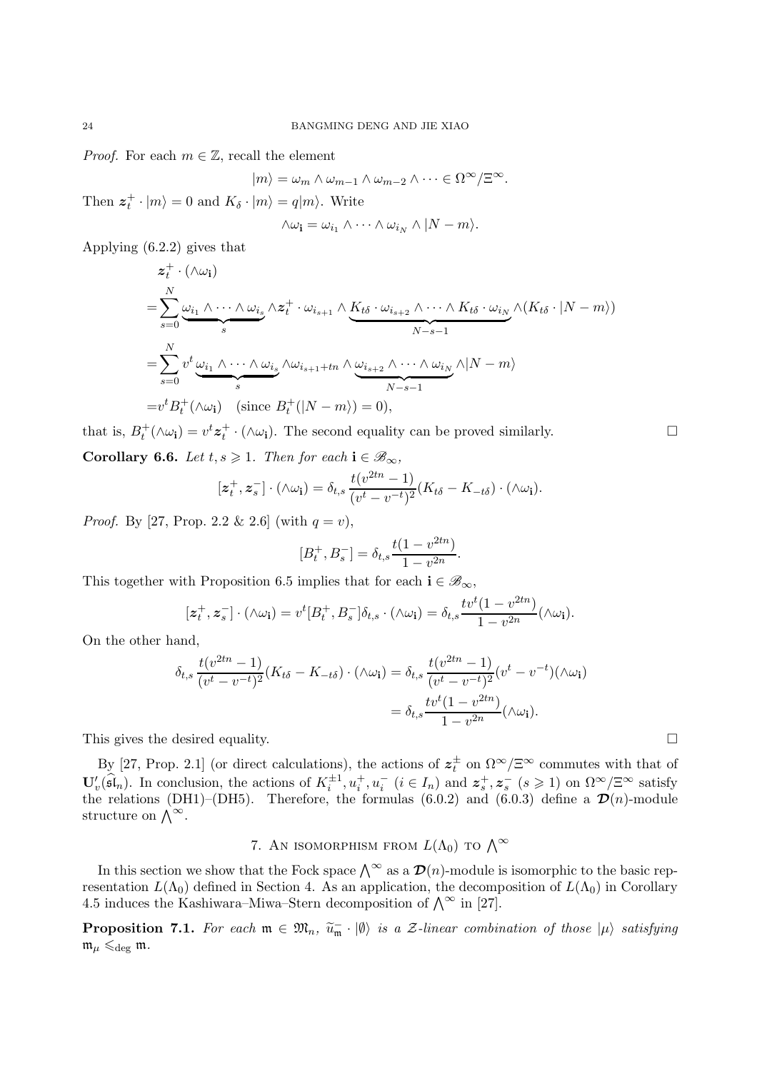*Proof.* For each $m \in \mathbb{Z}$, recall the element

$$|m\rangle = \omega_m \wedge \omega_{m-1} \wedge \omega_{m-2} \wedge \cdots \in \Omega^\infty/\Xi^\infty.$$

Then $\boldsymbol{z}_t^+ \cdot |m\rangle = 0$ and $K_\delta \cdot |m\rangle = q|m\rangle$. Write

$$\wedge\omega_{\mathbf{i}} = \omega_{i_1} \wedge \cdots \wedge \omega_{i_N} \wedge |N-m\rangle.$$

Applying (6.2.2) gives that

$$\begin{aligned}
&\boldsymbol{z}_t^+ \cdot (\wedge\omega_{\mathbf{i}}) \\
=&\sum_{s=0}^{N} \underbrace{\omega_{i_1} \wedge \cdots \wedge \omega_{i_s}}_{s} \wedge \boldsymbol{z}_t^+ \cdot \omega_{i_{s+1}} \wedge \underbrace{K_{t\delta} \cdot \omega_{i_{s+2}} \wedge \cdots \wedge K_{t\delta} \cdot \omega_{i_N}}_{N-s-1} \wedge (K_{t\delta} \cdot |N-m\rangle) \\
=&\sum_{s=0}^{N} v^t \underbrace{\omega_{i_1} \wedge \cdots \wedge \omega_{i_s}}_{s} \wedge \omega_{i_{s+1}+tn} \wedge \underbrace{\omega_{i_{s+2}} \wedge \cdots \wedge \omega_{i_N}}_{N-s-1} \wedge |N-m\rangle \\
=&v^t B_t^+(\wedge\omega_{\mathbf{i}}) \quad (\text{since } B_t^+(|N-m\rangle) = 0),
\end{aligned}$$

that is, $B_t^+(\wedge\omega_{\mathbf{i}}) = v^t \boldsymbol{z}_t^+ \cdot (\wedge\omega_{\mathbf{i}})$. The second equality can be proved similarly. $\square$

**Corollary 6.6.** *Let $t, s \geqslant 1$. Then for each $\mathbf{i} \in \mathscr{B}_\infty$,*

$$[\boldsymbol{z}_t^+, \boldsymbol{z}_s^-] \cdot (\wedge\omega_{\mathbf{i}}) = \delta_{t,s} \frac{t(v^{2tn}-1)}{(v^t - v^{-t})^2}(K_{t\delta} - K_{-t\delta}) \cdot (\wedge\omega_{\mathbf{i}}).$$

*Proof.* By [27, Prop. 2.2 & 2.6] (with $q = v$),

$$[B_t^+, B_s^-] = \delta_{t,s} \frac{t(1-v^{2tn})}{1-v^{2n}}.$$

This together with Proposition 6.5 implies that for each $\mathbf{i} \in \mathscr{B}_\infty$,

$$[\boldsymbol{z}_t^+, \boldsymbol{z}_s^-] \cdot (\wedge\omega_{\mathbf{i}}) = v^t [B_t^+, B_s^-] \delta_{t,s} \cdot (\wedge\omega_{\mathbf{i}}) = \delta_{t,s} \frac{tv^t(1-v^{2tn})}{1-v^{2n}} (\wedge\omega_{\mathbf{i}}).$$

On the other hand,

$$\begin{aligned}
\delta_{t,s} \frac{t(v^{2tn}-1)}{(v^t - v^{-t})^2}(K_{t\delta} - K_{-t\delta}) \cdot (\wedge\omega_{\mathbf{i}}) &= \delta_{t,s} \frac{t(v^{2tn}-1)}{(v^t - v^{-t})^2}(v^t - v^{-t})(\wedge\omega_{\mathbf{i}}) \\
&= \delta_{t,s} \frac{tv^t(1-v^{2tn})}{1-v^{2n}} (\wedge\omega_{\mathbf{i}}).
\end{aligned}$$

This gives the desired equality. $\square$

By [27, Prop. 2.1] (or direct calculations), the actions of $\boldsymbol{z}_t^\pm$ on $\Omega^\infty/\Xi^\infty$ commutes with that of $\mathbf{U}'_v(\widehat{\mathfrak{sl}}_n)$. In conclusion, the actions of $K_i^{\pm 1}, u_i^+, u_i^-$ $(i \in I_n)$ and $\boldsymbol{z}_s^+, \boldsymbol{z}_s^-$ $(s \geqslant 1)$ on $\Omega^\infty/\Xi^\infty$ satisfy the relations (DH1)–(DH5). Therefore, the formulas (6.0.2) and (6.0.3) define a $\boldsymbol{\mathcal{D}}(n)$-module structure on $\bigwedge^\infty$.

## 7. An isomorphism from $L(\Lambda_0)$ to $\bigwedge^\infty$

In this section we show that the Fock space $\bigwedge^\infty$ as a $\boldsymbol{\mathcal{D}}(n)$-module is isomorphic to the basic representation $L(\Lambda_0)$ defined in Section 4. As an application, the decomposition of $L(\Lambda_0)$ in Corollary 4.5 induces the Kashiwara–Miwa–Stern decomposition of $\bigwedge^\infty$ in [27].

**Proposition 7.1.** *For each $\mathfrak{m} \in \mathfrak{M}_n$, $\widetilde{u}_{\mathfrak{m}}^- \cdot |\emptyset\rangle$ is a $\mathcal{Z}$-linear combination of those $|\mu\rangle$ satisfying $\mathfrak{m}_\mu \leqslant_{\deg} \mathfrak{m}$.*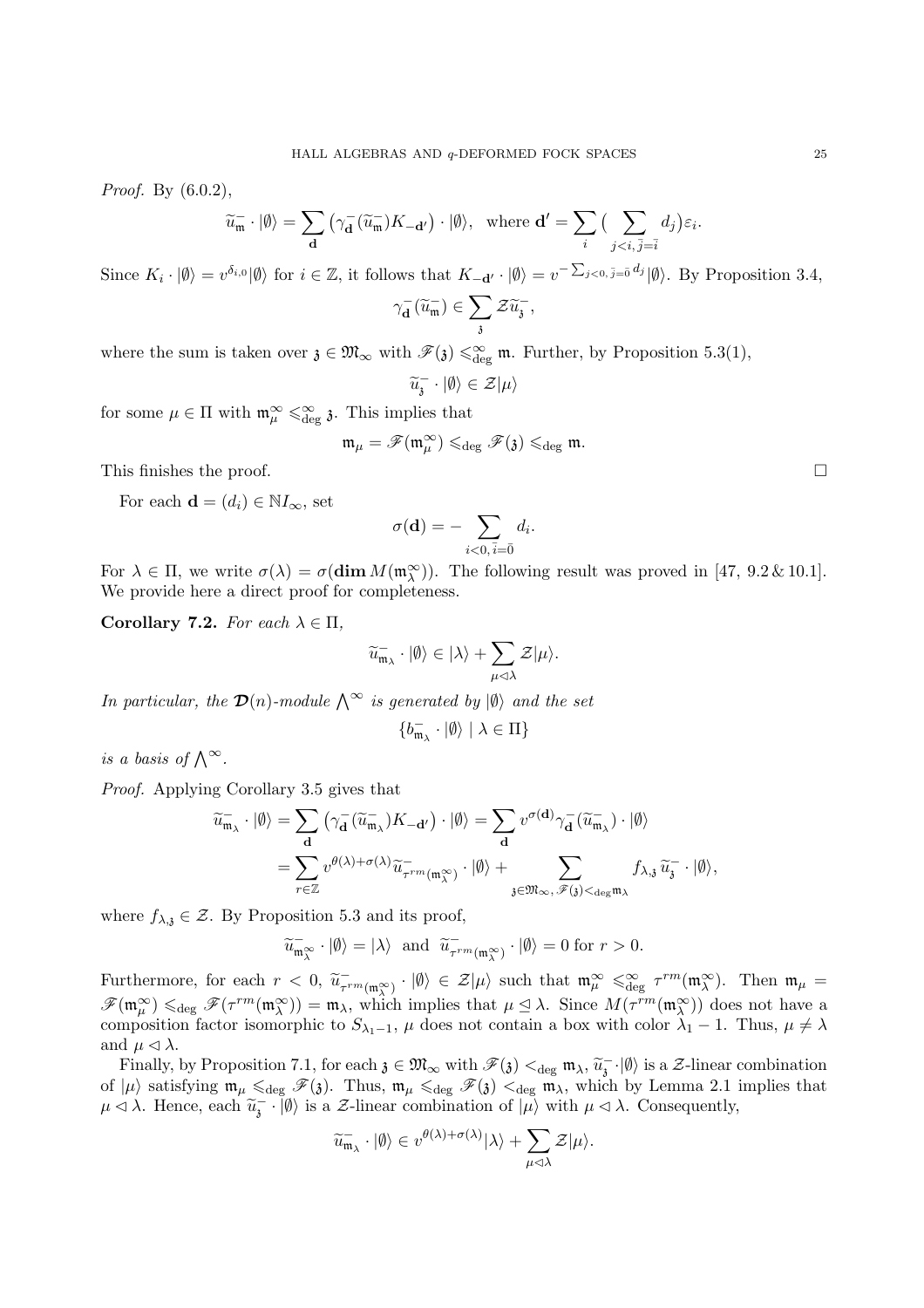*Proof.* By (6.0.2),

$$\widetilde{u}_{\mathfrak{m}}^- \cdot |\emptyset\rangle = \sum_{\mathbf{d}} \big(\gamma_{\mathbf{d}}^-(\widetilde{u}_{\mathfrak{m}}^-)K_{-\mathbf{d}'}\big) \cdot |\emptyset\rangle, \quad \text{where } \mathbf{d}' = \sum_i \big(\sum_{j<i,\, \bar{j}=\bar{i}} d_j\big)\varepsilon_i.$$

Since $K_i \cdot |\emptyset\rangle = v^{\delta_{i,0}}|\emptyset\rangle$ for $i \in \mathbb{Z}$, it follows that $K_{-\mathbf{d}'} \cdot |\emptyset\rangle = v^{-\sum_{j<0,\, \bar{j}=\bar{0}} d_j}|\emptyset\rangle$. By Proposition 3.4,

$$\gamma_{\mathbf{d}}^-(\widetilde{u}_{\mathfrak{m}}^-) \in \sum_{\mathfrak{z}} \mathcal{Z}\widetilde{u}_{\mathfrak{z}}^-,$$

where the sum is taken over $\mathfrak{z} \in \mathfrak{M}_\infty$ with $\mathscr{F}(\mathfrak{z}) \leqslant_{\deg}^\infty \mathfrak{m}$. Further, by Proposition 5.3(1),

$$\widetilde{u}_{\mathfrak{z}}^- \cdot |\emptyset\rangle \in \mathcal{Z}|\mu\rangle$$

for some $\mu \in \Pi$ with $\mathfrak{m}_\mu^\infty \leqslant_{\deg}^\infty \mathfrak{z}$. This implies that

$$\mathfrak{m}_\mu = \mathscr{F}(\mathfrak{m}_\mu^\infty) \leqslant_{\deg} \mathscr{F}(\mathfrak{z}) \leqslant_{\deg} \mathfrak{m}.$$

This finishes the proof. $\square$

For each $\mathbf{d} = (d_i) \in \mathbb{N}I_\infty$, set

$$\sigma(\mathbf{d}) = -\sum_{i<0,\, \bar{i}=\bar{0}} d_i.$$

For $\lambda \in \Pi$, we write $\sigma(\lambda) = \sigma(\mathbf{dim}\, M(\mathfrak{m}_\lambda^\infty))$. The following result was proved in [47, 9.2 & 10.1]. We provide here a direct proof for completeness.

**Corollary 7.2.** *For each $\lambda \in \Pi$,*

$$\widetilde{u}_{\mathfrak{m}_\lambda}^- \cdot |\emptyset\rangle \in |\lambda\rangle + \sum_{\mu \lhd \lambda} \mathcal{Z}|\mu\rangle.$$

*In particular, the $\boldsymbol{\mathcal{D}}(n)$-module $\bigwedge^\infty$ is generated by $|\emptyset\rangle$ and the set*

$$\{b_{\mathfrak{m}_\lambda}^- \cdot |\emptyset\rangle \mid \lambda \in \Pi\}$$

*is a basis of $\bigwedge^\infty$.*

*Proof.* Applying Corollary 3.5 gives that

$$\begin{aligned}
\widetilde{u}_{\mathfrak{m}_\lambda}^- \cdot |\emptyset\rangle &= \sum_{\mathbf{d}} \big(\gamma_{\mathbf{d}}^-(\widetilde{u}_{\mathfrak{m}_\lambda}^-)K_{-\mathbf{d}'}\big) \cdot |\emptyset\rangle = \sum_{\mathbf{d}} v^{\sigma(\mathbf{d})}\gamma_{\mathbf{d}}^-(\widetilde{u}_{\mathfrak{m}_\lambda}^-) \cdot |\emptyset\rangle \\
&= \sum_{r\in\mathbb{Z}} v^{\theta(\lambda)+\sigma(\lambda)}\widetilde{u}_{\tau^{rm}(\mathfrak{m}_\lambda^\infty)}^- \cdot |\emptyset\rangle + \sum_{\mathfrak{z}\in\mathfrak{M}_\infty,\, \mathscr{F}(\mathfrak{z})<_{\deg}\mathfrak{m}_\lambda} f_{\lambda,\mathfrak{z}}\, \widetilde{u}_{\mathfrak{z}}^- \cdot |\emptyset\rangle,
\end{aligned}$$

where $f_{\lambda,\mathfrak{z}} \in \mathcal{Z}$. By Proposition 5.3 and its proof,

$$\widetilde{u}_{\mathfrak{m}_\lambda^\infty}^- \cdot |\emptyset\rangle = |\lambda\rangle \ \text{ and } \ \widetilde{u}_{\tau^{rm}(\mathfrak{m}_\lambda^\infty)}^- \cdot |\emptyset\rangle = 0 \text{ for } r > 0.$$

Furthermore, for each $r < 0$, $\widetilde{u}_{\tau^{rm}(\mathfrak{m}_\lambda^\infty)}^- \cdot |\emptyset\rangle \in \mathcal{Z}|\mu\rangle$ such that $\mathfrak{m}_\mu^\infty \leqslant_{\deg}^\infty \tau^{rm}(\mathfrak{m}_\lambda^\infty)$. Then $\mathfrak{m}_\mu = \mathscr{F}(\mathfrak{m}_\mu^\infty) \leqslant_{\deg} \mathscr{F}(\tau^{rm}(\mathfrak{m}_\lambda^\infty)) = \mathfrak{m}_\lambda$, which implies that $\mu \unlhd \lambda$. Since $M(\tau^{rm}(\mathfrak{m}_\lambda^\infty))$ does not have a composition factor isomorphic to $S_{\lambda_1-1}$, $\mu$ does not contain a box with color $\bar{\lambda}_1 - 1$. Thus, $\mu \neq \lambda$ and $\mu \lhd \lambda$.

Finally, by Proposition 7.1, for each $\mathfrak{z} \in \mathfrak{M}_\infty$ with $\mathscr{F}(\mathfrak{z}) <_{\deg} \mathfrak{m}_\lambda$, $\widetilde{u}_{\mathfrak{z}}^- \cdot |\emptyset\rangle$ is a $\mathcal{Z}$-linear combination of $|\mu\rangle$ satisfying $\mathfrak{m}_\mu \leqslant_{\deg} \mathscr{F}(\mathfrak{z})$. Thus, $\mathfrak{m}_\mu \leqslant_{\deg} \mathscr{F}(\mathfrak{z}) <_{\deg} \mathfrak{m}_\lambda$, which by Lemma 2.1 implies that $\mu \lhd \lambda$. Hence, each $\widetilde{u}_{\mathfrak{z}}^- \cdot |\emptyset\rangle$ is a $\mathcal{Z}$-linear combination of $|\mu\rangle$ with $\mu \lhd \lambda$. Consequently,

$$\widetilde{u}_{\mathfrak{m}_\lambda}^- \cdot |\emptyset\rangle \in v^{\theta(\lambda)+\sigma(\lambda)}|\lambda\rangle + \sum_{\mu\lhd\lambda} \mathcal{Z}|\mu\rangle.$$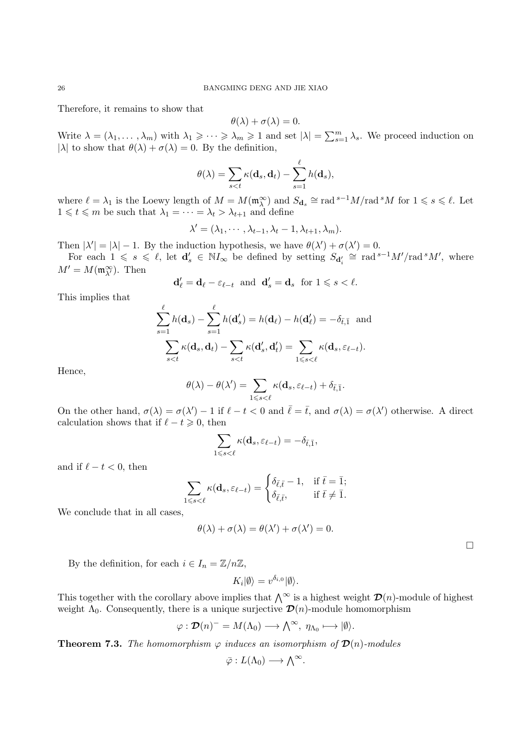Therefore, it remains to show that

$$\theta(\lambda) + \sigma(\lambda) = 0.$$

Write $\lambda = (\lambda_1, \ldots, \lambda_m)$ with $\lambda_1 \geqslant \cdots \geqslant \lambda_m \geqslant 1$ and set $|\lambda| = \sum_{s=1}^m \lambda_s$. We proceed induction on $|\lambda|$ to show that $\theta(\lambda) + \sigma(\lambda) = 0$. By the definition,

$$\theta(\lambda) = \sum_{s<t} \kappa(\mathbf{d}_s, \mathbf{d}_t) - \sum_{s=1}^{\ell} h(\mathbf{d}_s),$$

where $\ell = \lambda_1$ is the Loewy length of $M = M(\mathfrak{m}_\lambda^\infty)$ and $S_{\mathbf{d}_s} \cong \operatorname{rad}^{s-1} M / \operatorname{rad}^s M$ for $1 \leqslant s \leqslant \ell$. Let $1 \leqslant t \leqslant m$ be such that $\lambda_1 = \cdots = \lambda_t > \lambda_{t+1}$ and define

$$\lambda' = (\lambda_1, \cdots, \lambda_{t-1}, \lambda_t - 1, \lambda_{t+1}, \lambda_m).$$

Then $|\lambda'| = |\lambda| - 1$. By the induction hypothesis, we have $\theta(\lambda') + \sigma(\lambda') = 0$.

For each $1 \leqslant s \leqslant \ell$, let $\mathbf{d}'_s \in \mathbb{N}I_\infty$ be defined by setting $S_{\mathbf{d}'_i} \cong \operatorname{rad}^{s-1} M' / \operatorname{rad}^s M'$, where $M' = M(\mathfrak{m}_{\lambda'}^\infty)$. Then

$$\mathbf{d}'_\ell = \mathbf{d}_\ell - \varepsilon_{\ell - t} \ \text{ and } \ \mathbf{d}'_s = \mathbf{d}_s \ \text{ for } 1 \leqslant s < \ell.$$

This implies that

$$\sum_{s=1}^{\ell} h(\mathbf{d}_s) - \sum_{s=1}^{\ell} h(\mathbf{d}'_s) = h(\mathbf{d}_\ell) - h(\mathbf{d}'_\ell) = -\delta_{\bar{t},\bar{1}} \ \text{ and }$$
$$\sum_{s<t} \kappa(\mathbf{d}_s, \mathbf{d}_t) - \sum_{s<t} \kappa(\mathbf{d}'_s, \mathbf{d}'_t) = \sum_{1 \leqslant s < \ell} \kappa(\mathbf{d}_s, \varepsilon_{\ell - t}).$$

Hence,

$$\theta(\lambda) - \theta(\lambda') = \sum_{1 \leqslant s < \ell} \kappa(\mathbf{d}_s, \varepsilon_{\ell - t}) + \delta_{\bar{t},\bar{1}}.$$

On the other hand, $\sigma(\lambda) = \sigma(\lambda') - 1$ if $\ell - t < 0$ and $\bar{\ell} = \bar{t}$, and $\sigma(\lambda) = \sigma(\lambda')$ otherwise. A direct calculation shows that if $\ell - t \geqslant 0$, then

$$\sum_{1 \leqslant s < \ell} \kappa(\mathbf{d}_s, \varepsilon_{\ell - t}) = -\delta_{\bar{t},\bar{1}},$$

and if $\ell - t < 0$, then

$$\sum_{1 \leqslant s < \ell} \kappa(\mathbf{d}_s, \varepsilon_{\ell - t}) = \begin{cases} \delta_{\bar{\ell},\bar{t}} - 1, & \text{if } \bar{t} = \bar{1}; \\ \delta_{\bar{\ell},\bar{t}}, & \text{if } \bar{t} \neq \bar{1}. \end{cases}$$

We conclude that in all cases,

$$\theta(\lambda) + \sigma(\lambda) = \theta(\lambda') + \sigma(\lambda') = 0.$$

□

By the definition, for each $i \in I_n = \mathbb{Z}/n\mathbb{Z}$,

$$K_i|\emptyset\rangle = v^{\delta_{i,0}}|\emptyset\rangle.$$

This together with the corollary above implies that $\bigwedge^\infty$ is a highest weight $\boldsymbol{\mathcal{D}}(n)$-module of highest weight $\Lambda_0$. Consequently, there is a unique surjective $\boldsymbol{\mathcal{D}}(n)$-module homomorphism

$$\varphi : \boldsymbol{\mathcal{D}}(n)^- = M(\Lambda_0) \longrightarrow \textstyle\bigwedge^\infty, \ \eta_{\Lambda_0} \longmapsto |\emptyset\rangle.$$

**Theorem 7.3.** *The homomorphism $\varphi$ induces an isomorphism of $\boldsymbol{\mathcal{D}}(n)$-modules*

$$\bar{\varphi} : L(\Lambda_0) \longrightarrow \textstyle\bigwedge^\infty.$$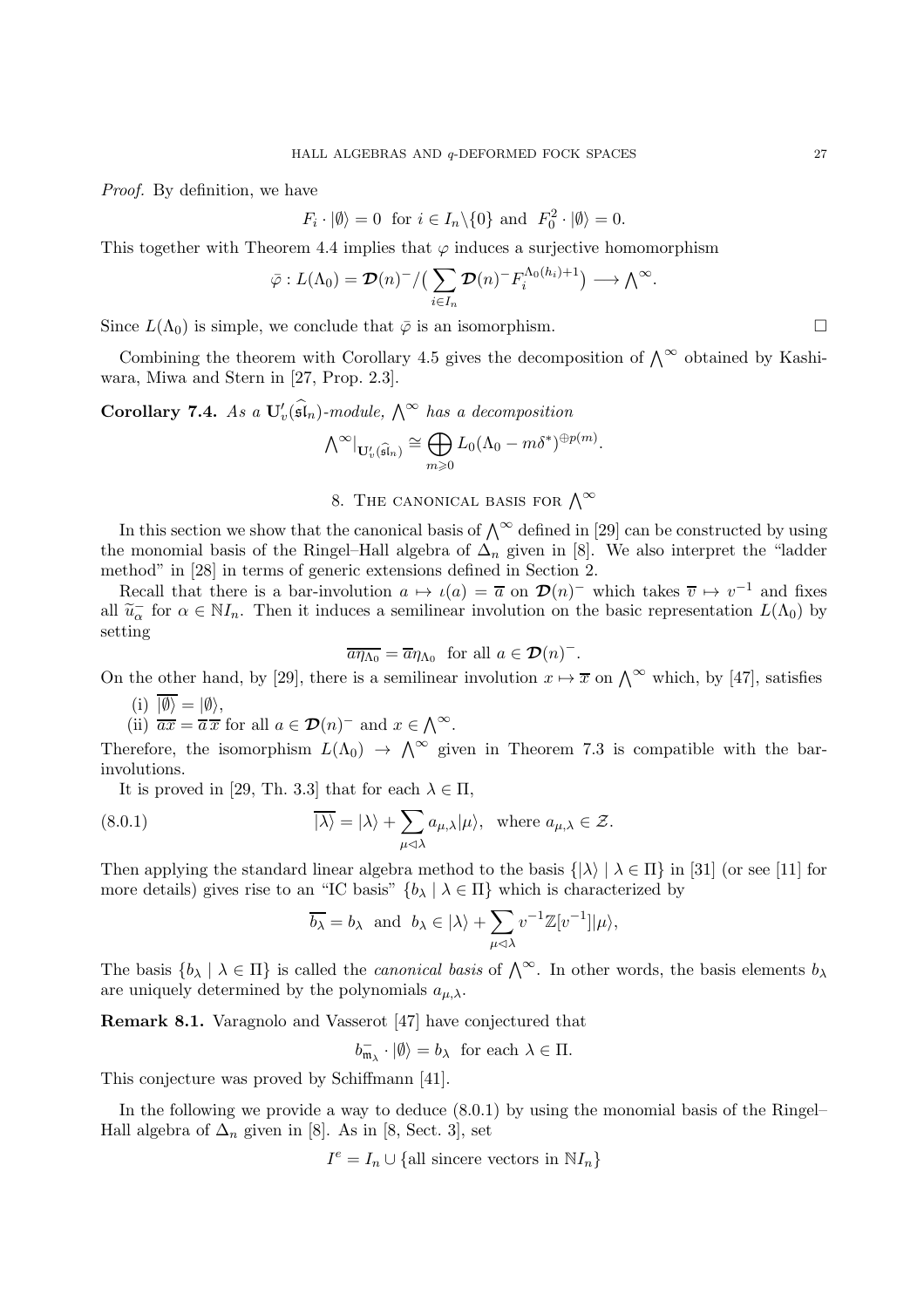*Proof.* By definition, we have

$$F_i \cdot |\emptyset\rangle = 0 \text{ for } i \in I_n \backslash \{0\} \text{ and } F_0^2 \cdot |\emptyset\rangle = 0.$$

This together with Theorem 4.4 implies that $\varphi$ induces a surjective homomorphism

$$\bar{\varphi} : L(\Lambda_0) = \boldsymbol{\mathcal{D}}(n)^- / \big( \sum_{i \in I_n} \boldsymbol{\mathcal{D}}(n)^- F_i^{\Lambda_0(h_i)+1} \big) \longrightarrow \bigwedge^\infty.$$

Since $L(\Lambda_0)$ is simple, we conclude that $\bar{\varphi}$ is an isomorphism. □

Combining the theorem with Corollary 4.5 gives the decomposition of $\bigwedge^\infty$ obtained by Kashiwara, Miwa and Stern in [27, Prop. 2.3].

**Corollary 7.4.** *As a $\mathbf{U}'_v(\widehat{\mathfrak{sl}}_n)$-module, $\bigwedge^\infty$ has a decomposition*

$$\bigwedge^\infty |_{\mathbf{U}'_v(\widehat{\mathfrak{sl}}_n)} \cong \bigoplus_{m \geqslant 0} L_0(\Lambda_0 - m\delta^*)^{\oplus p(m)}.$$

## 8. The canonical basis for $\bigwedge^\infty$

In this section we show that the canonical basis of $\bigwedge^\infty$ defined in [29] can be constructed by using the monomial basis of the Ringel–Hall algebra of $\Delta_n$ given in [8]. We also interpret the "ladder method" in [28] in terms of generic extensions defined in Section 2.

Recall that there is a bar-involution $a \mapsto \iota(a) = \overline{a}$ on $\boldsymbol{\mathcal{D}}(n)^-$ which takes $\overline{v} \mapsto v^{-1}$ and fixes all $\widetilde{u}_\alpha^-$ for $\alpha \in \mathbb{N}I_n$. Then it induces a semilinear involution on the basic representation $L(\Lambda_0)$ by setting

$$\overline{a\eta_{\Lambda_0}} = \overline{a}\eta_{\Lambda_0} \text{ for all } a \in \boldsymbol{\mathcal{D}}(n)^-.$$

On the other hand, by [29], there is a semilinear involution $x \mapsto \overline{x}$ on $\bigwedge^\infty$ which, by [47], satisfies

(i) $\overline{|\emptyset\rangle} = |\emptyset\rangle$,

(ii) $\overline{ax} = \overline{a}\,\overline{x}$ for all $a \in \boldsymbol{\mathcal{D}}(n)^-$ and $x \in \bigwedge^\infty$.

Therefore, the isomorphism $L(\Lambda_0) \to \bigwedge^\infty$ given in Theorem 7.3 is compatible with the bar-involutions.

It is proved in [29, Th. 3.3] that for each $\lambda \in \Pi$,

$$\overline{|\lambda\rangle} = |\lambda\rangle + \sum_{\mu \lhd \lambda} a_{\mu,\lambda} |\mu\rangle, \text{ where } a_{\mu,\lambda} \in \mathcal{Z}. \tag{8.0.1}$$

Then applying the standard linear algebra method to the basis $\{|\lambda\rangle \mid \lambda \in \Pi\}$ in [31] (or see [11] for more details) gives rise to an "IC basis" $\{b_\lambda \mid \lambda \in \Pi\}$ which is characterized by

$$\overline{b_\lambda} = b_\lambda \text{ and } b_\lambda \in |\lambda\rangle + \sum_{\mu \lhd \lambda} v^{-1}\mathbb{Z}[v^{-1}]|\mu\rangle,$$

The basis $\{b_\lambda \mid \lambda \in \Pi\}$ is called the *canonical basis* of $\bigwedge^\infty$. In other words, the basis elements $b_\lambda$ are uniquely determined by the polynomials $a_{\mu,\lambda}$.

**Remark 8.1.** Varagnolo and Vasserot [47] have conjectured that

$$b^-_{\mathfrak{m}_\lambda} \cdot |\emptyset\rangle = b_\lambda \text{ for each } \lambda \in \Pi.$$

This conjecture was proved by Schiffmann [41].

In the following we provide a way to deduce (8.0.1) by using the monomial basis of the Ringel–Hall algebra of $\Delta_n$ given in [8]. As in [8, Sect. 3], set

$$I^e = I_n \cup \{\text{all sincere vectors in } \mathbb{N}I_n\}$$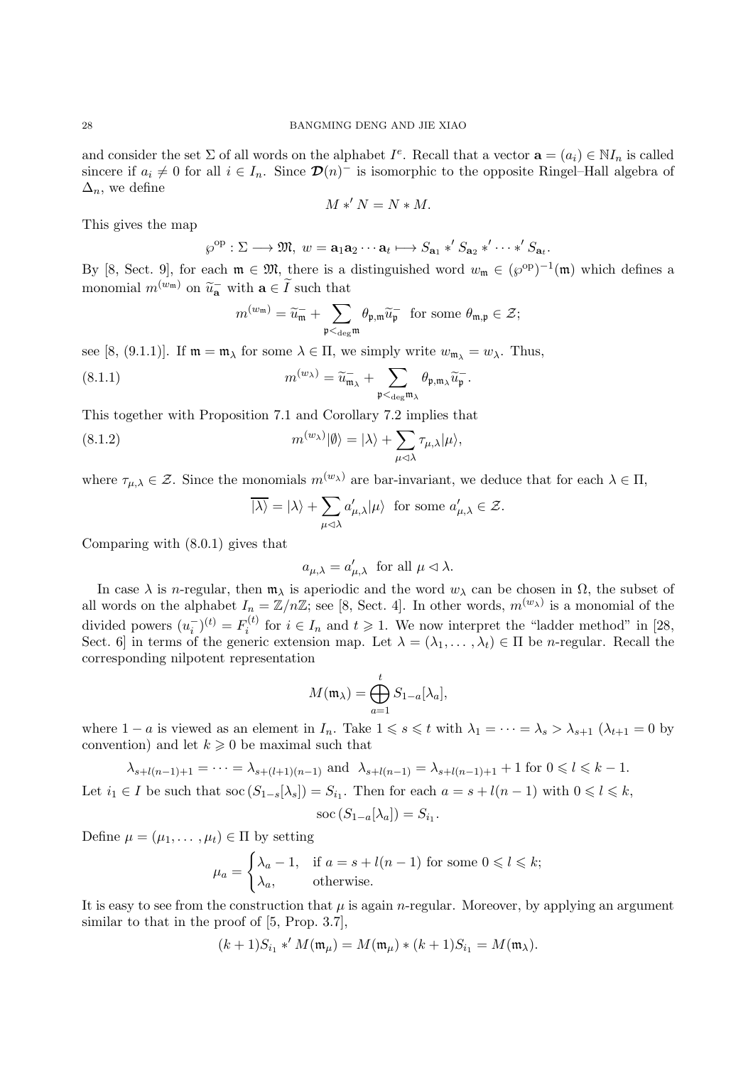and consider the set $\Sigma$ of all words on the alphabet $I^e$. Recall that a vector $\mathbf{a} = (a_i) \in \mathbb{N}I_n$ is called sincere if $a_i \neq 0$ for all $i \in I_n$. Since $\boldsymbol{\mathcal{D}}(n)^-$ is isomorphic to the opposite Ringel–Hall algebra of $\Delta_n$, we define

$$M *' N = N * M.$$

This gives the map

$$\wp^{\rm op} : \Sigma \longrightarrow \mathfrak{M},\ w = \mathbf{a}_1\mathbf{a}_2 \cdots \mathbf{a}_t \longmapsto S_{\mathbf{a}_1} *' S_{\mathbf{a}_2} *' \cdots *' S_{\mathbf{a}_t}.$$

By [8, Sect. 9], for each $\mathfrak{m} \in \mathfrak{M}$, there is a distinguished word $w_\mathfrak{m} \in (\wp^{\rm op})^{-1}(\mathfrak{m})$ which defines a monomial $m^{(w_\mathfrak{m})}$ on $\widetilde{u}_\mathbf{a}^-$ with $\mathbf{a} \in \widetilde{I}$ such that

$$m^{(w_\mathfrak{m})} = \widetilde{u}_\mathfrak{m}^- + \sum_{\mathfrak{p} <_{\deg} \mathfrak{m}} \theta_{\mathfrak{p},\mathfrak{m}} \widetilde{u}_\mathfrak{p}^- \quad \text{for some } \theta_{\mathfrak{m},\mathfrak{p}} \in \mathcal{Z};$$

see [8, (9.1.1)]. If $\mathfrak{m} = \mathfrak{m}_\lambda$ for some $\lambda \in \Pi$, we simply write $w_{\mathfrak{m}_\lambda} = w_\lambda$. Thus,

$$m^{(w_\lambda)} = \widetilde{u}_{\mathfrak{m}_\lambda}^- + \sum_{\mathfrak{p} <_{\deg} \mathfrak{m}_\lambda} \theta_{\mathfrak{p},\mathfrak{m}_\lambda} \widetilde{u}_\mathfrak{p}^-. \tag{8.1.1}$$

This together with Proposition 7.1 and Corollary 7.2 implies that

$$m^{(w_\lambda)}|\emptyset\rangle = |\lambda\rangle + \sum_{\mu \lhd \lambda} \tau_{\mu,\lambda} |\mu\rangle, \tag{8.1.2}$$

where $\tau_{\mu,\lambda} \in \mathcal{Z}$. Since the monomials $m^{(w_\lambda)}$ are bar-invariant, we deduce that for each $\lambda \in \Pi$,

$$\overline{|\lambda\rangle} = |\lambda\rangle + \sum_{\mu \lhd \lambda} a'_{\mu,\lambda} |\mu\rangle \quad \text{for some } a'_{\mu,\lambda} \in \mathcal{Z}.$$

Comparing with (8.0.1) gives that

$$a_{\mu,\lambda} = a'_{\mu,\lambda} \quad \text{for all } \mu \lhd \lambda.$$

In case $\lambda$ is $n$-regular, then $\mathfrak{m}_\lambda$ is aperiodic and the word $w_\lambda$ can be chosen in $\Omega$, the subset of all words on the alphabet $I_n = \mathbb{Z}/n\mathbb{Z}$; see [8, Sect. 4]. In other words, $m^{(w_\lambda)}$ is a monomial of the divided powers $(u_i^-)^{(t)} = F_i^{(t)}$ for $i \in I_n$ and $t \geqslant 1$. We now interpret the "ladder method" in [28, Sect. 6] in terms of the generic extension map. Let $\lambda = (\lambda_1, \ldots, \lambda_t) \in \Pi$ be $n$-regular. Recall the corresponding nilpotent representation

$$M(\mathfrak{m}_\lambda) = \bigoplus_{a=1}^{t} S_{1-a}[\lambda_a],$$

where $1-a$ is viewed as an element in $I_n$. Take $1 \leqslant s \leqslant t$ with $\lambda_1 = \cdots = \lambda_s > \lambda_{s+1}$ ($\lambda_{t+1} = 0$ by convention) and let $k \geqslant 0$ be maximal such that

$$\lambda_{s+l(n-1)+1} = \cdots = \lambda_{s+(l+1)(n-1)} \text{ and } \lambda_{s+l(n-1)} = \lambda_{s+l(n-1)+1} + 1 \text{ for } 0 \leqslant l \leqslant k-1.$$

Let $i_1 \in I$ be such that $\mathrm{soc}\,(S_{1-s}[\lambda_s]) = S_{i_1}$. Then for each $a = s + l(n-1)$ with $0 \leqslant l \leqslant k$,

$$\mathrm{soc}\,(S_{1-a}[\lambda_a]) = S_{i_1}.$$

Define $\mu = (\mu_1, \ldots, \mu_t) \in \Pi$ by setting

$$\mu_a = \begin{cases} \lambda_a - 1, & \text{if } a = s + l(n-1) \text{ for some } 0 \leqslant l \leqslant k; \\ \lambda_a, & \text{otherwise.} \end{cases}$$

It is easy to see from the construction that $\mu$ is again $n$-regular. Moreover, by applying an argument similar to that in the proof of [5, Prop. 3.7],

$$(k+1)S_{i_1} *' M(\mathfrak{m}_\mu) = M(\mathfrak{m}_\mu) * (k+1)S_{i_1} = M(\mathfrak{m}_\lambda).$$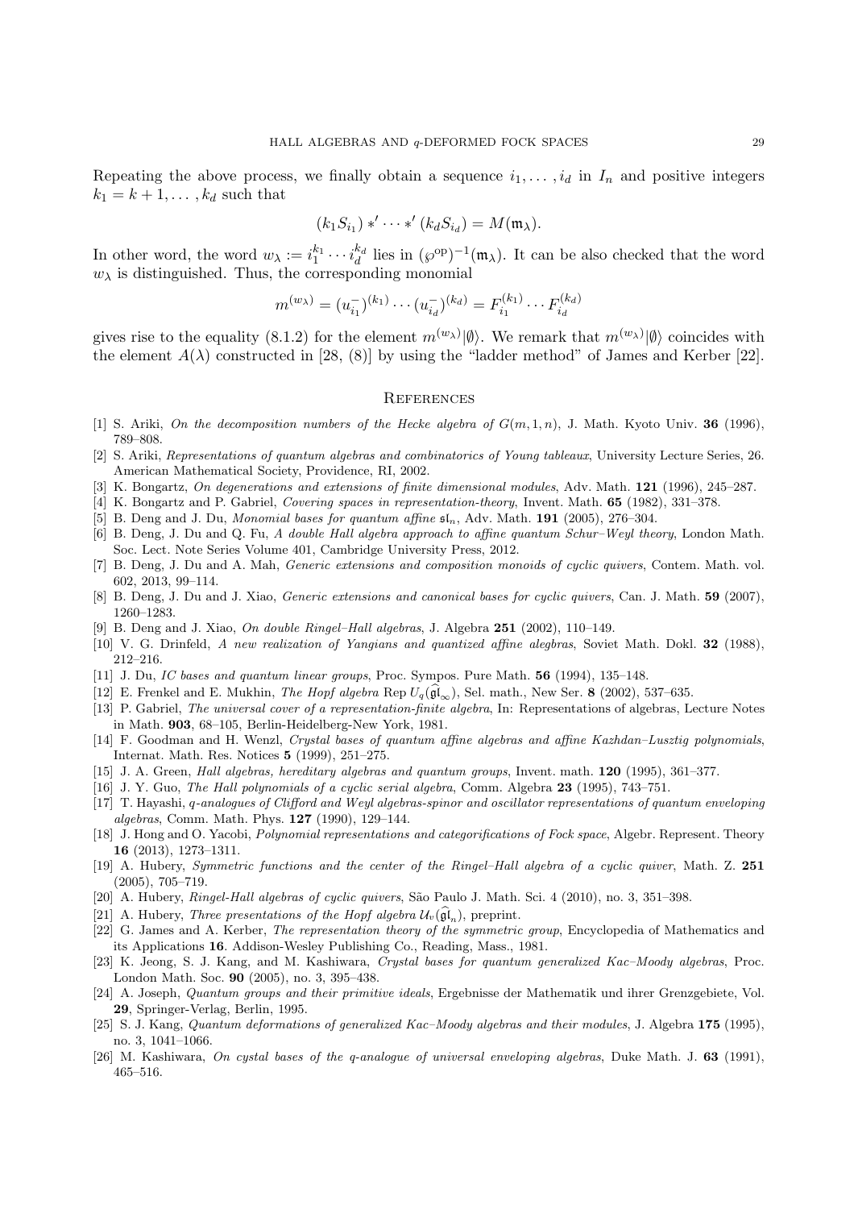Repeating the above process, we finally obtain a sequence $i_1, \ldots, i_d$ in $I_n$ and positive integers $k_1 = k+1, \ldots, k_d$ such that

$$(k_1 S_{i_1}) *' \cdots *' (k_d S_{i_d}) = M(\mathfrak{m}_\lambda).$$

In other word, the word $w_\lambda := i_1^{k_1} \cdots i_d^{k_d}$ lies in $(\wp^{\rm op})^{-1}(\mathfrak{m}_\lambda)$. It can be also checked that the word $w_\lambda$ is distinguished. Thus, the corresponding monomial

$$m^{(w_\lambda)} = (u_{i_1}^-)^{(k_1)} \cdots (u_{i_d}^-)^{(k_d)} = F_{i_1}^{(k_1)} \cdots F_{i_d}^{(k_d)}$$

gives rise to the equality (8.1.2) for the element $m^{(w_\lambda)}|\emptyset\rangle$. We remark that $m^{(w_\lambda)}|\emptyset\rangle$ coincides with the element $A(\lambda)$ constructed in [28, (8)] by using the "ladder method" of James and Kerber [22].

## References

[1] S. Ariki, *On the decomposition numbers of the Hecke algebra of $G(m, 1, n)$*, J. Math. Kyoto Univ. **36** (1996), 789–808.

[2] S. Ariki, *Representations of quantum algebras and combinatorics of Young tableaux*, University Lecture Series, 26. American Mathematical Society, Providence, RI, 2002.

[3] K. Bongartz, *On degenerations and extensions of finite dimensional modules*, Adv. Math. **121** (1996), 245–287.

[4] K. Bongartz and P. Gabriel, *Covering spaces in representation-theory*, Invent. Math. **65** (1982), 331–378.

[5] B. Deng and J. Du, *Monomial bases for quantum affine $\mathfrak{sl}_n$*, Adv. Math. **191** (2005), 276–304.

[6] B. Deng, J. Du and Q. Fu, *A double Hall algebra approach to affine quantum Schur–Weyl theory*, London Math. Soc. Lect. Note Series Volume 401, Cambridge University Press, 2012.

[7] B. Deng, J. Du and A. Mah, *Generic extensions and composition monoids of cyclic quivers*, Contem. Math. vol. 602, 2013, 99–114.

[8] B. Deng, J. Du and J. Xiao, *Generic extensions and canonical bases for cyclic quivers*, Can. J. Math. **59** (2007), 1260–1283.

[9] B. Deng and J. Xiao, *On double Ringel–Hall algebras*, J. Algebra **251** (2002), 110–149.

[10] V. G. Drinfeld, *A new realization of Yangians and quantized affine alegbras*, Soviet Math. Dokl. **32** (1988), 212–216.

[11] J. Du, *IC bases and quantum linear groups*, Proc. Sympos. Pure Math. **56** (1994), 135–148.

[12] E. Frenkel and E. Mukhin, *The Hopf algebra* Rep $U_q(\widehat{\mathfrak{gl}}_\infty)$, Sel. math., New Ser. **8** (2002), 537–635.

[13] P. Gabriel, *The universal cover of a representation-finite algebra*, In: Representations of algebras, Lecture Notes in Math. **903**, 68–105, Berlin-Heidelberg-New York, 1981.

[14] F. Goodman and H. Wenzl, *Crystal bases of quantum affine algebras and affine Kazhdan–Lusztig polynomials*, Internat. Math. Res. Notices **5** (1999), 251–275.

[15] J. A. Green, *Hall algebras, hereditary algebras and quantum groups*, Invent. math. **120** (1995), 361–377.

[16] J. Y. Guo, *The Hall polynomials of a cyclic serial algebra*, Comm. Algebra **23** (1995), 743–751.

[17] T. Hayashi, *q-analogues of Clifford and Weyl algebras-spinor and oscillator representations of quantum enveloping algebras*, Comm. Math. Phys. **127** (1990), 129–144.

[18] J. Hong and O. Yacobi, *Polynomial representations and categorifications of Fock space*, Algebr. Represent. Theory **16** (2013), 1273–1311.

[19] A. Hubery, *Symmetric functions and the center of the Ringel–Hall algebra of a cyclic quiver*, Math. Z. **251** (2005), 705–719.

[20] A. Hubery, *Ringel-Hall algebras of cyclic quivers*, São Paulo J. Math. Sci. 4 (2010), no. 3, 351–398.

[21] A. Hubery, *Three presentations of the Hopf algebra $\mathcal{U}_v(\widehat{\mathfrak{gl}}_n)$*, preprint.

[22] G. James and A. Kerber, *The representation theory of the symmetric group*, Encyclopedia of Mathematics and its Applications **16**. Addison-Wesley Publishing Co., Reading, Mass., 1981.

[23] K. Jeong, S. J. Kang, and M. Kashiwara, *Crystal bases for quantum generalized Kac–Moody algebras*, Proc. London Math. Soc. **90** (2005), no. 3, 395–438.

[24] A. Joseph, *Quantum groups and their primitive ideals*, Ergebnisse der Mathematik und ihrer Grenzgebiete, Vol. **29**, Springer-Verlag, Berlin, 1995.

[25] S. J. Kang, *Quantum deformations of generalized Kac–Moody algebras and their modules*, J. Algebra **175** (1995), no. 3, 1041–1066.

[26] M. Kashiwara, *On cystal bases of the q-analogue of universal enveloping algebras*, Duke Math. J. **63** (1991), 465–516.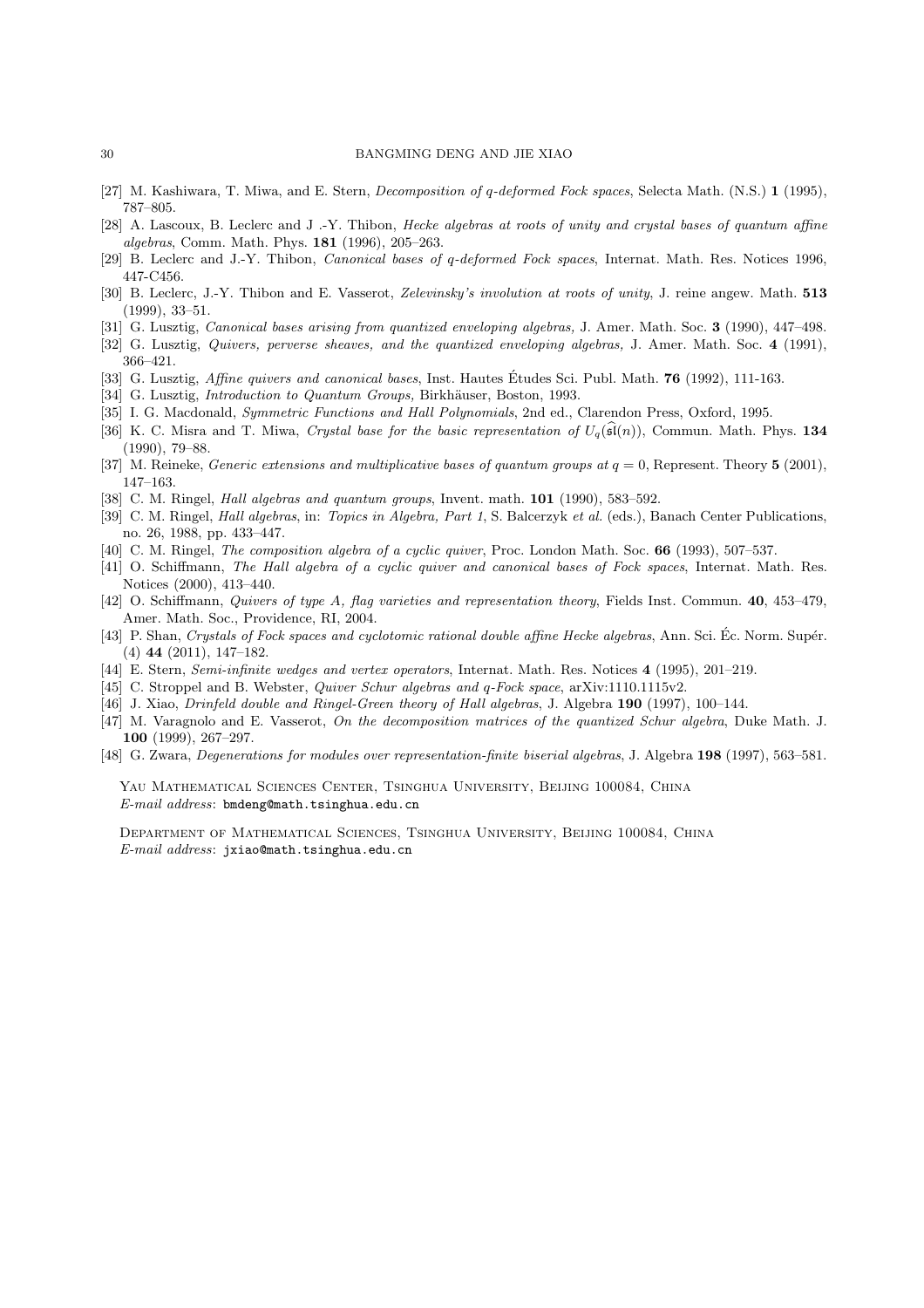[27] M. Kashiwara, T. Miwa, and E. Stern, *Decomposition of q-deformed Fock spaces*, Selecta Math. (N.S.) **1** (1995), 787–805.

[28] A. Lascoux, B. Leclerc and J .-Y. Thibon, *Hecke algebras at roots of unity and crystal bases of quantum affine algebras*, Comm. Math. Phys. **181** (1996), 205–263.

[29] B. Leclerc and J.-Y. Thibon, *Canonical bases of q-deformed Fock spaces*, Internat. Math. Res. Notices 1996, 447-C456.

[30] B. Leclerc, J.-Y. Thibon and E. Vasserot, *Zelevinsky's involution at roots of unity*, J. reine angew. Math. **513** (1999), 33–51.

[31] G. Lusztig, *Canonical bases arising from quantized enveloping algebras,* J. Amer. Math. Soc. **3** (1990), 447–498.

[32] G. Lusztig, *Quivers, perverse sheaves, and the quantized enveloping algebras,* J. Amer. Math. Soc. **4** (1991), 366–421.

[33] G. Lusztig, *Affine quivers and canonical bases*, Inst. Hautes Études Sci. Publ. Math. **76** (1992), 111-163.

[34] G. Lusztig, *Introduction to Quantum Groups,* Birkhäuser, Boston, 1993.

[35] I. G. Macdonald, *Symmetric Functions and Hall Polynomials*, 2nd ed., Clarendon Press, Oxford, 1995.

[36] K. C. Misra and T. Miwa, *Crystal base for the basic representation of $U_q(\widehat{\mathfrak{sl}}(n))$*, Commun. Math. Phys. **134** (1990), 79–88.

[37] M. Reineke, *Generic extensions and multiplicative bases of quantum groups at $q = 0$*, Represent. Theory **5** (2001), 147–163.

[38] C. M. Ringel, *Hall algebras and quantum groups*, Invent. math. **101** (1990), 583–592.

[39] C. M. Ringel, *Hall algebras*, in: *Topics in Algebra, Part 1*, S. Balcerzyk *et al.* (eds.), Banach Center Publications, no. 26, 1988, pp. 433–447.

[40] C. M. Ringel, *The composition algebra of a cyclic quiver*, Proc. London Math. Soc. **66** (1993), 507–537.

[41] O. Schiffmann, *The Hall algebra of a cyclic quiver and canonical bases of Fock spaces*, Internat. Math. Res. Notices (2000), 413–440.

[42] O. Schiffmann, *Quivers of type A, flag varieties and representation theory*, Fields Inst. Commun. **40**, 453–479, Amer. Math. Soc., Providence, RI, 2004.

[43] P. Shan, *Crystals of Fock spaces and cyclotomic rational double affine Hecke algebras*, Ann. Sci. Éc. Norm. Supér. (4) **44** (2011), 147–182.

[44] E. Stern, *Semi-infinite wedges and vertex operators*, Internat. Math. Res. Notices **4** (1995), 201–219.

[45] C. Stroppel and B. Webster, *Quiver Schur algebras and q-Fock space*, arXiv:1110.1115v2.

[46] J. Xiao, *Drinfeld double and Ringel-Green theory of Hall algebras*, J. Algebra **190** (1997), 100–144.

[47] M. Varagnolo and E. Vasserot, *On the decomposition matrices of the quantized Schur algebra*, Duke Math. J. **100** (1999), 267–297.

[48] G. Zwara, *Degenerations for modules over representation-finite biserial algebras*, J. Algebra **198** (1997), 563–581.

Yau Mathematical Sciences Center, Tsinghua University, Beijing 100084, China
*E-mail address*: `bmdeng@math.tsinghua.edu.cn`

Department of Mathematical Sciences, Tsinghua University, Beijing 100084, China
*E-mail address*: `jxiao@math.tsinghua.edu.cn`